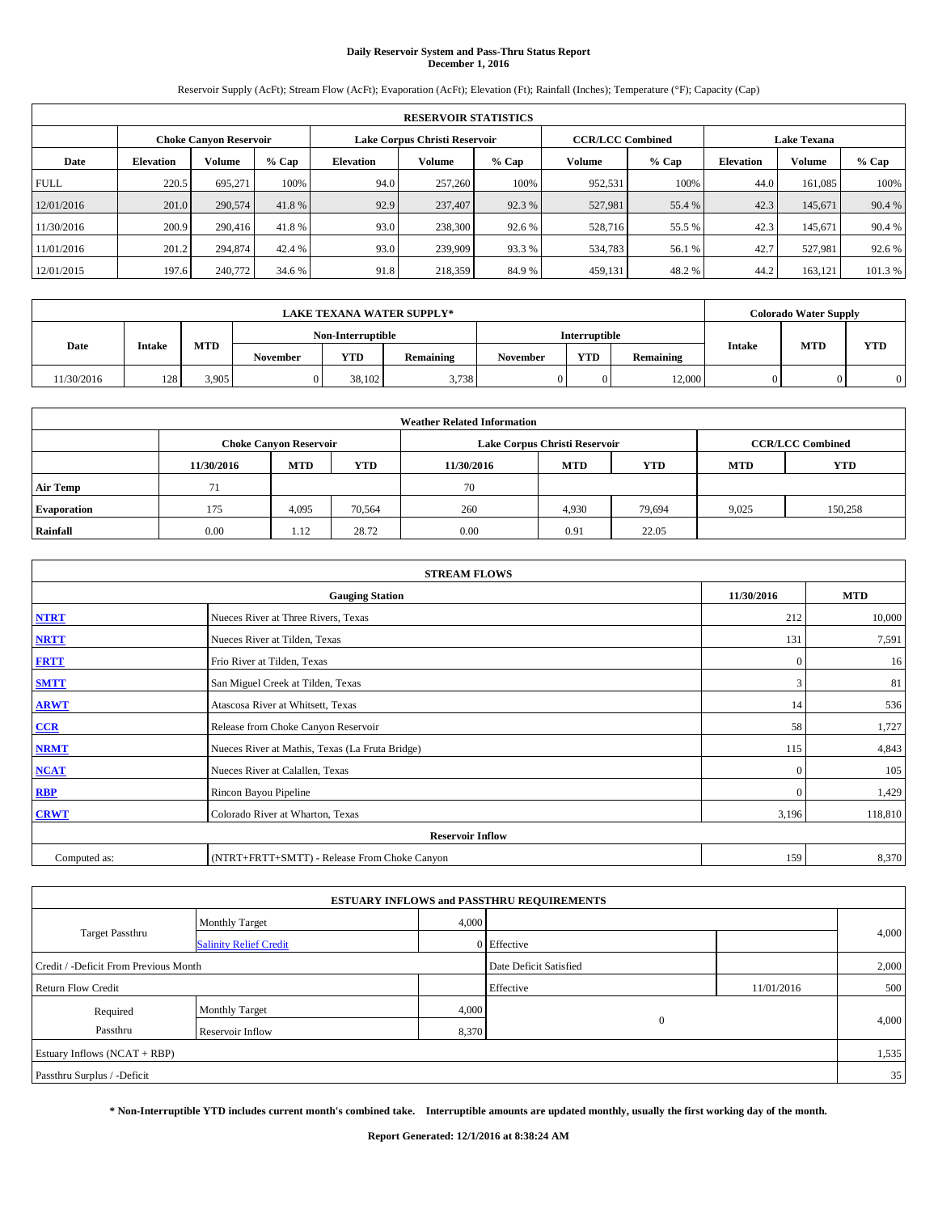# Daily Reservoir System and Pass-Thru Status Report
## December 1, 2016

Reservoir Supply (AcFt); Stream Flow (AcFt); Evaporation (AcFt); Elevation (Ft); Rainfall (Inches); Temperature (°F); Capacity (Cap)

| RESERVOIR STATISTICS | | | | | | | | | | | |
|---|---|---|---|---|---|---|---|---|---|---|---|
| | Choke Canyon Reservoir | | | Lake Corpus Christi Reservoir | | | CCR/LCC Combined | | Lake Texana | | |
| Date | Elevation | Volume | % Cap | Elevation | Volume | % Cap | Volume | % Cap | Elevation | Volume | % Cap |
| FULL | 220.5 | 695,271 | 100% | 94.0 | 257,260 | 100% | 952,531 | 100% | 44.0 | 161,085 | 100% |
| 12/01/2016 | 201.0 | 290,574 | 41.8 % | 92.9 | 237,407 | 92.3 % | 527,981 | 55.4 % | 42.3 | 145,671 | 90.4 % |
| 11/30/2016 | 200.9 | 290,416 | 41.8 % | 93.0 | 238,300 | 92.6 % | 528,716 | 55.5 % | 42.3 | 145,671 | 90.4 % |
| 11/01/2016 | 201.2 | 294,874 | 42.4 % | 93.0 | 239,909 | 93.3 % | 534,783 | 56.1 % | 42.7 | 527,981 | 92.6 % |
| 12/01/2015 | 197.6 | 240,772 | 34.6 % | 91.8 | 218,359 | 84.9 % | 459,131 | 48.2 % | 44.2 | 163,121 | 101.3 % |

| LAKE TEXANA WATER SUPPLY* | | | | | | | | | Colorado Water Supply | | |
|---|---|---|---|---|---|---|---|---|---|---|---|
| Date | Intake | MTD | Non-Interruptible | | | Interruptible | | | Intake | MTD | YTD |
| | | | November | YTD | Remaining | November | YTD | Remaining | | | |
| 11/30/2016 | 128 | 3,905 | 0 | 38,102 | 3,738 | 0 | 0 | 12,000 | 0 | 0 | 0 |

| Weather Related Information | | | | | | | | |
|---|---|---|---|---|---|---|---|---|
| | Choke Canyon Reservoir | | | Lake Corpus Christi Reservoir | | | CCR/LCC Combined | |
| | 11/30/2016 | MTD | YTD | 11/30/2016 | MTD | YTD | MTD | YTD |
| Air Temp | 71 | | | 70 | | | | |
| Evaporation | 175 | 4,095 | 70,564 | 260 | 4,930 | 79,694 | 9,025 | 150,258 |
| Rainfall | 0.00 | 1.12 | 28.72 | 0.00 | 0.91 | 22.05 | | |

| STREAM FLOWS | | | |
|---|---|---|---|
| Gauging Station | | 11/30/2016 | MTD |
| NTRT | Nueces River at Three Rivers, Texas | 212 | 10,000 |
| NRTT | Nueces River at Tilden, Texas | 131 | 7,591 |
| FRTT | Frio River at Tilden, Texas | 0 | 16 |
| SMTT | San Miguel Creek at Tilden, Texas | 3 | 81 |
| ARWT | Atascosa River at Whitsett, Texas | 14 | 536 |
| CCR | Release from Choke Canyon Reservoir | 58 | 1,727 |
| NRMT | Nueces River at Mathis, Texas (La Fruta Bridge) | 115 | 4,843 |
| NCAT | Nueces River at Calallen, Texas | 0 | 105 |
| RBP | Rincon Bayou Pipeline | 0 | 1,429 |
| CRWT | Colorado River at Wharton, Texas | 3,196 | 118,810 |
| Reservoir Inflow | | | |
| Computed as: | (NTRT+FRTT+SMTT) - Release From Choke Canyon | 159 | 8,370 |

| ESTUARY INFLOWS and PASSTHRU REQUIREMENTS | | | | | |
|---|---|---|---|---|---|
| Target Passthru | Monthly Target | 4,000 | | | 4,000 |
| | Salinity Relief Credit | 0 | Effective | | |
| Credit / -Deficit From Previous Month | | | Date Deficit Satisfied | | 2,000 |
| Return Flow Credit | | | Effective | 11/01/2016 | 500 |
| Required Passthru | Monthly Target | 4,000 | 0 | | 4,000 |
| | Reservoir Inflow | 8,370 | | | |
| Estuary Inflows (NCAT + RBP) | | | | | 1,535 |
| Passthru Surplus / -Deficit | | | | | 35 |

**\* Non-Interruptible YTD includes current month's combined take. Interruptible amounts are updated monthly, usually the first working day of the month.**

**Report Generated: 12/1/2016 at 8:38:24 AM**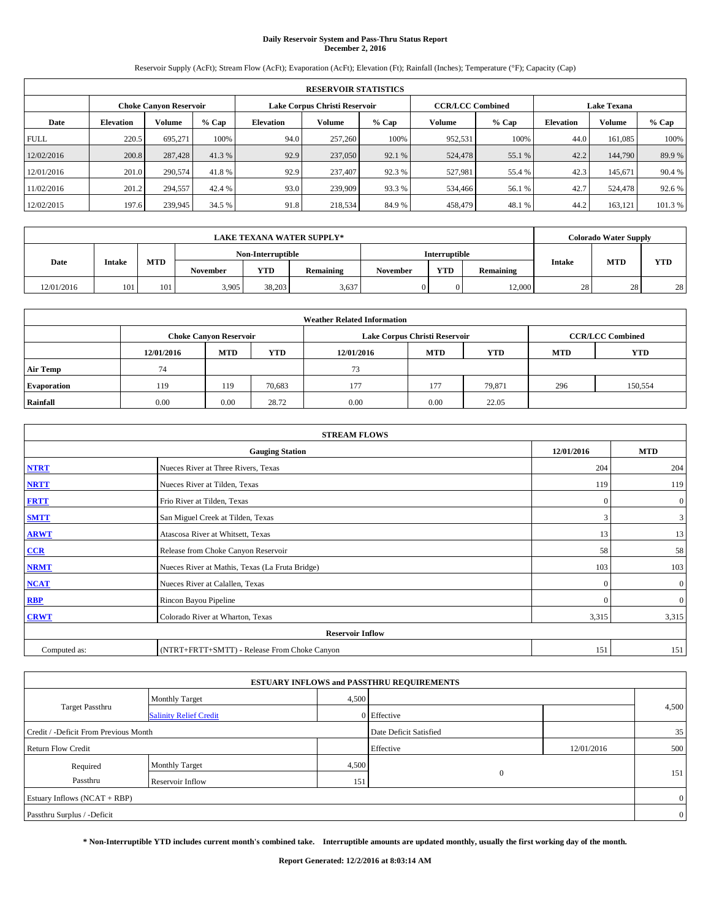# Daily Reservoir System and Pass-Thru Status Report
## December 2, 2016

Reservoir Supply (AcFt); Stream Flow (AcFt); Evaporation (AcFt); Elevation (Ft); Rainfall (Inches); Temperature (°F); Capacity (Cap)

| RESERVOIR STATISTICS | | | | | | | | | | | |
|---|---|---|---|---|---|---|---|---|---|---|---|
| | Choke Canyon Reservoir | | | Lake Corpus Christi Reservoir | | | CCR/LCC Combined | | Lake Texana | | |
| Date | Elevation | Volume | % Cap | Elevation | Volume | % Cap | Volume | % Cap | Elevation | Volume | % Cap |
| FULL | 220.5 | 695,271 | 100% | 94.0 | 257,260 | 100% | 952,531 | 100% | 44.0 | 161,085 | 100% |
| 12/02/2016 | 200.8 | 287,428 | 41.3 % | 92.9 | 237,050 | 92.1 % | 524,478 | 55.1 % | 42.2 | 144,790 | 89.9 % |
| 12/01/2016 | 201.0 | 290,574 | 41.8 % | 92.9 | 237,407 | 92.3 % | 527,981 | 55.4 % | 42.3 | 145,671 | 90.4 % |
| 11/02/2016 | 201.2 | 294,557 | 42.4 % | 93.0 | 239,909 | 93.3 % | 534,466 | 56.1 % | 42.7 | 524,478 | 92.6 % |
| 12/02/2015 | 197.6 | 239,945 | 34.5 % | 91.8 | 218,534 | 84.9 % | 458,479 | 48.1 % | 44.2 | 163,121 | 101.3 % |

| LAKE TEXANA WATER SUPPLY* | | | | | | | | | Colorado Water Supply | | |
|---|---|---|---|---|---|---|---|---|---|---|---|
| Date | Intake | MTD | Non-Interruptible | | | Interruptible | | | Intake | MTD | YTD |
| | | | November | YTD | Remaining | November | YTD | Remaining | | | |
| 12/01/2016 | 101 | 101 | 3,905 | 38,203 | 3,637 | 0 | 0 | 12,000 | 28 | 28 | 28 |

| Weather Related Information | | | | | | | | |
|---|---|---|---|---|---|---|---|---|
| | Choke Canyon Reservoir | | | Lake Corpus Christi Reservoir | | | CCR/LCC Combined | |
| | 12/01/2016 | MTD | YTD | 12/01/2016 | MTD | YTD | MTD | YTD |
| Air Temp | 74 | | | 73 | | | | |
| Evaporation | 119 | 119 | 70,683 | 177 | 177 | 79,871 | 296 | 150,554 |
| Rainfall | 0.00 | 0.00 | 28.72 | 0.00 | 0.00 | 22.05 | | |

| STREAM FLOWS | | | |
|---|---|---|---|
| Gauging Station | | 12/01/2016 | MTD |
| NTRT | Nueces River at Three Rivers, Texas | 204 | 204 |
| NRTT | Nueces River at Tilden, Texas | 119 | 119 |
| FRTT | Frio River at Tilden, Texas | 0 | 0 |
| SMTT | San Miguel Creek at Tilden, Texas | 3 | 3 |
| ARWT | Atascosa River at Whitsett, Texas | 13 | 13 |
| CCR | Release from Choke Canyon Reservoir | 58 | 58 |
| NRMT | Nueces River at Mathis, Texas (La Fruta Bridge) | 103 | 103 |
| NCAT | Nueces River at Calallen, Texas | 0 | 0 |
| RBP | Rincon Bayou Pipeline | 0 | 0 |
| CRWT | Colorado River at Wharton, Texas | 3,315 | 3,315 |
| Reservoir Inflow | | | |
| Computed as: | (NTRT+FRTT+SMTT) - Release From Choke Canyon | 151 | 151 |

| ESTUARY INFLOWS and PASSTHRU REQUIREMENTS | | | | | |
|---|---|---|---|---|---|
| Target Passthru | Monthly Target | 4,500 | | | 4,500 |
| | Salinity Relief Credit | 0 | Effective | | |
| Credit / -Deficit From Previous Month | | | Date Deficit Satisfied | | 35 |
| Return Flow Credit | | | Effective | 12/01/2016 | 500 |
| Required Passthru | Monthly Target | 4,500 | 0 | | 151 |
| | Reservoir Inflow | 151 | | | |
| Estuary Inflows (NCAT + RBP) | | | | | 0 |
| Passthru Surplus / -Deficit | | | | | 0 |

**\* Non-Interruptible YTD includes current month's combined take. Interruptible amounts are updated monthly, usually the first working day of the month.**

**Report Generated: 12/2/2016 at 8:03:14 AM**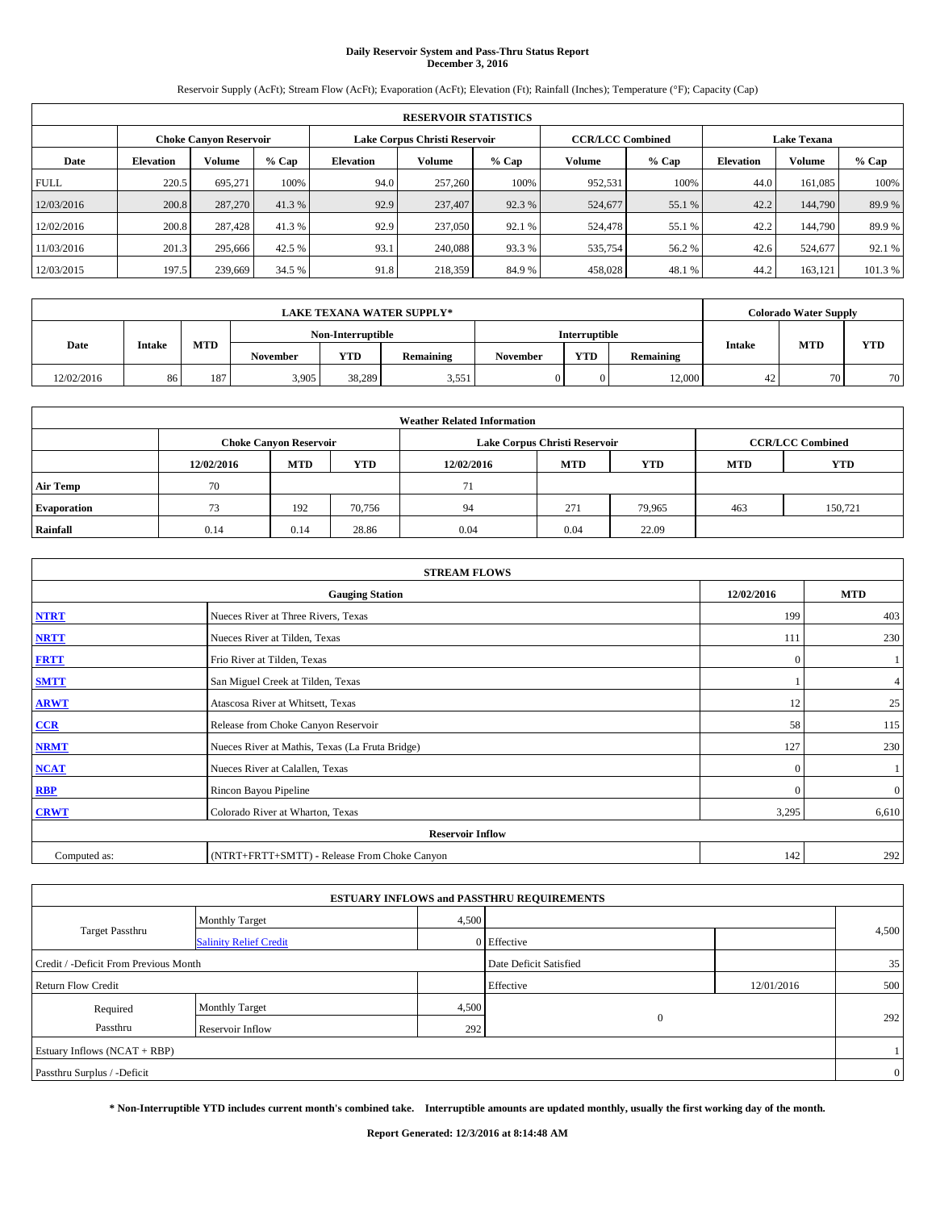# Daily Reservoir System and Pass-Thru Status Report
## December 3, 2016

Reservoir Supply (AcFt); Stream Flow (AcFt); Evaporation (AcFt); Elevation (Ft); Rainfall (Inches); Temperature (°F); Capacity (Cap)

| RESERVOIR STATISTICS | | | | | | | | | | | |
|---|---|---|---|---|---|---|---|---|---|---|---|
| | Choke Canyon Reservoir | | | Lake Corpus Christi Reservoir | | | CCR/LCC Combined | | Lake Texana | | |
| Date | Elevation | Volume | % Cap | Elevation | Volume | % Cap | Volume | % Cap | Elevation | Volume | % Cap |
| FULL | 220.5 | 695,271 | 100% | 94.0 | 257,260 | 100% | 952,531 | 100% | 44.0 | 161,085 | 100% |
| 12/03/2016 | 200.8 | 287,270 | 41.3 % | 92.9 | 237,407 | 92.3 % | 524,677 | 55.1 % | 42.2 | 144,790 | 89.9 % |
| 12/02/2016 | 200.8 | 287,428 | 41.3 % | 92.9 | 237,050 | 92.1 % | 524,478 | 55.1 % | 42.2 | 144,790 | 89.9 % |
| 11/03/2016 | 201.3 | 295,666 | 42.5 % | 93.1 | 240,088 | 93.3 % | 535,754 | 56.2 % | 42.6 | 524,677 | 92.1 % |
| 12/03/2015 | 197.5 | 239,669 | 34.5 % | 91.8 | 218,359 | 84.9 % | 458,028 | 48.1 % | 44.2 | 163,121 | 101.3 % |

| LAKE TEXANA WATER SUPPLY* | | | | | | | | | Colorado Water Supply | | |
|---|---|---|---|---|---|---|---|---|---|---|---|
| Date | Intake | MTD | Non-Interruptible | | | Interruptible | | | Intake | MTD | YTD |
| | | | November | YTD | Remaining | November | YTD | Remaining | | | |
| 12/02/2016 | 86 | 187 | 3,905 | 38,289 | 3,551 | 0 | 0 | 12,000 | 42 | 70 | 70 |

| Weather Related Information | | | | | | | | |
|---|---|---|---|---|---|---|---|---|
| | Choke Canyon Reservoir | | | Lake Corpus Christi Reservoir | | | CCR/LCC Combined | |
| | 12/02/2016 | MTD | YTD | 12/02/2016 | MTD | YTD | MTD | YTD |
| Air Temp | 70 | | | 71 | | | | |
| Evaporation | 73 | 192 | 70,756 | 94 | 271 | 79,965 | 463 | 150,721 |
| Rainfall | 0.14 | 0.14 | 28.86 | 0.04 | 0.04 | 22.09 | | |

| STREAM FLOWS | | | |
|---|---|---|---|
| Gauging Station | | 12/02/2016 | MTD |
| NTRT | Nueces River at Three Rivers, Texas | 199 | 403 |
| NRTT | Nueces River at Tilden, Texas | 111 | 230 |
| FRTT | Frio River at Tilden, Texas | 0 | 1 |
| SMTT | San Miguel Creek at Tilden, Texas | 1 | 4 |
| ARWT | Atascosa River at Whitsett, Texas | 12 | 25 |
| CCR | Release from Choke Canyon Reservoir | 58 | 115 |
| NRMT | Nueces River at Mathis, Texas (La Fruta Bridge) | 127 | 230 |
| NCAT | Nueces River at Calallen, Texas | 0 | 1 |
| RBP | Rincon Bayou Pipeline | 0 | 0 |
| CRWT | Colorado River at Wharton, Texas | 3,295 | 6,610 |
| Reservoir Inflow | | | |
| Computed as: | (NTRT+FRTT+SMTT) - Release From Choke Canyon | 142 | 292 |

| ESTUARY INFLOWS and PASSTHRU REQUIREMENTS | | | | | |
|---|---|---|---|---|---|
| Target Passthru | Monthly Target | 4,500 | | | 4,500 |
| | Salinity Relief Credit | 0 | Effective | | |
| Credit / -Deficit From Previous Month | | | Date Deficit Satisfied | | 35 |
| Return Flow Credit | | | Effective | 12/01/2016 | 500 |
| Required Passthru | Monthly Target | 4,500 | 0 | | 292 |
| | Reservoir Inflow | 292 | | | |
| Estuary Inflows (NCAT + RBP) | | | | | 1 |
| Passthru Surplus / -Deficit | | | | | 0 |

**\* Non-Interruptible YTD includes current month's combined take. Interruptible amounts are updated monthly, usually the first working day of the month.**

**Report Generated: 12/3/2016 at 8:14:48 AM**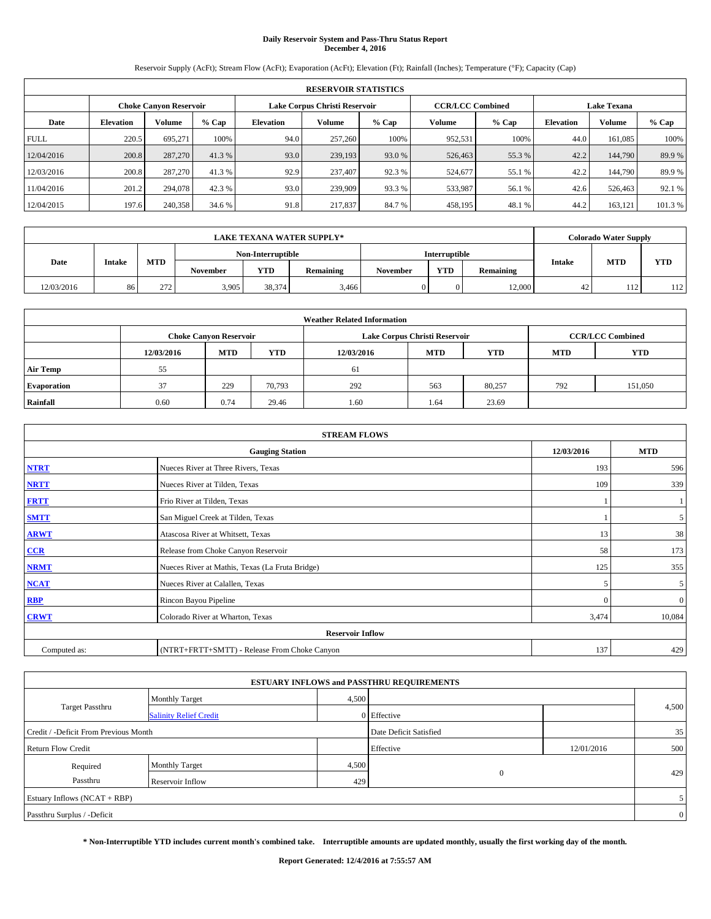# Daily Reservoir System and Pass-Thru Status Report
## December 4, 2016

Reservoir Supply (AcFt); Stream Flow (AcFt); Evaporation (AcFt); Elevation (Ft); Rainfall (Inches); Temperature (°F); Capacity (Cap)

| RESERVOIR STATISTICS | | | | | | | | | | | |
|---|---|---|---|---|---|---|---|---|---|---|---|
| | Choke Canyon Reservoir | | | Lake Corpus Christi Reservoir | | | CCR/LCC Combined | | Lake Texana | | |
| Date | Elevation | Volume | % Cap | Elevation | Volume | % Cap | Volume | % Cap | Elevation | Volume | % Cap |
| FULL | 220.5 | 695,271 | 100% | 94.0 | 257,260 | 100% | 952,531 | 100% | 44.0 | 161,085 | 100% |
| 12/04/2016 | 200.8 | 287,270 | 41.3 % | 93.0 | 239,193 | 93.0 % | 526,463 | 55.3 % | 42.2 | 144,790 | 89.9 % |
| 12/03/2016 | 200.8 | 287,270 | 41.3 % | 92.9 | 237,407 | 92.3 % | 524,677 | 55.1 % | 42.2 | 144,790 | 89.9 % |
| 11/04/2016 | 201.2 | 294,078 | 42.3 % | 93.0 | 239,909 | 93.3 % | 533,987 | 56.1 % | 42.6 | 526,463 | 92.1 % |
| 12/04/2015 | 197.6 | 240,358 | 34.6 % | 91.8 | 217,837 | 84.7 % | 458,195 | 48.1 % | 44.2 | 163,121 | 101.3 % |

| LAKE TEXANA WATER SUPPLY* | | | | | | | | | Colorado Water Supply | | |
|---|---|---|---|---|---|---|---|---|---|---|---|
| Date | Intake | MTD | Non-Interruptible | | | Interruptible | | | Intake | MTD | YTD |
| | | | November | YTD | Remaining | November | YTD | Remaining | | | |
| 12/03/2016 | 86 | 272 | 3,905 | 38,374 | 3,466 | 0 | 0 | 12,000 | 42 | 112 | 112 |

| Weather Related Information | | | | | | | | |
|---|---|---|---|---|---|---|---|---|
| | Choke Canyon Reservoir | | | Lake Corpus Christi Reservoir | | | CCR/LCC Combined | |
| | 12/03/2016 | MTD | YTD | 12/03/2016 | MTD | YTD | MTD | YTD |
| Air Temp | 55 | | | 61 | | | | |
| Evaporation | 37 | 229 | 70,793 | 292 | 563 | 80,257 | 792 | 151,050 |
| Rainfall | 0.60 | 0.74 | 29.46 | 1.60 | 1.64 | 23.69 | | |

| STREAM FLOWS | | | |
|---|---|---|---|
| Gauging Station | | 12/03/2016 | MTD |
| NTRT | Nueces River at Three Rivers, Texas | 193 | 596 |
| NRTT | Nueces River at Tilden, Texas | 109 | 339 |
| FRTT | Frio River at Tilden, Texas | 1 | 1 |
| SMTT | San Miguel Creek at Tilden, Texas | 1 | 5 |
| ARWT | Atascosa River at Whitsett, Texas | 13 | 38 |
| CCR | Release from Choke Canyon Reservoir | 58 | 173 |
| NRMT | Nueces River at Mathis, Texas (La Fruta Bridge) | 125 | 355 |
| NCAT | Nueces River at Calallen, Texas | 5 | 5 |
| RBP | Rincon Bayou Pipeline | 0 | 0 |
| CRWT | Colorado River at Wharton, Texas | 3,474 | 10,084 |
| Reservoir Inflow | | | |
| Computed as: | (NTRT+FRTT+SMTT) - Release From Choke Canyon | 137 | 429 |

| ESTUARY INFLOWS and PASSTHRU REQUIREMENTS | | | | | |
|---|---|---|---|---|---|
| Target Passthru | Monthly Target | 4,500 | | | 4,500 |
| | Salinity Relief Credit | 0 | Effective | | |
| Credit / -Deficit From Previous Month | | | Date Deficit Satisfied | | 35 |
| Return Flow Credit | | | Effective | 12/01/2016 | 500 |
| Required Passthru | Monthly Target | 4,500 | 0 | | 429 |
| | Reservoir Inflow | 429 | | | |
| Estuary Inflows (NCAT + RBP) | | | | | 5 |
| Passthru Surplus / -Deficit | | | | | 0 |

**\* Non-Interruptible YTD includes current month's combined take. Interruptible amounts are updated monthly, usually the first working day of the month.**

**Report Generated: 12/4/2016 at 7:55:57 AM**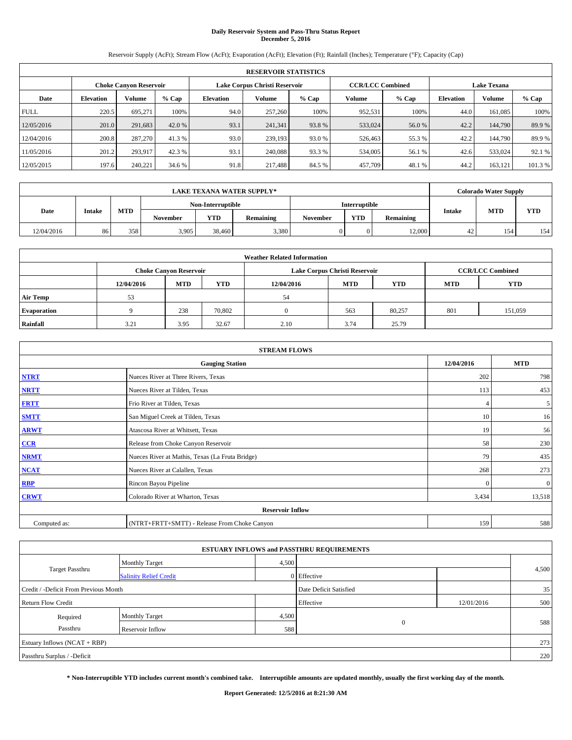# Daily Reservoir System and Pass-Thru Status Report
## December 5, 2016

Reservoir Supply (AcFt); Stream Flow (AcFt); Evaporation (AcFt); Elevation (Ft); Rainfall (Inches); Temperature (°F); Capacity (Cap)

| RESERVOIR STATISTICS | | | | | | | | | | | |
|---|---|---|---|---|---|---|---|---|---|---|---|
| | Choke Canyon Reservoir | | | Lake Corpus Christi Reservoir | | | CCR/LCC Combined | | Lake Texana | | |
| Date | Elevation | Volume | % Cap | Elevation | Volume | % Cap | Volume | % Cap | Elevation | Volume | % Cap |
| FULL | 220.5 | 695,271 | 100% | 94.0 | 257,260 | 100% | 952,531 | 100% | 44.0 | 161,085 | 100% |
| 12/05/2016 | 201.0 | 291,683 | 42.0 % | 93.1 | 241,341 | 93.8 % | 533,024 | 56.0 % | 42.2 | 144,790 | 89.9 % |
| 12/04/2016 | 200.8 | 287,270 | 41.3 % | 93.0 | 239,193 | 93.0 % | 526,463 | 55.3 % | 42.2 | 144,790 | 89.9 % |
| 11/05/2016 | 201.2 | 293,917 | 42.3 % | 93.1 | 240,088 | 93.3 % | 534,005 | 56.1 % | 42.6 | 533,024 | 92.1 % |
| 12/05/2015 | 197.6 | 240,221 | 34.6 % | 91.8 | 217,488 | 84.5 % | 457,709 | 48.1 % | 44.2 | 163,121 | 101.3 % |

| LAKE TEXANA WATER SUPPLY* | | | | | | | | | Colorado Water Supply | | |
|---|---|---|---|---|---|---|---|---|---|---|---|
| Date | Intake | MTD | Non-Interruptible | | | Interruptible | | | Intake | MTD | YTD |
| | | | November | YTD | Remaining | November | YTD | Remaining | | | |
| 12/04/2016 | 86 | 358 | 3,905 | 38,460 | 3,380 | 0 | 0 | 12,000 | 42 | 154 | 154 |

| Weather Related Information | | | | | | | | |
|---|---|---|---|---|---|---|---|---|
| | Choke Canyon Reservoir | | | Lake Corpus Christi Reservoir | | | CCR/LCC Combined | |
| | 12/04/2016 | MTD | YTD | 12/04/2016 | MTD | YTD | MTD | YTD |
| Air Temp | 53 | | | 54 | | | | |
| Evaporation | 9 | 238 | 70,802 | 0 | 563 | 80,257 | 801 | 151,059 |
| Rainfall | 3.21 | 3.95 | 32.67 | 2.10 | 3.74 | 25.79 | | |

| STREAM FLOWS | | | |
|---|---|---|---|
| Gauging Station | | 12/04/2016 | MTD |
| NTRT | Nueces River at Three Rivers, Texas | 202 | 798 |
| NRTT | Nueces River at Tilden, Texas | 113 | 453 |
| FRTT | Frio River at Tilden, Texas | 4 | 5 |
| SMTT | San Miguel Creek at Tilden, Texas | 10 | 16 |
| ARWT | Atascosa River at Whitsett, Texas | 19 | 56 |
| CCR | Release from Choke Canyon Reservoir | 58 | 230 |
| NRMT | Nueces River at Mathis, Texas (La Fruta Bridge) | 79 | 435 |
| NCAT | Nueces River at Calallen, Texas | 268 | 273 |
| RBP | Rincon Bayou Pipeline | 0 | 0 |
| CRWT | Colorado River at Wharton, Texas | 3,434 | 13,518 |
| Reservoir Inflow | | | |
| Computed as: | (NTRT+FRTT+SMTT) - Release From Choke Canyon | 159 | 588 |

| ESTUARY INFLOWS and PASSTHRU REQUIREMENTS | | | | | |
|---|---|---|---|---|---|
| Target Passthru | Monthly Target | 4,500 | | | 4,500 |
| | Salinity Relief Credit | 0 | Effective | | |
| Credit / -Deficit From Previous Month | | | Date Deficit Satisfied | | 35 |
| Return Flow Credit | | | Effective | 12/01/2016 | 500 |
| Required Passthru | Monthly Target | 4,500 | 0 | | 588 |
| | Reservoir Inflow | 588 | | | |
| Estuary Inflows (NCAT + RBP) | | | | | 273 |
| Passthru Surplus / -Deficit | | | | | 220 |

**\* Non-Interruptible YTD includes current month's combined take. Interruptible amounts are updated monthly, usually the first working day of the month.**

**Report Generated: 12/5/2016 at 8:21:30 AM**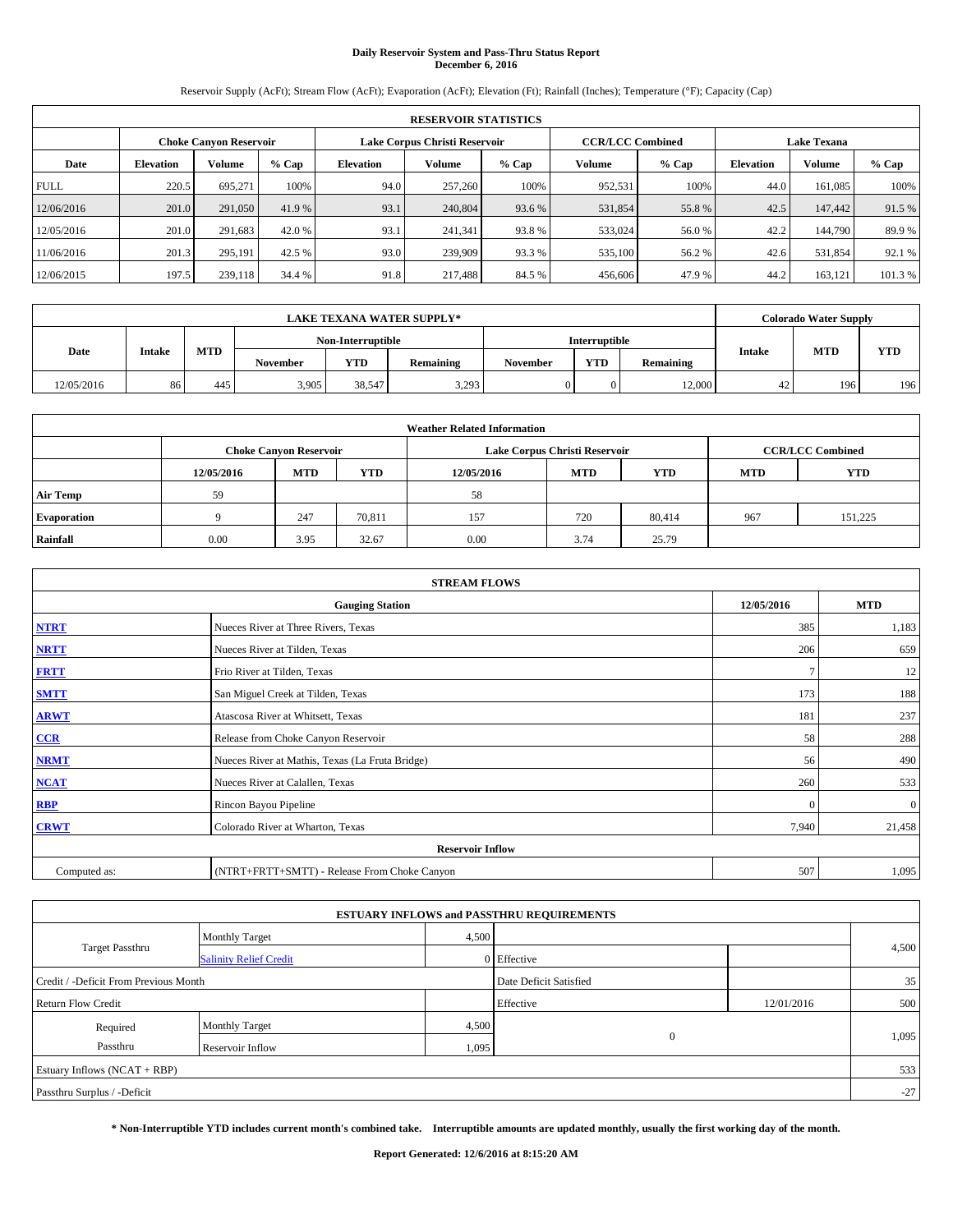# Daily Reservoir System and Pass-Thru Status Report
## December 6, 2016

Reservoir Supply (AcFt); Stream Flow (AcFt); Evaporation (AcFt); Elevation (Ft); Rainfall (Inches); Temperature (°F); Capacity (Cap)

| RESERVOIR STATISTICS | | | | | | | | | | | |
|---|---|---|---|---|---|---|---|---|---|---|---|
| | Choke Canyon Reservoir | | | Lake Corpus Christi Reservoir | | | CCR/LCC Combined | | Lake Texana | | |
| Date | Elevation | Volume | % Cap | Elevation | Volume | % Cap | Volume | % Cap | Elevation | Volume | % Cap |
| FULL | 220.5 | 695,271 | 100% | 94.0 | 257,260 | 100% | 952,531 | 100% | 44.0 | 161,085 | 100% |
| 12/06/2016 | 201.0 | 291,050 | 41.9 % | 93.1 | 240,804 | 93.6 % | 531,854 | 55.8 % | 42.5 | 147,442 | 91.5 % |
| 12/05/2016 | 201.0 | 291,683 | 42.0 % | 93.1 | 241,341 | 93.8 % | 533,024 | 56.0 % | 42.2 | 144,790 | 89.9 % |
| 11/06/2016 | 201.3 | 295,191 | 42.5 % | 93.0 | 239,909 | 93.3 % | 535,100 | 56.2 % | 42.6 | 531,854 | 92.1 % |
| 12/06/2015 | 197.5 | 239,118 | 34.4 % | 91.8 | 217,488 | 84.5 % | 456,606 | 47.9 % | 44.2 | 163,121 | 101.3 % |

| LAKE TEXANA WATER SUPPLY* | | | | | | | | | Colorado Water Supply | | |
|---|---|---|---|---|---|---|---|---|---|---|---|
| Date | Intake | MTD | Non-Interruptible | | | Interruptible | | | Intake | MTD | YTD |
| | | | November | YTD | Remaining | November | YTD | Remaining | | | |
| 12/05/2016 | 86 | 445 | 3,905 | 38,547 | 3,293 | 0 | 0 | 12,000 | 42 | 196 | 196 |

| Weather Related Information | | | | | | | | |
|---|---|---|---|---|---|---|---|---|
| | Choke Canyon Reservoir | | | Lake Corpus Christi Reservoir | | | CCR/LCC Combined | |
| | 12/05/2016 | MTD | YTD | 12/05/2016 | MTD | YTD | MTD | YTD |
| Air Temp | 59 | | | 58 | | | | |
| Evaporation | 9 | 247 | 70,811 | 157 | 720 | 80,414 | 967 | 151,225 |
| Rainfall | 0.00 | 3.95 | 32.67 | 0.00 | 3.74 | 25.79 | | |

| STREAM FLOWS | | | |
|---|---|---|---|
| | Gauging Station | 12/05/2016 | MTD |
| NTRT | Nueces River at Three Rivers, Texas | 385 | 1,183 |
| NRTT | Nueces River at Tilden, Texas | 206 | 659 |
| FRTT | Frio River at Tilden, Texas | 7 | 12 |
| SMTT | San Miguel Creek at Tilden, Texas | 173 | 188 |
| ARWT | Atascosa River at Whitsett, Texas | 181 | 237 |
| CCR | Release from Choke Canyon Reservoir | 58 | 288 |
| NRMT | Nueces River at Mathis, Texas (La Fruta Bridge) | 56 | 490 |
| NCAT | Nueces River at Calallen, Texas | 260 | 533 |
| RBP | Rincon Bayou Pipeline | 0 | 0 |
| CRWT | Colorado River at Wharton, Texas | 7,940 | 21,458 |
| | Reservoir Inflow | | |
| Computed as: | (NTRT+FRTT+SMTT) - Release From Choke Canyon | 507 | 1,095 |

| ESTUARY INFLOWS and PASSTHRU REQUIREMENTS | | | | | |
|---|---|---|---|---|---|
| Target Passthru | Monthly Target | 4,500 | | | 4,500 |
| | Salinity Relief Credit | 0 | Effective | | |
| Credit / -Deficit From Previous Month | | | Date Deficit Satisfied | | 35 |
| Return Flow Credit | | | Effective | 12/01/2016 | 500 |
| Required Passthru | Monthly Target | 4,500 | 0 | | 1,095 |
| | Reservoir Inflow | 1,095 | | | |
| Estuary Inflows (NCAT + RBP) | | | | | 533 |
| Passthru Surplus / -Deficit | | | | | -27 |

**\* Non-Interruptible YTD includes current month's combined take. Interruptible amounts are updated monthly, usually the first working day of the month.**

**Report Generated: 12/6/2016 at 8:15:20 AM**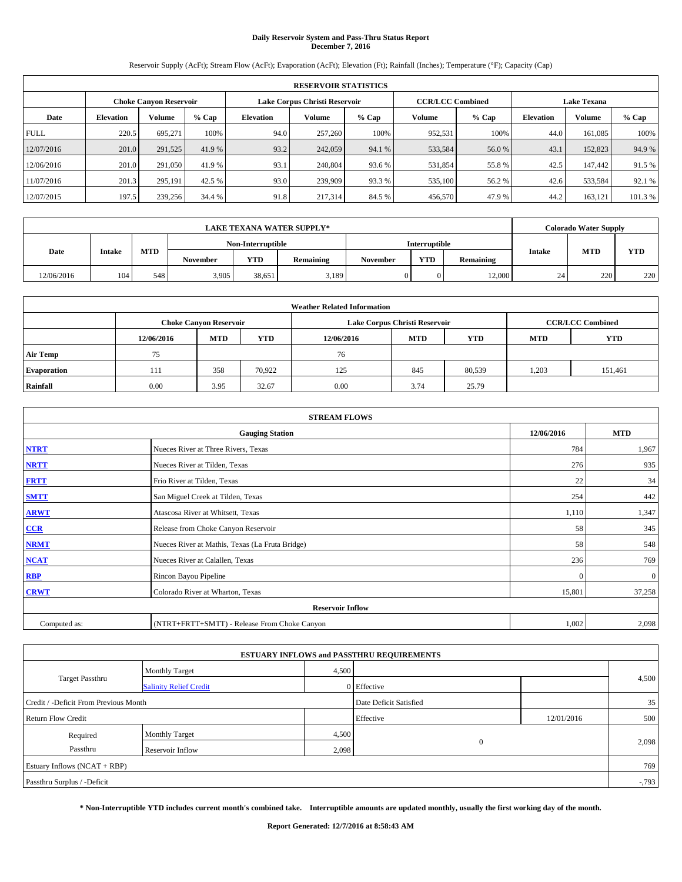# Daily Reservoir System and Pass-Thru Status Report
## December 7, 2016

Reservoir Supply (AcFt); Stream Flow (AcFt); Evaporation (AcFt); Elevation (Ft); Rainfall (Inches); Temperature (°F); Capacity (Cap)

| RESERVOIR STATISTICS | | | | | | | | | | | |
|---|---|---|---|---|---|---|---|---|---|---|---|
| | Choke Canyon Reservoir | | | Lake Corpus Christi Reservoir | | | CCR/LCC Combined | | Lake Texana | | |
| Date | Elevation | Volume | % Cap | Elevation | Volume | % Cap | Volume | % Cap | Elevation | Volume | % Cap |
| FULL | 220.5 | 695,271 | 100% | 94.0 | 257,260 | 100% | 952,531 | 100% | 44.0 | 161,085 | 100% |
| 12/07/2016 | 201.0 | 291,525 | 41.9 % | 93.2 | 242,059 | 94.1 % | 533,584 | 56.0 % | 43.1 | 152,823 | 94.9 % |
| 12/06/2016 | 201.0 | 291,050 | 41.9 % | 93.1 | 240,804 | 93.6 % | 531,854 | 55.8 % | 42.5 | 147,442 | 91.5 % |
| 11/07/2016 | 201.3 | 295,191 | 42.5 % | 93.0 | 239,909 | 93.3 % | 535,100 | 56.2 % | 42.6 | 533,584 | 92.1 % |
| 12/07/2015 | 197.5 | 239,256 | 34.4 % | 91.8 | 217,314 | 84.5 % | 456,570 | 47.9 % | 44.2 | 163,121 | 101.3 % |

| LAKE TEXANA WATER SUPPLY* | | | | | | | | | Colorado Water Supply | | |
|---|---|---|---|---|---|---|---|---|---|---|---|
| Date | Intake | MTD | Non-Interruptible | | | Interruptible | | | Intake | MTD | YTD |
| | | | November | YTD | Remaining | November | YTD | Remaining | | | |
| 12/06/2016 | 104 | 548 | 3,905 | 38,651 | 3,189 | 0 | 0 | 12,000 | 24 | 220 | 220 |

| Weather Related Information | | | | | | | | |
|---|---|---|---|---|---|---|---|---|
| | Choke Canyon Reservoir | | | Lake Corpus Christi Reservoir | | | CCR/LCC Combined | |
| | 12/06/2016 | MTD | YTD | 12/06/2016 | MTD | YTD | MTD | YTD |
| Air Temp | 75 | | | 76 | | | | |
| Evaporation | 111 | 358 | 70,922 | 125 | 845 | 80,539 | 1,203 | 151,461 |
| Rainfall | 0.00 | 3.95 | 32.67 | 0.00 | 3.74 | 25.79 | | |

| STREAM FLOWS | | | |
|---|---|---|---|
| | Gauging Station | 12/06/2016 | MTD |
| NTRT | Nueces River at Three Rivers, Texas | 784 | 1,967 |
| NRTT | Nueces River at Tilden, Texas | 276 | 935 |
| FRTT | Frio River at Tilden, Texas | 22 | 34 |
| SMTT | San Miguel Creek at Tilden, Texas | 254 | 442 |
| ARWT | Atascosa River at Whitsett, Texas | 1,110 | 1,347 |
| CCR | Release from Choke Canyon Reservoir | 58 | 345 |
| NRMT | Nueces River at Mathis, Texas (La Fruta Bridge) | 58 | 548 |
| NCAT | Nueces River at Calallen, Texas | 236 | 769 |
| RBP | Rincon Bayou Pipeline | 0 | 0 |
| CRWT | Colorado River at Wharton, Texas | 15,801 | 37,258 |
| | Reservoir Inflow | | |
| Computed as: | (NTRT+FRTT+SMTT) - Release From Choke Canyon | 1,002 | 2,098 |

| ESTUARY INFLOWS and PASSTHRU REQUIREMENTS | | | | | |
|---|---|---|---|---|---|
| Target Passthru | Monthly Target | 4,500 | | | 4,500 |
| | Salinity Relief Credit | 0 | Effective | | |
| Credit / -Deficit From Previous Month | | | Date Deficit Satisfied | | 35 |
| Return Flow Credit | | | Effective | 12/01/2016 | 500 |
| Required Passthru | Monthly Target | 4,500 | 0 | | 2,098 |
| | Reservoir Inflow | 2,098 | | | |
| Estuary Inflows (NCAT + RBP) | | | | | 769 |
| Passthru Surplus / -Deficit | | | | | -,793 |

**\* Non-Interruptible YTD includes current month's combined take. Interruptible amounts are updated monthly, usually the first working day of the month.**

**Report Generated: 12/7/2016 at 8:58:43 AM**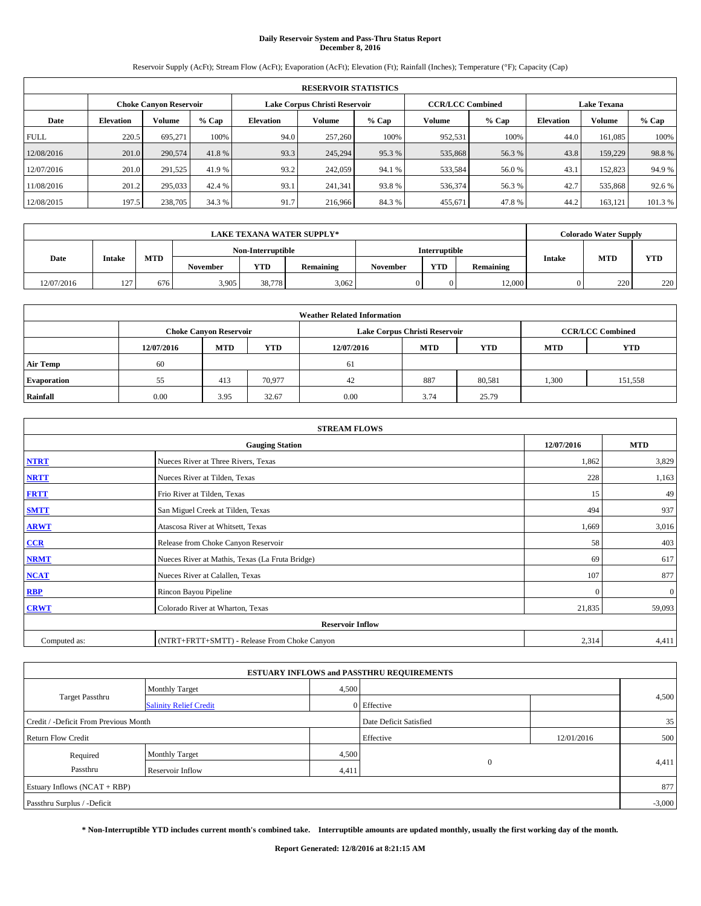# Daily Reservoir System and Pass-Thru Status Report
## December 8, 2016

Reservoir Supply (AcFt); Stream Flow (AcFt); Evaporation (AcFt); Elevation (Ft); Rainfall (Inches); Temperature (°F); Capacity (Cap)

| RESERVOIR STATISTICS | | | | | | | | | | | |
|---|---|---|---|---|---|---|---|---|---|---|---|
| | Choke Canyon Reservoir | | | Lake Corpus Christi Reservoir | | | CCR/LCC Combined | | Lake Texana | | |
| Date | Elevation | Volume | % Cap | Elevation | Volume | % Cap | Volume | % Cap | Elevation | Volume | % Cap |
| FULL | 220.5 | 695,271 | 100% | 94.0 | 257,260 | 100% | 952,531 | 100% | 44.0 | 161,085 | 100% |
| 12/08/2016 | 201.0 | 290,574 | 41.8 % | 93.3 | 245,294 | 95.3 % | 535,868 | 56.3 % | 43.8 | 159,229 | 98.8 % |
| 12/07/2016 | 201.0 | 291,525 | 41.9 % | 93.2 | 242,059 | 94.1 % | 533,584 | 56.0 % | 43.1 | 152,823 | 94.9 % |
| 11/08/2016 | 201.2 | 295,033 | 42.4 % | 93.1 | 241,341 | 93.8 % | 536,374 | 56.3 % | 42.7 | 535,868 | 92.6 % |
| 12/08/2015 | 197.5 | 238,705 | 34.3 % | 91.7 | 216,966 | 84.3 % | 455,671 | 47.8 % | 44.2 | 163,121 | 101.3 % |

| LAKE TEXANA WATER SUPPLY* | | | | | | | | | Colorado Water Supply | | |
|---|---|---|---|---|---|---|---|---|---|---|---|
| Date | Intake | MTD | Non-Interruptible | | | Interruptible | | | Intake | MTD | YTD |
| | | | November | YTD | Remaining | November | YTD | Remaining | | | |
| 12/07/2016 | 127 | 676 | 3,905 | 38,778 | 3,062 | 0 | 0 | 12,000 | 0 | 220 | 220 |

| Weather Related Information | | | | | | | | |
|---|---|---|---|---|---|---|---|---|
| | Choke Canyon Reservoir | | | Lake Corpus Christi Reservoir | | | CCR/LCC Combined | |
| | 12/07/2016 | MTD | YTD | 12/07/2016 | MTD | YTD | MTD | YTD |
| Air Temp | 60 | | | 61 | | | | |
| Evaporation | 55 | 413 | 70,977 | 42 | 887 | 80,581 | 1,300 | 151,558 |
| Rainfall | 0.00 | 3.95 | 32.67 | 0.00 | 3.74 | 25.79 | | |

| STREAM FLOWS | | | |
|---|---|---|---|
| Gauging Station | | 12/07/2016 | MTD |
| NTRT | Nueces River at Three Rivers, Texas | 1,862 | 3,829 |
| NRTT | Nueces River at Tilden, Texas | 228 | 1,163 |
| FRTT | Frio River at Tilden, Texas | 15 | 49 |
| SMTT | San Miguel Creek at Tilden, Texas | 494 | 937 |
| ARWT | Atascosa River at Whitsett, Texas | 1,669 | 3,016 |
| CCR | Release from Choke Canyon Reservoir | 58 | 403 |
| NRMT | Nueces River at Mathis, Texas (La Fruta Bridge) | 69 | 617 |
| NCAT | Nueces River at Calallen, Texas | 107 | 877 |
| RBP | Rincon Bayou Pipeline | 0 | 0 |
| CRWT | Colorado River at Wharton, Texas | 21,835 | 59,093 |
| Reservoir Inflow | | | |
| Computed as: | (NTRT+FRTT+SMTT) - Release From Choke Canyon | 2,314 | 4,411 |

| ESTUARY INFLOWS and PASSTHRU REQUIREMENTS | | | | | |
|---|---|---|---|---|---|
| Target Passthru | Monthly Target | 4,500 | | | 4,500 |
| | Salinity Relief Credit | 0 | Effective | | |
| Credit / -Deficit From Previous Month | | | Date Deficit Satisfied | | 35 |
| Return Flow Credit | | | Effective | 12/01/2016 | 500 |
| Required Passthru | Monthly Target | 4,500 | 0 | | 4,411 |
| | Reservoir Inflow | 4,411 | | | |
| Estuary Inflows (NCAT + RBP) | | | | | 877 |
| Passthru Surplus / -Deficit | | | | | -3,000 |

**\* Non-Interruptible YTD includes current month's combined take. Interruptible amounts are updated monthly, usually the first working day of the month.**

**Report Generated: 12/8/2016 at 8:21:15 AM**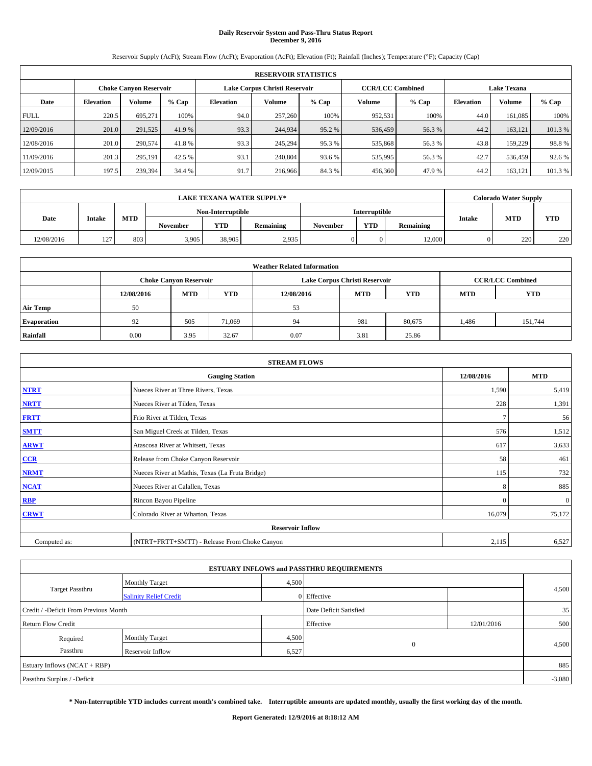# Daily Reservoir System and Pass-Thru Status Report
## December 9, 2016

Reservoir Supply (AcFt); Stream Flow (AcFt); Evaporation (AcFt); Elevation (Ft); Rainfall (Inches); Temperature (°F); Capacity (Cap)

| RESERVOIR STATISTICS | | | | | | | | | | | |
|---|---|---|---|---|---|---|---|---|---|---|---|
| | Choke Canyon Reservoir | | | Lake Corpus Christi Reservoir | | | CCR/LCC Combined | | Lake Texana | | |
| Date | Elevation | Volume | % Cap | Elevation | Volume | % Cap | Volume | % Cap | Elevation | Volume | % Cap |
| FULL | 220.5 | 695,271 | 100% | 94.0 | 257,260 | 100% | 952,531 | 100% | 44.0 | 161,085 | 100% |
| 12/09/2016 | 201.0 | 291,525 | 41.9 % | 93.3 | 244,934 | 95.2 % | 536,459 | 56.3 % | 44.2 | 163,121 | 101.3 % |
| 12/08/2016 | 201.0 | 290,574 | 41.8 % | 93.3 | 245,294 | 95.3 % | 535,868 | 56.3 % | 43.8 | 159,229 | 98.8 % |
| 11/09/2016 | 201.3 | 295,191 | 42.5 % | 93.1 | 240,804 | 93.6 % | 535,995 | 56.3 % | 42.7 | 536,459 | 92.6 % |
| 12/09/2015 | 197.5 | 239,394 | 34.4 % | 91.7 | 216,966 | 84.3 % | 456,360 | 47.9 % | 44.2 | 163,121 | 101.3 % |

| LAKE TEXANA WATER SUPPLY* | | | | | | | | | Colorado Water Supply | | |
|---|---|---|---|---|---|---|---|---|---|---|---|
| Date | Intake | MTD | Non-Interruptible | | | Interruptible | | | Intake | MTD | YTD |
| | | | November | YTD | Remaining | November | YTD | Remaining | | | |
| 12/08/2016 | 127 | 803 | 3,905 | 38,905 | 2,935 | 0 | 0 | 12,000 | 0 | 220 | 220 |

| Weather Related Information | | | | | | | | |
|---|---|---|---|---|---|---|---|---|
| | Choke Canyon Reservoir | | | Lake Corpus Christi Reservoir | | | CCR/LCC Combined | |
| | 12/08/2016 | MTD | YTD | 12/08/2016 | MTD | YTD | MTD | YTD |
| Air Temp | 50 | | | 53 | | | | |
| Evaporation | 92 | 505 | 71,069 | 94 | 981 | 80,675 | 1,486 | 151,744 |
| Rainfall | 0.00 | 3.95 | 32.67 | 0.07 | 3.81 | 25.86 | | |

| STREAM FLOWS | | | |
|---|---|---|---|
| | Gauging Station | 12/08/2016 | MTD |
| NTRT | Nueces River at Three Rivers, Texas | 1,590 | 5,419 |
| NRTT | Nueces River at Tilden, Texas | 228 | 1,391 |
| FRTT | Frio River at Tilden, Texas | 7 | 56 |
| SMTT | San Miguel Creek at Tilden, Texas | 576 | 1,512 |
| ARWT | Atascosa River at Whitsett, Texas | 617 | 3,633 |
| CCR | Release from Choke Canyon Reservoir | 58 | 461 |
| NRMT | Nueces River at Mathis, Texas (La Fruta Bridge) | 115 | 732 |
| NCAT | Nueces River at Calallen, Texas | 8 | 885 |
| RBP | Rincon Bayou Pipeline | 0 | 0 |
| CRWT | Colorado River at Wharton, Texas | 16,079 | 75,172 |
| Reservoir Inflow | | | |
| Computed as: | (NTRT+FRTT+SMTT) - Release From Choke Canyon | 2,115 | 6,527 |

| ESTUARY INFLOWS and PASSTHRU REQUIREMENTS | | | | | |
|---|---|---|---|---|---|
| Target Passthru | Monthly Target | 4,500 | | | 4,500 |
| | Salinity Relief Credit | 0 | Effective | | |
| Credit / -Deficit From Previous Month | | | Date Deficit Satisfied | | 35 |
| Return Flow Credit | | | Effective | 12/01/2016 | 500 |
| Required Passthru | Monthly Target | 4,500 | 0 | | 4,500 |
| | Reservoir Inflow | 6,527 | | | |
| Estuary Inflows (NCAT + RBP) | | | | | 885 |
| Passthru Surplus / -Deficit | | | | | -3,080 |

**\* Non-Interruptible YTD includes current month's combined take. Interruptible amounts are updated monthly, usually the first working day of the month.**

**Report Generated: 12/9/2016 at 8:18:12 AM**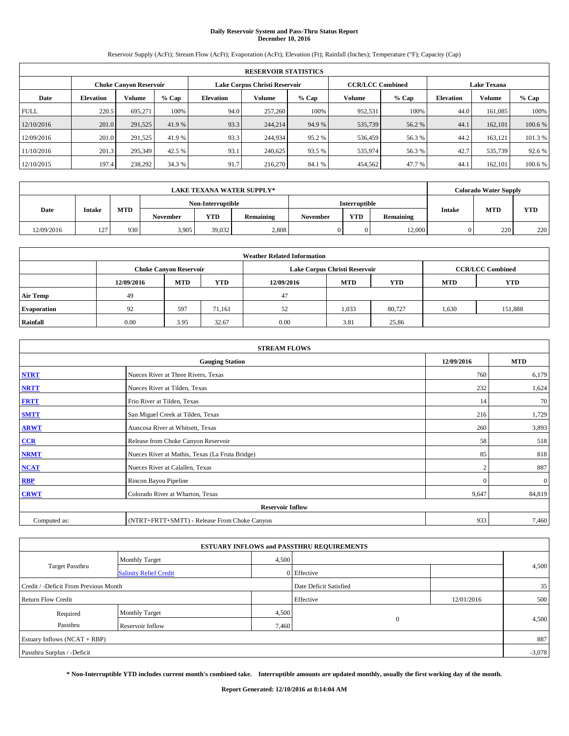# Daily Reservoir System and Pass-Thru Status Report
## December 10, 2016

Reservoir Supply (AcFt); Stream Flow (AcFt); Evaporation (AcFt); Elevation (Ft); Rainfall (Inches); Temperature (°F); Capacity (Cap)

| RESERVOIR STATISTICS | | | | | | | | | | | |
|---|---|---|---|---|---|---|---|---|---|---|---|
| | Choke Canyon Reservoir | | | Lake Corpus Christi Reservoir | | | CCR/LCC Combined | | Lake Texana | | |
| Date | Elevation | Volume | % Cap | Elevation | Volume | % Cap | Volume | % Cap | Elevation | Volume | % Cap |
| FULL | 220.5 | 695,271 | 100% | 94.0 | 257,260 | 100% | 952,531 | 100% | 44.0 | 161,085 | 100% |
| 12/10/2016 | 201.0 | 291,525 | 41.9 % | 93.3 | 244,214 | 94.9 % | 535,739 | 56.2 % | 44.1 | 162,101 | 100.6 % |
| 12/09/2016 | 201.0 | 291,525 | 41.9 % | 93.3 | 244,934 | 95.2 % | 536,459 | 56.3 % | 44.2 | 163,121 | 101.3 % |
| 11/10/2016 | 201.3 | 295,349 | 42.5 % | 93.1 | 240,625 | 93.5 % | 535,974 | 56.3 % | 42.7 | 535,739 | 92.6 % |
| 12/10/2015 | 197.4 | 238,292 | 34.3 % | 91.7 | 216,270 | 84.1 % | 454,562 | 47.7 % | 44.1 | 162,101 | 100.6 % |

| LAKE TEXANA WATER SUPPLY* | | | | | | | | | Colorado Water Supply | | |
|---|---|---|---|---|---|---|---|---|---|---|---|
| Date | Intake | MTD | Non-Interruptible | | | Interruptible | | | Intake | MTD | YTD |
| | | | November | YTD | Remaining | November | YTD | Remaining | | | |
| 12/09/2016 | 127 | 930 | 3,905 | 39,032 | 2,808 | 0 | 0 | 12,000 | 0 | 220 | 220 |

| Weather Related Information | | | | | | | | |
|---|---|---|---|---|---|---|---|---|
| | Choke Canyon Reservoir | | | Lake Corpus Christi Reservoir | | | CCR/LCC Combined | |
| | 12/09/2016 | MTD | YTD | 12/09/2016 | MTD | YTD | MTD | YTD |
| Air Temp | 49 | | | 47 | | | | |
| Evaporation | 92 | 597 | 71,161 | 52 | 1,033 | 80,727 | 1,630 | 151,888 |
| Rainfall | 0.00 | 3.95 | 32.67 | 0.00 | 3.81 | 25.86 | | |

| STREAM FLOWS | | | |
|---|---|---|---|
| | Gauging Station | 12/09/2016 | MTD |
| NTRT | Nueces River at Three Rivers, Texas | 760 | 6,179 |
| NRTT | Nueces River at Tilden, Texas | 232 | 1,624 |
| FRTT | Frio River at Tilden, Texas | 14 | 70 |
| SMTT | San Miguel Creek at Tilden, Texas | 216 | 1,729 |
| ARWT | Atascosa River at Whitsett, Texas | 260 | 3,893 |
| CCR | Release from Choke Canyon Reservoir | 58 | 518 |
| NRMT | Nueces River at Mathis, Texas (La Fruta Bridge) | 85 | 818 |
| NCAT | Nueces River at Calallen, Texas | 2 | 887 |
| RBP | Rincon Bayou Pipeline | 0 | 0 |
| CRWT | Colorado River at Wharton, Texas | 9,647 | 84,819 |
| Reservoir Inflow | | | |
| Computed as: | (NTRT+FRTT+SMTT) - Release From Choke Canyon | 933 | 7,460 |

| ESTUARY INFLOWS and PASSTHRU REQUIREMENTS | | | | | |
|---|---|---|---|---|---|
| Target Passthru | Monthly Target | 4,500 | | | 4,500 |
| | Salinity Relief Credit | 0 | Effective | | |
| Credit / -Deficit From Previous Month | | | Date Deficit Satisfied | | 35 |
| Return Flow Credit | | | Effective | 12/01/2016 | 500 |
| Required Passthru | Monthly Target | 4,500 | 0 | | 4,500 |
| | Reservoir Inflow | 7,460 | | | |
| Estuary Inflows (NCAT + RBP) | | | | | 887 |
| Passthru Surplus / -Deficit | | | | | -3,078 |

**\* Non-Interruptible YTD includes current month's combined take. Interruptible amounts are updated monthly, usually the first working day of the month.**

**Report Generated: 12/10/2016 at 8:14:04 AM**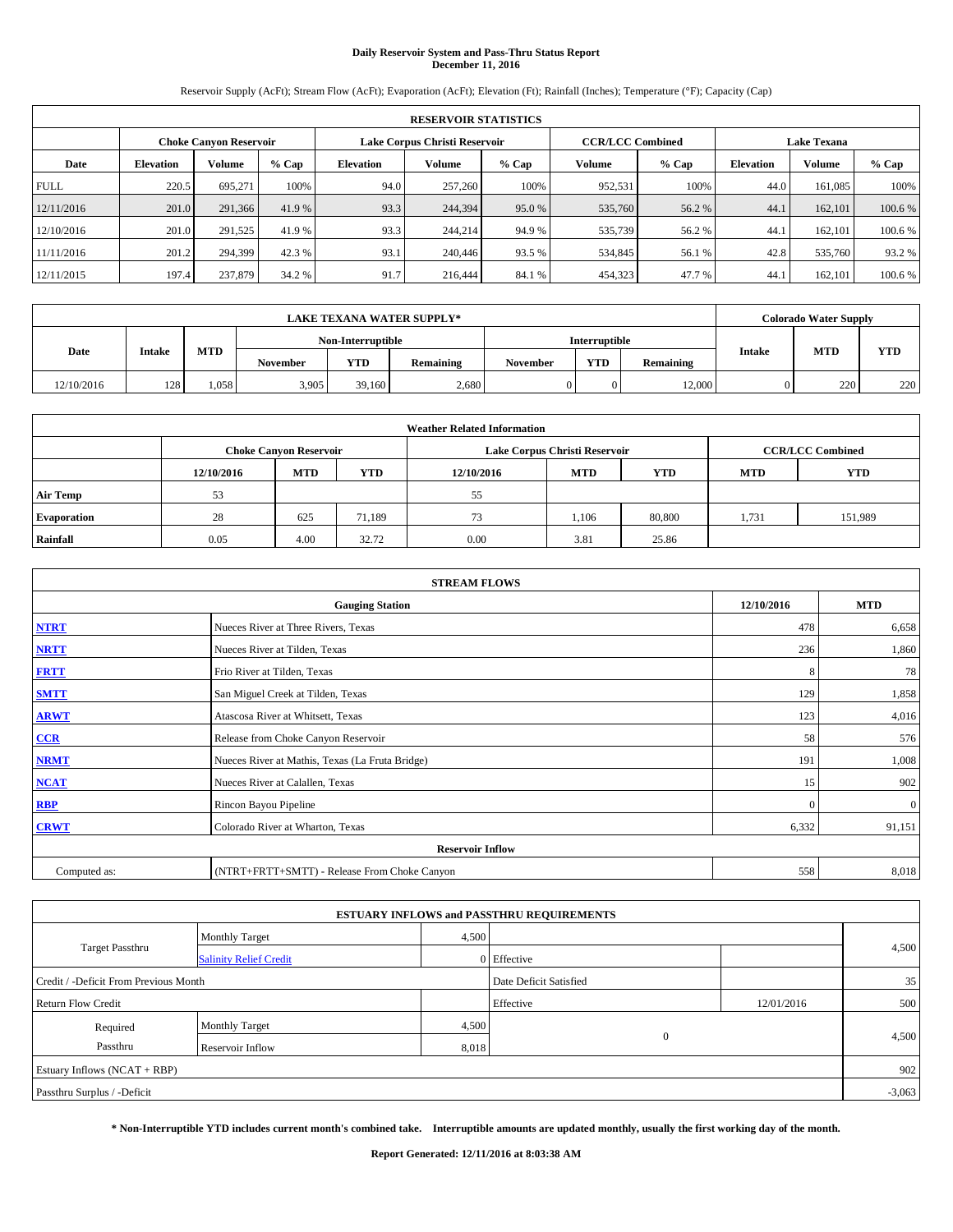# Daily Reservoir System and Pass-Thru Status Report
## December 11, 2016

Reservoir Supply (AcFt); Stream Flow (AcFt); Evaporation (AcFt); Elevation (Ft); Rainfall (Inches); Temperature (°F); Capacity (Cap)

| RESERVOIR STATISTICS | | | | | | | | | | | |
|---|---|---|---|---|---|---|---|---|---|---|---|
| | Choke Canyon Reservoir | | | Lake Corpus Christi Reservoir | | | CCR/LCC Combined | | Lake Texana | | |
| Date | Elevation | Volume | % Cap | Elevation | Volume | % Cap | Volume | % Cap | Elevation | Volume | % Cap |
| FULL | 220.5 | 695,271 | 100% | 94.0 | 257,260 | 100% | 952,531 | 100% | 44.0 | 161,085 | 100% |
| 12/11/2016 | 201.0 | 291,366 | 41.9 % | 93.3 | 244,394 | 95.0 % | 535,760 | 56.2 % | 44.1 | 162,101 | 100.6 % |
| 12/10/2016 | 201.0 | 291,525 | 41.9 % | 93.3 | 244,214 | 94.9 % | 535,739 | 56.2 % | 44.1 | 162,101 | 100.6 % |
| 11/11/2016 | 201.2 | 294,399 | 42.3 % | 93.1 | 240,446 | 93.5 % | 534,845 | 56.1 % | 42.8 | 535,760 | 93.2 % |
| 12/11/2015 | 197.4 | 237,879 | 34.2 % | 91.7 | 216,444 | 84.1 % | 454,323 | 47.7 % | 44.1 | 162,101 | 100.6 % |

| LAKE TEXANA WATER SUPPLY* | | | | | | | | | Colorado Water Supply | | |
|---|---|---|---|---|---|---|---|---|---|---|---|
| Date | Intake | MTD | Non-Interruptible | | | Interruptible | | | Intake | MTD | YTD |
| | | | November | YTD | Remaining | November | YTD | Remaining | | | |
| 12/10/2016 | 128 | 1,058 | 3,905 | 39,160 | 2,680 | 0 | 0 | 12,000 | 0 | 220 | 220 |

| Weather Related Information | | | | | | | | |
|---|---|---|---|---|---|---|---|---|
| | Choke Canyon Reservoir | | | Lake Corpus Christi Reservoir | | | CCR/LCC Combined | |
| | 12/10/2016 | MTD | YTD | 12/10/2016 | MTD | YTD | MTD | YTD |
| Air Temp | 53 | | | 55 | | | | |
| Evaporation | 28 | 625 | 71,189 | 73 | 1,106 | 80,800 | 1,731 | 151,989 |
| Rainfall | 0.05 | 4.00 | 32.72 | 0.00 | 3.81 | 25.86 | | |

| STREAM FLOWS | | | |
|---|---|---|---|
| | Gauging Station | 12/10/2016 | MTD |
| NTRT | Nueces River at Three Rivers, Texas | 478 | 6,658 |
| NRTT | Nueces River at Tilden, Texas | 236 | 1,860 |
| FRTT | Frio River at Tilden, Texas | 8 | 78 |
| SMTT | San Miguel Creek at Tilden, Texas | 129 | 1,858 |
| ARWT | Atascosa River at Whitsett, Texas | 123 | 4,016 |
| CCR | Release from Choke Canyon Reservoir | 58 | 576 |
| NRMT | Nueces River at Mathis, Texas (La Fruta Bridge) | 191 | 1,008 |
| NCAT | Nueces River at Calallen, Texas | 15 | 902 |
| RBP | Rincon Bayou Pipeline | 0 | 0 |
| CRWT | Colorado River at Wharton, Texas | 6,332 | 91,151 |
| | Reservoir Inflow | | |
| Computed as: | (NTRT+FRTT+SMTT) - Release From Choke Canyon | 558 | 8,018 |

| ESTUARY INFLOWS and PASSTHRU REQUIREMENTS | | | | | |
|---|---|---|---|---|---|
| Target Passthru | Monthly Target | 4,500 | | | 4,500 |
| | Salinity Relief Credit | 0 | Effective | | |
| Credit / -Deficit From Previous Month | | | Date Deficit Satisfied | | 35 |
| Return Flow Credit | | | Effective | 12/01/2016 | 500 |
| Required Passthru | Monthly Target | 4,500 | 0 | | 4,500 |
| | Reservoir Inflow | 8,018 | | | |
| Estuary Inflows (NCAT + RBP) | | | | | 902 |
| Passthru Surplus / -Deficit | | | | | -3,063 |

**\* Non-Interruptible YTD includes current month's combined take. Interruptible amounts are updated monthly, usually the first working day of the month.**

**Report Generated: 12/11/2016 at 8:03:38 AM**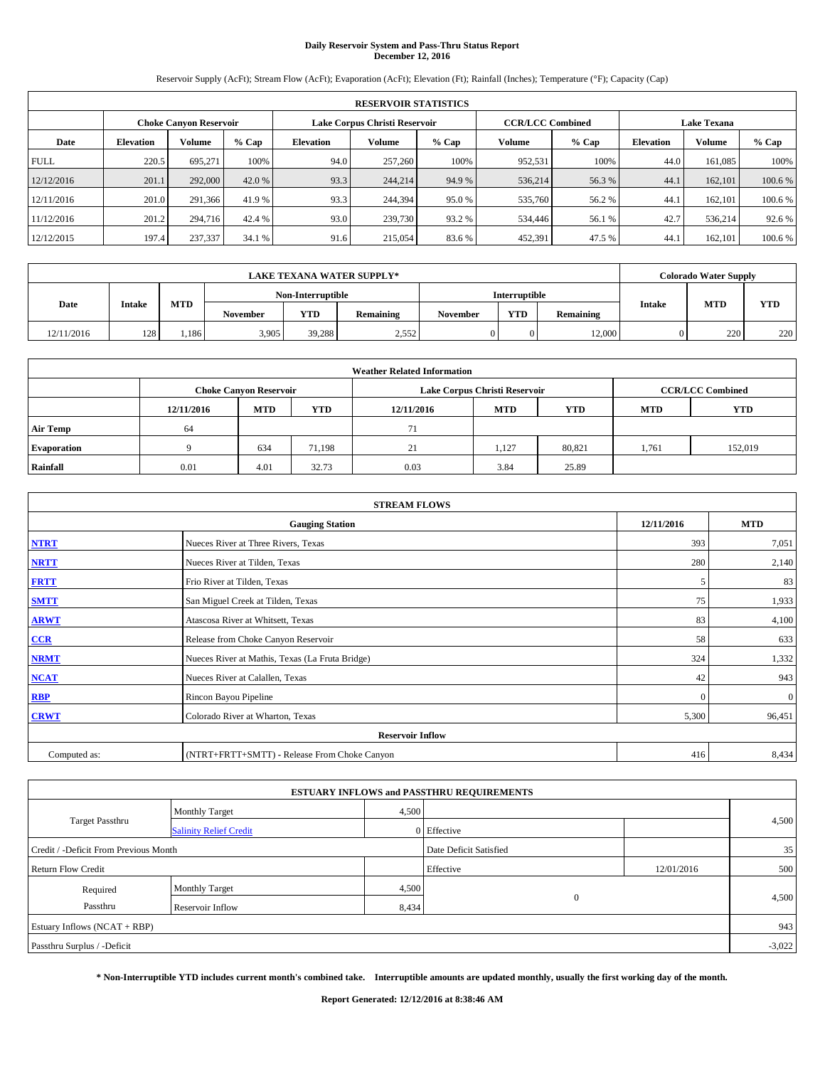# Daily Reservoir System and Pass-Thru Status Report
## December 12, 2016

Reservoir Supply (AcFt); Stream Flow (AcFt); Evaporation (AcFt); Elevation (Ft); Rainfall (Inches); Temperature (°F); Capacity (Cap)

| RESERVOIR STATISTICS | | | | | | | | | | | |
|---|---|---|---|---|---|---|---|---|---|---|---|
| | Choke Canyon Reservoir | | | Lake Corpus Christi Reservoir | | | CCR/LCC Combined | | Lake Texana | | |
| Date | Elevation | Volume | % Cap | Elevation | Volume | % Cap | Volume | % Cap | Elevation | Volume | % Cap |
| FULL | 220.5 | 695,271 | 100% | 94.0 | 257,260 | 100% | 952,531 | 100% | 44.0 | 161,085 | 100% |
| 12/12/2016 | 201.1 | 292,000 | 42.0 % | 93.3 | 244,214 | 94.9 % | 536,214 | 56.3 % | 44.1 | 162,101 | 100.6 % |
| 12/11/2016 | 201.0 | 291,366 | 41.9 % | 93.3 | 244,394 | 95.0 % | 535,760 | 56.2 % | 44.1 | 162,101 | 100.6 % |
| 11/12/2016 | 201.2 | 294,716 | 42.4 % | 93.0 | 239,730 | 93.2 % | 534,446 | 56.1 % | 42.7 | 536,214 | 92.6 % |
| 12/12/2015 | 197.4 | 237,337 | 34.1 % | 91.6 | 215,054 | 83.6 % | 452,391 | 47.5 % | 44.1 | 162,101 | 100.6 % |

| LAKE TEXANA WATER SUPPLY* | | | | | | | | | Colorado Water Supply | | |
|---|---|---|---|---|---|---|---|---|---|---|---|
| Date | Intake | MTD | Non-Interruptible | | | Interruptible | | | Intake | MTD | YTD |
| | | | November | YTD | Remaining | November | YTD | Remaining | | | |
| 12/11/2016 | 128 | 1,186 | 3,905 | 39,288 | 2,552 | 0 | 0 | 12,000 | 0 | 220 | 220 |

| Weather Related Information | | | | | | | | |
|---|---|---|---|---|---|---|---|---|
| | Choke Canyon Reservoir | | | Lake Corpus Christi Reservoir | | | CCR/LCC Combined | |
| | 12/11/2016 | MTD | YTD | 12/11/2016 | MTD | YTD | MTD | YTD |
| Air Temp | 64 | | | 71 | | | | |
| Evaporation | 9 | 634 | 71,198 | 21 | 1,127 | 80,821 | 1,761 | 152,019 |
| Rainfall | 0.01 | 4.01 | 32.73 | 0.03 | 3.84 | 25.89 | | |

| STREAM FLOWS | | | |
|---|---|---|---|
| | Gauging Station | 12/11/2016 | MTD |
| NTRT | Nueces River at Three Rivers, Texas | 393 | 7,051 |
| NRTT | Nueces River at Tilden, Texas | 280 | 2,140 |
| FRTT | Frio River at Tilden, Texas | 5 | 83 |
| SMTT | San Miguel Creek at Tilden, Texas | 75 | 1,933 |
| ARWT | Atascosa River at Whitsett, Texas | 83 | 4,100 |
| CCR | Release from Choke Canyon Reservoir | 58 | 633 |
| NRMT | Nueces River at Mathis, Texas (La Fruta Bridge) | 324 | 1,332 |
| NCAT | Nueces River at Calallen, Texas | 42 | 943 |
| RBP | Rincon Bayou Pipeline | 0 | 0 |
| CRWT | Colorado River at Wharton, Texas | 5,300 | 96,451 |
| Reservoir Inflow | | | |
| Computed as: | (NTRT+FRTT+SMTT) - Release From Choke Canyon | 416 | 8,434 |

| ESTUARY INFLOWS and PASSTHRU REQUIREMENTS | | | | | |
|---|---|---|---|---|---|
| Target Passthru | Monthly Target | 4,500 | | | 4,500 |
| | Salinity Relief Credit | 0 | Effective | | |
| Credit / -Deficit From Previous Month | | | Date Deficit Satisfied | | 35 |
| Return Flow Credit | | | Effective | 12/01/2016 | 500 |
| Required Passthru | Monthly Target | 4,500 | 0 | | 4,500 |
| | Reservoir Inflow | 8,434 | | | |
| Estuary Inflows (NCAT + RBP) | | | | | 943 |
| Passthru Surplus / -Deficit | | | | | -3,022 |

**\* Non-Interruptible YTD includes current month's combined take. Interruptible amounts are updated monthly, usually the first working day of the month.**

**Report Generated: 12/12/2016 at 8:38:46 AM**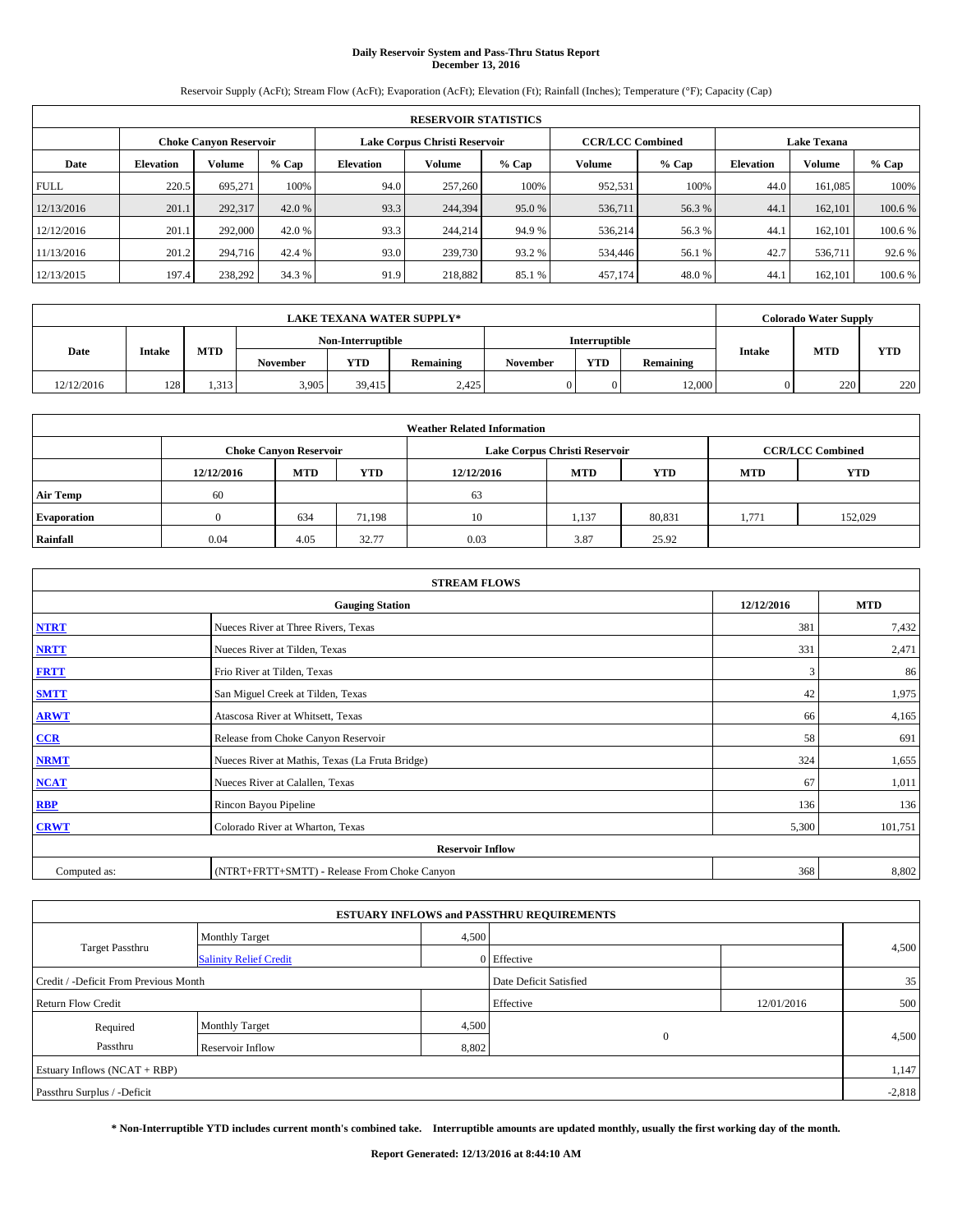# Daily Reservoir System and Pass-Thru Status Report
## December 13, 2016

Reservoir Supply (AcFt); Stream Flow (AcFt); Evaporation (AcFt); Elevation (Ft); Rainfall (Inches); Temperature (°F); Capacity (Cap)

| RESERVOIR STATISTICS | | | | | | | | | | | |
|---|---|---|---|---|---|---|---|---|---|---|---|
| | Choke Canyon Reservoir | | | Lake Corpus Christi Reservoir | | | CCR/LCC Combined | | Lake Texana | | |
| Date | Elevation | Volume | % Cap | Elevation | Volume | % Cap | Volume | % Cap | Elevation | Volume | % Cap |
| FULL | 220.5 | 695,271 | 100% | 94.0 | 257,260 | 100% | 952,531 | 100% | 44.0 | 161,085 | 100% |
| 12/13/2016 | 201.1 | 292,317 | 42.0 % | 93.3 | 244,394 | 95.0 % | 536,711 | 56.3 % | 44.1 | 162,101 | 100.6 % |
| 12/12/2016 | 201.1 | 292,000 | 42.0 % | 93.3 | 244,214 | 94.9 % | 536,214 | 56.3 % | 44.1 | 162,101 | 100.6 % |
| 11/13/2016 | 201.2 | 294,716 | 42.4 % | 93.0 | 239,730 | 93.2 % | 534,446 | 56.1 % | 42.7 | 536,711 | 92.6 % |
| 12/13/2015 | 197.4 | 238,292 | 34.3 % | 91.9 | 218,882 | 85.1 % | 457,174 | 48.0 % | 44.1 | 162,101 | 100.6 % |

| LAKE TEXANA WATER SUPPLY* | | | | | | | | | Colorado Water Supply | | |
|---|---|---|---|---|---|---|---|---|---|---|---|
| Date | Intake | MTD | Non-Interruptible | | | Interruptible | | | Intake | MTD | YTD |
| | | | November | YTD | Remaining | November | YTD | Remaining | | | |
| 12/12/2016 | 128 | 1,313 | 3,905 | 39,415 | 2,425 | 0 | 0 | 12,000 | 0 | 220 | 220 |

| Weather Related Information | | | | | | | | |
|---|---|---|---|---|---|---|---|---|
| | Choke Canyon Reservoir | | | Lake Corpus Christi Reservoir | | | CCR/LCC Combined | |
| | 12/12/2016 | MTD | YTD | 12/12/2016 | MTD | YTD | MTD | YTD |
| Air Temp | 60 | | | 63 | | | | |
| Evaporation | 0 | 634 | 71,198 | 10 | 1,137 | 80,831 | 1,771 | 152,029 |
| Rainfall | 0.04 | 4.05 | 32.77 | 0.03 | 3.87 | 25.92 | | |

| STREAM FLOWS | | | |
|---|---|---|---|
| | Gauging Station | 12/12/2016 | MTD |
| NTRT | Nueces River at Three Rivers, Texas | 381 | 7,432 |
| NRTT | Nueces River at Tilden, Texas | 331 | 2,471 |
| FRTT | Frio River at Tilden, Texas | 3 | 86 |
| SMTT | San Miguel Creek at Tilden, Texas | 42 | 1,975 |
| ARWT | Atascosa River at Whitsett, Texas | 66 | 4,165 |
| CCR | Release from Choke Canyon Reservoir | 58 | 691 |
| NRMT | Nueces River at Mathis, Texas (La Fruta Bridge) | 324 | 1,655 |
| NCAT | Nueces River at Calallen, Texas | 67 | 1,011 |
| RBP | Rincon Bayou Pipeline | 136 | 136 |
| CRWT | Colorado River at Wharton, Texas | 5,300 | 101,751 |
| Reservoir Inflow | | | |
| Computed as: | (NTRT+FRTT+SMTT) - Release From Choke Canyon | 368 | 8,802 |

| ESTUARY INFLOWS and PASSTHRU REQUIREMENTS | | | | | |
|---|---|---|---|---|---|
| Target Passthru | Monthly Target | 4,500 | | | 4,500 |
| | Salinity Relief Credit | 0 | Effective | | |
| Credit / -Deficit From Previous Month | | | Date Deficit Satisfied | | 35 |
| Return Flow Credit | | | Effective | 12/01/2016 | 500 |
| Required Passthru | Monthly Target | 4,500 | 0 | | 4,500 |
| | Reservoir Inflow | 8,802 | | | |
| Estuary Inflows (NCAT + RBP) | | | | | 1,147 |
| Passthru Surplus / -Deficit | | | | | -2,818 |

**\* Non-Interruptible YTD includes current month's combined take. Interruptible amounts are updated monthly, usually the first working day of the month.**

**Report Generated: 12/13/2016 at 8:44:10 AM**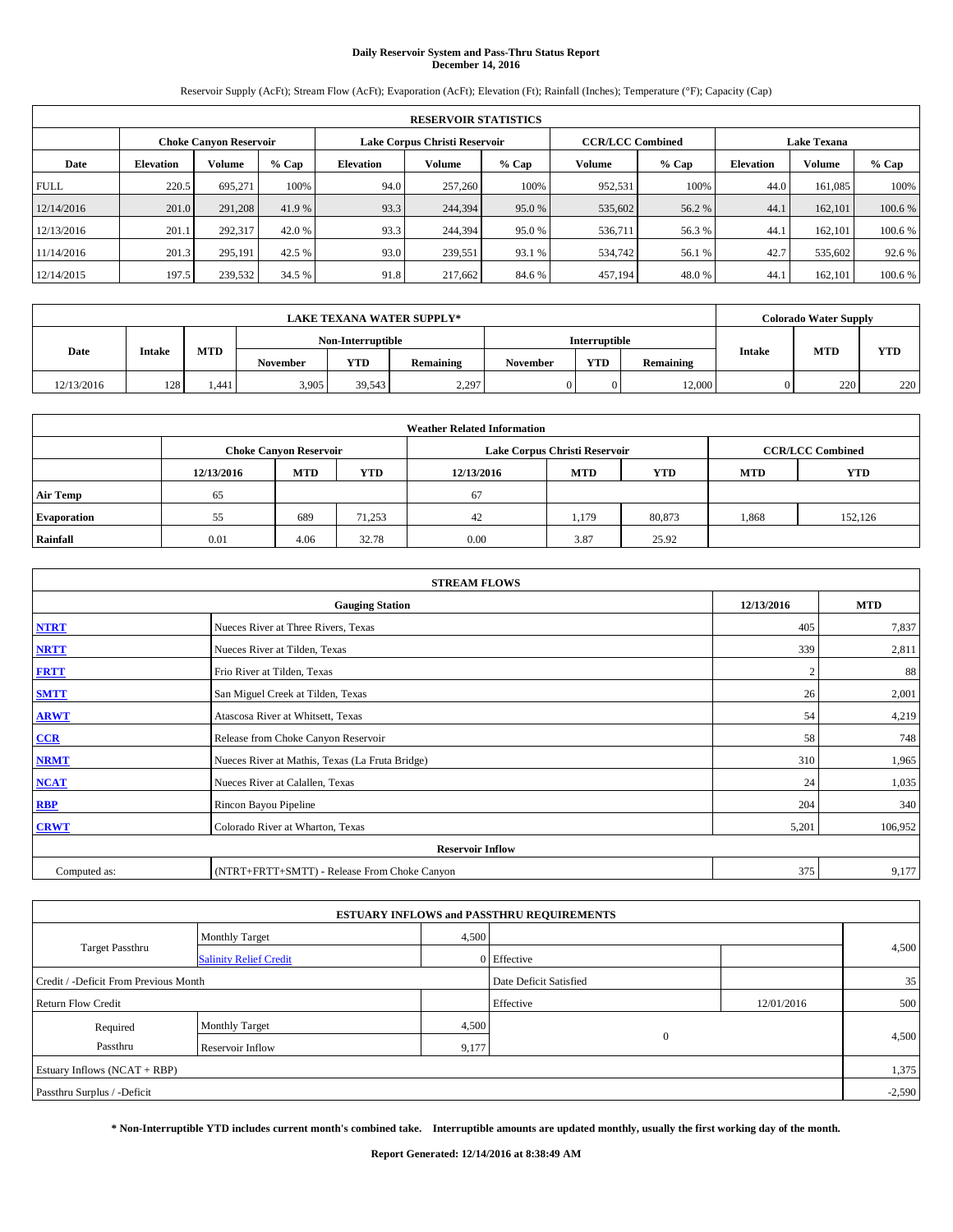# Daily Reservoir System and Pass-Thru Status Report
## December 14, 2016

Reservoir Supply (AcFt); Stream Flow (AcFt); Evaporation (AcFt); Elevation (Ft); Rainfall (Inches); Temperature (°F); Capacity (Cap)

| RESERVOIR STATISTICS | | | | | | | | | | | |
|---|---|---|---|---|---|---|---|---|---|---|---|
| | Choke Canyon Reservoir | | | Lake Corpus Christi Reservoir | | | CCR/LCC Combined | | Lake Texana | | |
| Date | Elevation | Volume | % Cap | Elevation | Volume | % Cap | Volume | % Cap | Elevation | Volume | % Cap |
| FULL | 220.5 | 695,271 | 100% | 94.0 | 257,260 | 100% | 952,531 | 100% | 44.0 | 161,085 | 100% |
| 12/14/2016 | 201.0 | 291,208 | 41.9 % | 93.3 | 244,394 | 95.0 % | 535,602 | 56.2 % | 44.1 | 162,101 | 100.6 % |
| 12/13/2016 | 201.1 | 292,317 | 42.0 % | 93.3 | 244,394 | 95.0 % | 536,711 | 56.3 % | 44.1 | 162,101 | 100.6 % |
| 11/14/2016 | 201.3 | 295,191 | 42.5 % | 93.0 | 239,551 | 93.1 % | 534,742 | 56.1 % | 42.7 | 535,602 | 92.6 % |
| 12/14/2015 | 197.5 | 239,532 | 34.5 % | 91.8 | 217,662 | 84.6 % | 457,194 | 48.0 % | 44.1 | 162,101 | 100.6 % |

| LAKE TEXANA WATER SUPPLY* | | | | | | | | | Colorado Water Supply | | |
|---|---|---|---|---|---|---|---|---|---|---|---|
| Date | Intake | MTD | Non-Interruptible | | | Interruptible | | | Intake | MTD | YTD |
| | | | November | YTD | Remaining | November | YTD | Remaining | | | |
| 12/13/2016 | 128 | 1,441 | 3,905 | 39,543 | 2,297 | 0 | 0 | 12,000 | 0 | 220 | 220 |

| Weather Related Information | | | | | | | | |
|---|---|---|---|---|---|---|---|---|
| | Choke Canyon Reservoir | | | Lake Corpus Christi Reservoir | | | CCR/LCC Combined | |
| | 12/13/2016 | MTD | YTD | 12/13/2016 | MTD | YTD | MTD | YTD |
| Air Temp | 65 | | | 67 | | | | |
| Evaporation | 55 | 689 | 71,253 | 42 | 1,179 | 80,873 | 1,868 | 152,126 |
| Rainfall | 0.01 | 4.06 | 32.78 | 0.00 | 3.87 | 25.92 | | |

| STREAM FLOWS | | | |
|---|---|---|---|
| Gauging Station | | 12/13/2016 | MTD |
| NTRT | Nueces River at Three Rivers, Texas | 405 | 7,837 |
| NRTT | Nueces River at Tilden, Texas | 339 | 2,811 |
| FRTT | Frio River at Tilden, Texas | 2 | 88 |
| SMTT | San Miguel Creek at Tilden, Texas | 26 | 2,001 |
| ARWT | Atascosa River at Whitsett, Texas | 54 | 4,219 |
| CCR | Release from Choke Canyon Reservoir | 58 | 748 |
| NRMT | Nueces River at Mathis, Texas (La Fruta Bridge) | 310 | 1,965 |
| NCAT | Nueces River at Calallen, Texas | 24 | 1,035 |
| RBP | Rincon Bayou Pipeline | 204 | 340 |
| CRWT | Colorado River at Wharton, Texas | 5,201 | 106,952 |
| Reservoir Inflow | | | |
| Computed as: | (NTRT+FRTT+SMTT) - Release From Choke Canyon | 375 | 9,177 |

| ESTUARY INFLOWS and PASSTHRU REQUIREMENTS | | | | | |
|---|---|---|---|---|---|
| Target Passthru | Monthly Target | 4,500 | | | 4,500 |
| | Salinity Relief Credit | 0 | Effective | | |
| Credit / -Deficit From Previous Month | | | Date Deficit Satisfied | | 35 |
| Return Flow Credit | | | Effective | 12/01/2016 | 500 |
| Required Passthru | Monthly Target | 4,500 | 0 | | 4,500 |
| | Reservoir Inflow | 9,177 | | | |
| Estuary Inflows (NCAT + RBP) | | | | | 1,375 |
| Passthru Surplus / -Deficit | | | | | -2,590 |

**\* Non-Interruptible YTD includes current month's combined take. Interruptible amounts are updated monthly, usually the first working day of the month.**

**Report Generated: 12/14/2016 at 8:38:49 AM**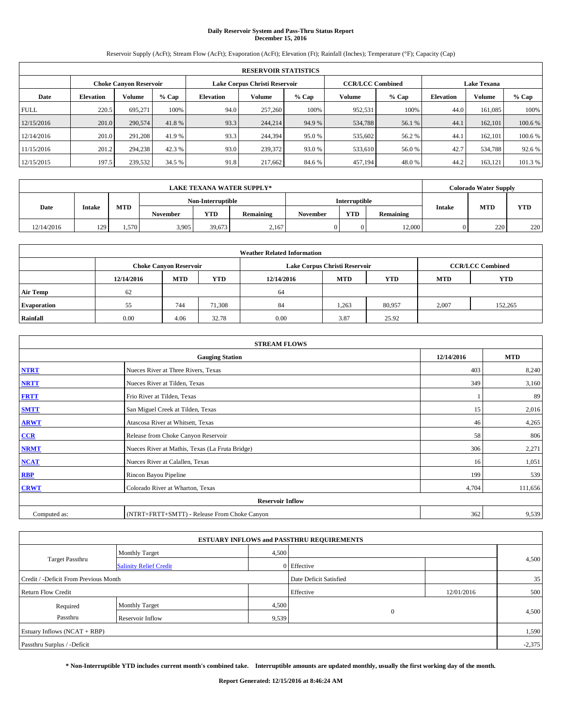# Daily Reservoir System and Pass-Thru Status Report
## December 15, 2016

Reservoir Supply (AcFt); Stream Flow (AcFt); Evaporation (AcFt); Elevation (Ft); Rainfall (Inches); Temperature (°F); Capacity (Cap)

| RESERVOIR STATISTICS | | | | | | | | | | | |
|---|---|---|---|---|---|---|---|---|---|---|---|
| | Choke Canyon Reservoir | | | Lake Corpus Christi Reservoir | | | CCR/LCC Combined | | Lake Texana | | |
| Date | Elevation | Volume | % Cap | Elevation | Volume | % Cap | Volume | % Cap | Elevation | Volume | % Cap |
| FULL | 220.5 | 695,271 | 100% | 94.0 | 257,260 | 100% | 952,531 | 100% | 44.0 | 161,085 | 100% |
| 12/15/2016 | 201.0 | 290,574 | 41.8 % | 93.3 | 244,214 | 94.9 % | 534,788 | 56.1 % | 44.1 | 162,101 | 100.6 % |
| 12/14/2016 | 201.0 | 291,208 | 41.9 % | 93.3 | 244,394 | 95.0 % | 535,602 | 56.2 % | 44.1 | 162,101 | 100.6 % |
| 11/15/2016 | 201.2 | 294,238 | 42.3 % | 93.0 | 239,372 | 93.0 % | 533,610 | 56.0 % | 42.7 | 534,788 | 92.6 % |
| 12/15/2015 | 197.5 | 239,532 | 34.5 % | 91.8 | 217,662 | 84.6 % | 457,194 | 48.0 % | 44.2 | 163,121 | 101.3 % |

| LAKE TEXANA WATER SUPPLY* | | | | | | | | | Colorado Water Supply | | |
|---|---|---|---|---|---|---|---|---|---|---|---|
| Date | Intake | MTD | Non-Interruptible | | | Interruptible | | | Intake | MTD | YTD |
| | | | November | YTD | Remaining | November | YTD | Remaining | | | |
| 12/14/2016 | 129 | 1,570 | 3,905 | 39,673 | 2,167 | 0 | 0 | 12,000 | 0 | 220 | 220 |

| Weather Related Information | | | | | | | | |
|---|---|---|---|---|---|---|---|---|
| | Choke Canyon Reservoir | | | Lake Corpus Christi Reservoir | | | CCR/LCC Combined | |
| | 12/14/2016 | MTD | YTD | 12/14/2016 | MTD | YTD | MTD | YTD |
| Air Temp | 62 | | | 64 | | | | |
| Evaporation | 55 | 744 | 71,308 | 84 | 1,263 | 80,957 | 2,007 | 152,265 |
| Rainfall | 0.00 | 4.06 | 32.78 | 0.00 | 3.87 | 25.92 | | |

| STREAM FLOWS | | | |
|---|---|---|---|
| Gauging Station | | 12/14/2016 | MTD |
| NTRT | Nueces River at Three Rivers, Texas | 403 | 8,240 |
| NRTT | Nueces River at Tilden, Texas | 349 | 3,160 |
| FRTT | Frio River at Tilden, Texas | 1 | 89 |
| SMTT | San Miguel Creek at Tilden, Texas | 15 | 2,016 |
| ARWT | Atascosa River at Whitsett, Texas | 46 | 4,265 |
| CCR | Release from Choke Canyon Reservoir | 58 | 806 |
| NRMT | Nueces River at Mathis, Texas (La Fruta Bridge) | 306 | 2,271 |
| NCAT | Nueces River at Calallen, Texas | 16 | 1,051 |
| RBP | Rincon Bayou Pipeline | 199 | 539 |
| CRWT | Colorado River at Wharton, Texas | 4,704 | 111,656 |
| Reservoir Inflow | | | |
| Computed as: | (NTRT+FRTT+SMTT) - Release From Choke Canyon | 362 | 9,539 |

| ESTUARY INFLOWS and PASSTHRU REQUIREMENTS | | | | | |
|---|---|---|---|---|---|
| Target Passthru | Monthly Target | 4,500 | | | 4,500 |
| | Salinity Relief Credit | 0 | Effective | | |
| Credit / -Deficit From Previous Month | | | Date Deficit Satisfied | | 35 |
| Return Flow Credit | | | Effective | 12/01/2016 | 500 |
| Required Passthru | Monthly Target | 4,500 | 0 | | 4,500 |
| | Reservoir Inflow | 9,539 | | | |
| Estuary Inflows (NCAT + RBP) | | | | | 1,590 |
| Passthru Surplus / -Deficit | | | | | -2,375 |

**\* Non-Interruptible YTD includes current month's combined take. Interruptible amounts are updated monthly, usually the first working day of the month.**

**Report Generated: 12/15/2016 at 8:46:24 AM**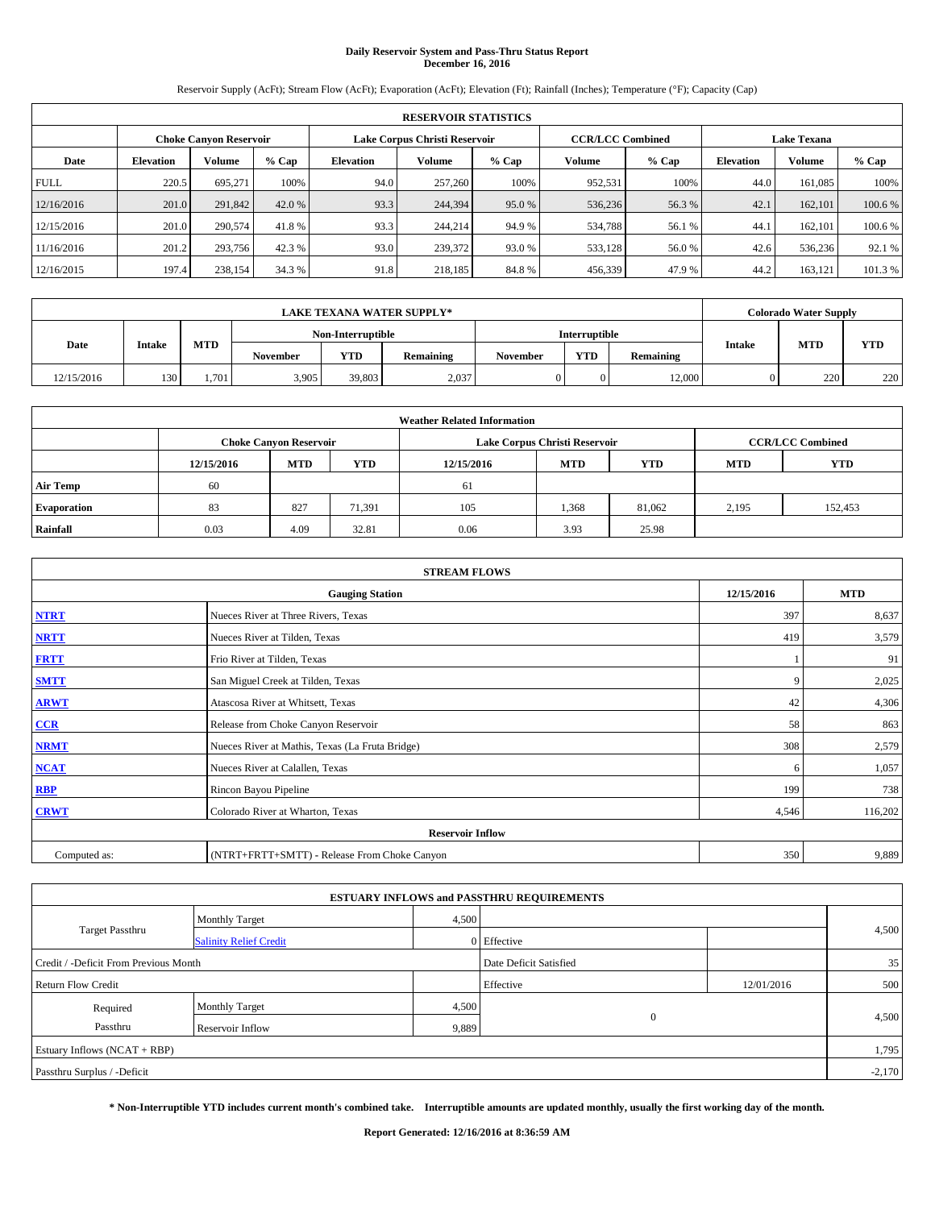# Daily Reservoir System and Pass-Thru Status Report
## December 16, 2016

Reservoir Supply (AcFt); Stream Flow (AcFt); Evaporation (AcFt); Elevation (Ft); Rainfall (Inches); Temperature (°F); Capacity (Cap)

| RESERVOIR STATISTICS | | | | | | | | | | | |
|---|---|---|---|---|---|---|---|---|---|---|---|
| | Choke Canyon Reservoir | | | Lake Corpus Christi Reservoir | | | CCR/LCC Combined | | Lake Texana | | |
| Date | Elevation | Volume | % Cap | Elevation | Volume | % Cap | Volume | % Cap | Elevation | Volume | % Cap |
| FULL | 220.5 | 695,271 | 100% | 94.0 | 257,260 | 100% | 952,531 | 100% | 44.0 | 161,085 | 100% |
| 12/16/2016 | 201.0 | 291,842 | 42.0 % | 93.3 | 244,394 | 95.0 % | 536,236 | 56.3 % | 42.1 | 162,101 | 100.6 % |
| 12/15/2016 | 201.0 | 290,574 | 41.8 % | 93.3 | 244,214 | 94.9 % | 534,788 | 56.1 % | 44.1 | 162,101 | 100.6 % |
| 11/16/2016 | 201.2 | 293,756 | 42.3 % | 93.0 | 239,372 | 93.0 % | 533,128 | 56.0 % | 42.6 | 536,236 | 92.1 % |
| 12/16/2015 | 197.4 | 238,154 | 34.3 % | 91.8 | 218,185 | 84.8 % | 456,339 | 47.9 % | 44.2 | 163,121 | 101.3 % |

| LAKE TEXANA WATER SUPPLY* | | | | | | | | | Colorado Water Supply | | |
|---|---|---|---|---|---|---|---|---|---|---|---|
| Date | Intake | MTD | Non-Interruptible | | | Interruptible | | | Intake | MTD | YTD |
| | | | November | YTD | Remaining | November | YTD | Remaining | | | |
| 12/15/2016 | 130 | 1,701 | 3,905 | 39,803 | 2,037 | 0 | 0 | 12,000 | 0 | 220 | 220 |

| Weather Related Information | | | | | | | | |
|---|---|---|---|---|---|---|---|---|
| | Choke Canyon Reservoir | | | Lake Corpus Christi Reservoir | | | CCR/LCC Combined | |
| | 12/15/2016 | MTD | YTD | 12/15/2016 | MTD | YTD | MTD | YTD |
| Air Temp | 60 | | | 61 | | | | |
| Evaporation | 83 | 827 | 71,391 | 105 | 1,368 | 81,062 | 2,195 | 152,453 |
| Rainfall | 0.03 | 4.09 | 32.81 | 0.06 | 3.93 | 25.98 | | |

| STREAM FLOWS | | | |
|---|---|---|---|
| | Gauging Station | 12/15/2016 | MTD |
| NTRT | Nueces River at Three Rivers, Texas | 397 | 8,637 |
| NRTT | Nueces River at Tilden, Texas | 419 | 3,579 |
| FRTT | Frio River at Tilden, Texas | 1 | 91 |
| SMTT | San Miguel Creek at Tilden, Texas | 9 | 2,025 |
| ARWT | Atascosa River at Whitsett, Texas | 42 | 4,306 |
| CCR | Release from Choke Canyon Reservoir | 58 | 863 |
| NRMT | Nueces River at Mathis, Texas (La Fruta Bridge) | 308 | 2,579 |
| NCAT | Nueces River at Calallen, Texas | 6 | 1,057 |
| RBP | Rincon Bayou Pipeline | 199 | 738 |
| CRWT | Colorado River at Wharton, Texas | 4,546 | 116,202 |
| Reservoir Inflow | | | |
| Computed as: | (NTRT+FRTT+SMTT) - Release From Choke Canyon | 350 | 9,889 |

| ESTUARY INFLOWS and PASSTHRU REQUIREMENTS | | | | | |
|---|---|---|---|---|---|
| Target Passthru | Monthly Target | 4,500 | | | 4,500 |
| | Salinity Relief Credit | 0 | Effective | | |
| Credit / -Deficit From Previous Month | | | Date Deficit Satisfied | | 35 |
| Return Flow Credit | | | Effective | 12/01/2016 | 500 |
| Required Passthru | Monthly Target | 4,500 | 0 | | 4,500 |
| | Reservoir Inflow | 9,889 | | | |
| Estuary Inflows (NCAT + RBP) | | | | | 1,795 |
| Passthru Surplus / -Deficit | | | | | -2,170 |

**\* Non-Interruptible YTD includes current month's combined take. Interruptible amounts are updated monthly, usually the first working day of the month.**

**Report Generated: 12/16/2016 at 8:36:59 AM**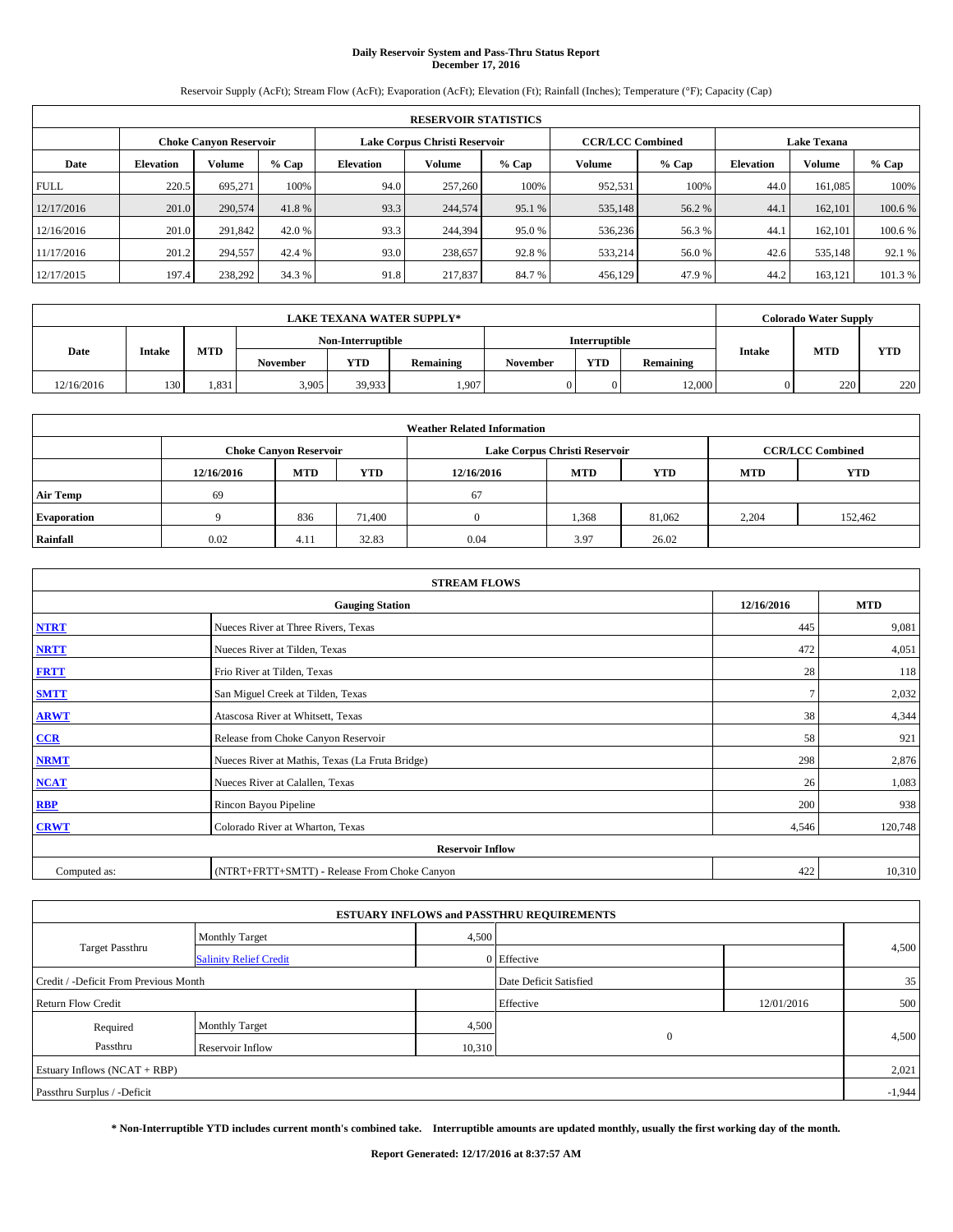# Daily Reservoir System and Pass-Thru Status Report
## December 17, 2016

Reservoir Supply (AcFt); Stream Flow (AcFt); Evaporation (AcFt); Elevation (Ft); Rainfall (Inches); Temperature (°F); Capacity (Cap)

| RESERVOIR STATISTICS | | | | | | | | | | | |
|---|---|---|---|---|---|---|---|---|---|---|---|
| | Choke Canyon Reservoir | | | Lake Corpus Christi Reservoir | | | CCR/LCC Combined | | Lake Texana | | |
| Date | Elevation | Volume | % Cap | Elevation | Volume | % Cap | Volume | % Cap | Elevation | Volume | % Cap |
| FULL | 220.5 | 695,271 | 100% | 94.0 | 257,260 | 100% | 952,531 | 100% | 44.0 | 161,085 | 100% |
| 12/17/2016 | 201.0 | 290,574 | 41.8 % | 93.3 | 244,574 | 95.1 % | 535,148 | 56.2 % | 44.1 | 162,101 | 100.6 % |
| 12/16/2016 | 201.0 | 291,842 | 42.0 % | 93.3 | 244,394 | 95.0 % | 536,236 | 56.3 % | 44.1 | 162,101 | 100.6 % |
| 11/17/2016 | 201.2 | 294,557 | 42.4 % | 93.0 | 238,657 | 92.8 % | 533,214 | 56.0 % | 42.6 | 535,148 | 92.1 % |
| 12/17/2015 | 197.4 | 238,292 | 34.3 % | 91.8 | 217,837 | 84.7 % | 456,129 | 47.9 % | 44.2 | 163,121 | 101.3 % |

| LAKE TEXANA WATER SUPPLY* | | | | | | | | | Colorado Water Supply | | |
|---|---|---|---|---|---|---|---|---|---|---|---|
| Date | Intake | MTD | Non-Interruptible | | | Interruptible | | | Intake | MTD | YTD |
| | | | November | YTD | Remaining | November | YTD | Remaining | | | |
| 12/16/2016 | 130 | 1,831 | 3,905 | 39,933 | 1,907 | 0 | 0 | 12,000 | 0 | 220 | 220 |

| Weather Related Information | | | | | | | | |
|---|---|---|---|---|---|---|---|---|
| | Choke Canyon Reservoir | | | Lake Corpus Christi Reservoir | | | CCR/LCC Combined | |
| | 12/16/2016 | MTD | YTD | 12/16/2016 | MTD | YTD | MTD | YTD |
| Air Temp | 69 | | | 67 | | | | |
| Evaporation | 9 | 836 | 71,400 | 0 | 1,368 | 81,062 | 2,204 | 152,462 |
| Rainfall | 0.02 | 4.11 | 32.83 | 0.04 | 3.97 | 26.02 | | |

| STREAM FLOWS | | | |
|---|---|---|---|
| | Gauging Station | 12/16/2016 | MTD |
| NTRT | Nueces River at Three Rivers, Texas | 445 | 9,081 |
| NRTT | Nueces River at Tilden, Texas | 472 | 4,051 |
| FRTT | Frio River at Tilden, Texas | 28 | 118 |
| SMTT | San Miguel Creek at Tilden, Texas | 7 | 2,032 |
| ARWT | Atascosa River at Whitsett, Texas | 38 | 4,344 |
| CCR | Release from Choke Canyon Reservoir | 58 | 921 |
| NRMT | Nueces River at Mathis, Texas (La Fruta Bridge) | 298 | 2,876 |
| NCAT | Nueces River at Calallen, Texas | 26 | 1,083 |
| RBP | Rincon Bayou Pipeline | 200 | 938 |
| CRWT | Colorado River at Wharton, Texas | 4,546 | 120,748 |
| Reservoir Inflow | | | |
| Computed as: | (NTRT+FRTT+SMTT) - Release From Choke Canyon | 422 | 10,310 |

| ESTUARY INFLOWS and PASSTHRU REQUIREMENTS | | | | | |
|---|---|---|---|---|---|
| Target Passthru | Monthly Target | 4,500 | | | 4,500 |
| | Salinity Relief Credit | 0 | Effective | | |
| Credit / -Deficit From Previous Month | | | Date Deficit Satisfied | | 35 |
| Return Flow Credit | | | Effective | 12/01/2016 | 500 |
| Required Passthru | Monthly Target | 4,500 | 0 | | 4,500 |
| | Reservoir Inflow | 10,310 | | | |
| Estuary Inflows (NCAT + RBP) | | | | | 2,021 |
| Passthru Surplus / -Deficit | | | | | -1,944 |

**\* Non-Interruptible YTD includes current month's combined take. Interruptible amounts are updated monthly, usually the first working day of the month.**

**Report Generated: 12/17/2016 at 8:37:57 AM**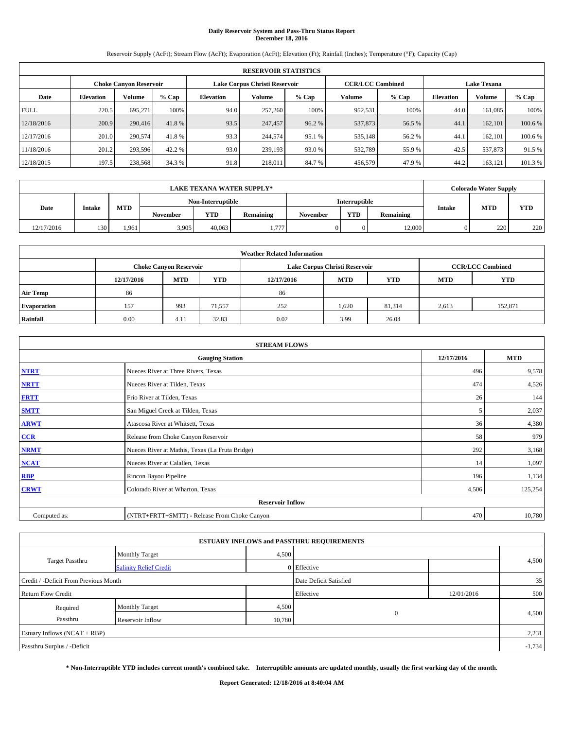**Daily Reservoir System and Pass-Thru Status Report**
**December 18, 2016**

Reservoir Supply (AcFt); Stream Flow (AcFt); Evaporation (AcFt); Elevation (Ft); Rainfall (Inches); Temperature (°F); Capacity (Cap)

| RESERVOIR STATISTICS | | | | | | | | | | | |
|---|---|---|---|---|---|---|---|---|---|---|---|
| | Choke Canyon Reservoir | | | Lake Corpus Christi Reservoir | | | CCR/LCC Combined | | Lake Texana | | |
| Date | Elevation | Volume | % Cap | Elevation | Volume | % Cap | Volume | % Cap | Elevation | Volume | % Cap |
| FULL | 220.5 | 695,271 | 100% | 94.0 | 257,260 | 100% | 952,531 | 100% | 44.0 | 161,085 | 100% |
| 12/18/2016 | 200.9 | 290,416 | 41.8 % | 93.5 | 247,457 | 96.2 % | 537,873 | 56.5 % | 44.1 | 162,101 | 100.6 % |
| 12/17/2016 | 201.0 | 290,574 | 41.8 % | 93.3 | 244,574 | 95.1 % | 535,148 | 56.2 % | 44.1 | 162,101 | 100.6 % |
| 11/18/2016 | 201.2 | 293,596 | 42.2 % | 93.0 | 239,193 | 93.0 % | 532,789 | 55.9 % | 42.5 | 537,873 | 91.5 % |
| 12/18/2015 | 197.5 | 238,568 | 34.3 % | 91.8 | 218,011 | 84.7 % | 456,579 | 47.9 % | 44.2 | 163,121 | 101.3 % |

| LAKE TEXANA WATER SUPPLY* | | | | | | | | | Colorado Water Supply | | |
|---|---|---|---|---|---|---|---|---|---|---|---|
| Date | Intake | MTD | Non-Interruptible | | | Interruptible | | | Intake | MTD | YTD |
| | | | November | YTD | Remaining | November | YTD | Remaining | | | |
| 12/17/2016 | 130 | 1,961 | 3,905 | 40,063 | 1,777 | 0 | 0 | 12,000 | 0 | 220 | 220 |

| Weather Related Information | | | | | | | | |
|---|---|---|---|---|---|---|---|---|
| | Choke Canyon Reservoir | | | Lake Corpus Christi Reservoir | | | CCR/LCC Combined | |
| | 12/17/2016 | MTD | YTD | 12/17/2016 | MTD | YTD | MTD | YTD |
| Air Temp | 86 | | | 86 | | | | |
| Evaporation | 157 | 993 | 71,557 | 252 | 1,620 | 81,314 | 2,613 | 152,871 |
| Rainfall | 0.00 | 4.11 | 32.83 | 0.02 | 3.99 | 26.04 | | |

| STREAM FLOWS | | | |
|---|---|---|---|
| Gauging Station | | 12/17/2016 | MTD |
| NTRT | Nueces River at Three Rivers, Texas | 496 | 9,578 |
| NRTT | Nueces River at Tilden, Texas | 474 | 4,526 |
| FRTT | Frio River at Tilden, Texas | 26 | 144 |
| SMTT | San Miguel Creek at Tilden, Texas | 5 | 2,037 |
| ARWT | Atascosa River at Whitsett, Texas | 36 | 4,380 |
| CCR | Release from Choke Canyon Reservoir | 58 | 979 |
| NRMT | Nueces River at Mathis, Texas (La Fruta Bridge) | 292 | 3,168 |
| NCAT | Nueces River at Calallen, Texas | 14 | 1,097 |
| RBP | Rincon Bayou Pipeline | 196 | 1,134 |
| CRWT | Colorado River at Wharton, Texas | 4,506 | 125,254 |
| Reservoir Inflow | | | |
| Computed as: | (NTRT+FRTT+SMTT) - Release From Choke Canyon | 470 | 10,780 |

| ESTUARY INFLOWS and PASSTHRU REQUIREMENTS | | | | | |
|---|---|---|---|---|---|
| Target Passthru | Monthly Target | 4,500 | | | 4,500 |
| | Salinity Relief Credit | 0 | Effective | | |
| Credit / -Deficit From Previous Month | | | Date Deficit Satisfied | | 35 |
| Return Flow Credit | | | Effective | 12/01/2016 | 500 |
| Required Passthru | Monthly Target | 4,500 | 0 | | 4,500 |
| | Reservoir Inflow | 10,780 | | | |
| Estuary Inflows (NCAT + RBP) | | | | | 2,231 |
| Passthru Surplus / -Deficit | | | | | -1,734 |

**\* Non-Interruptible YTD includes current month's combined take. Interruptible amounts are updated monthly, usually the first working day of the month.**

**Report Generated: 12/18/2016 at 8:40:04 AM**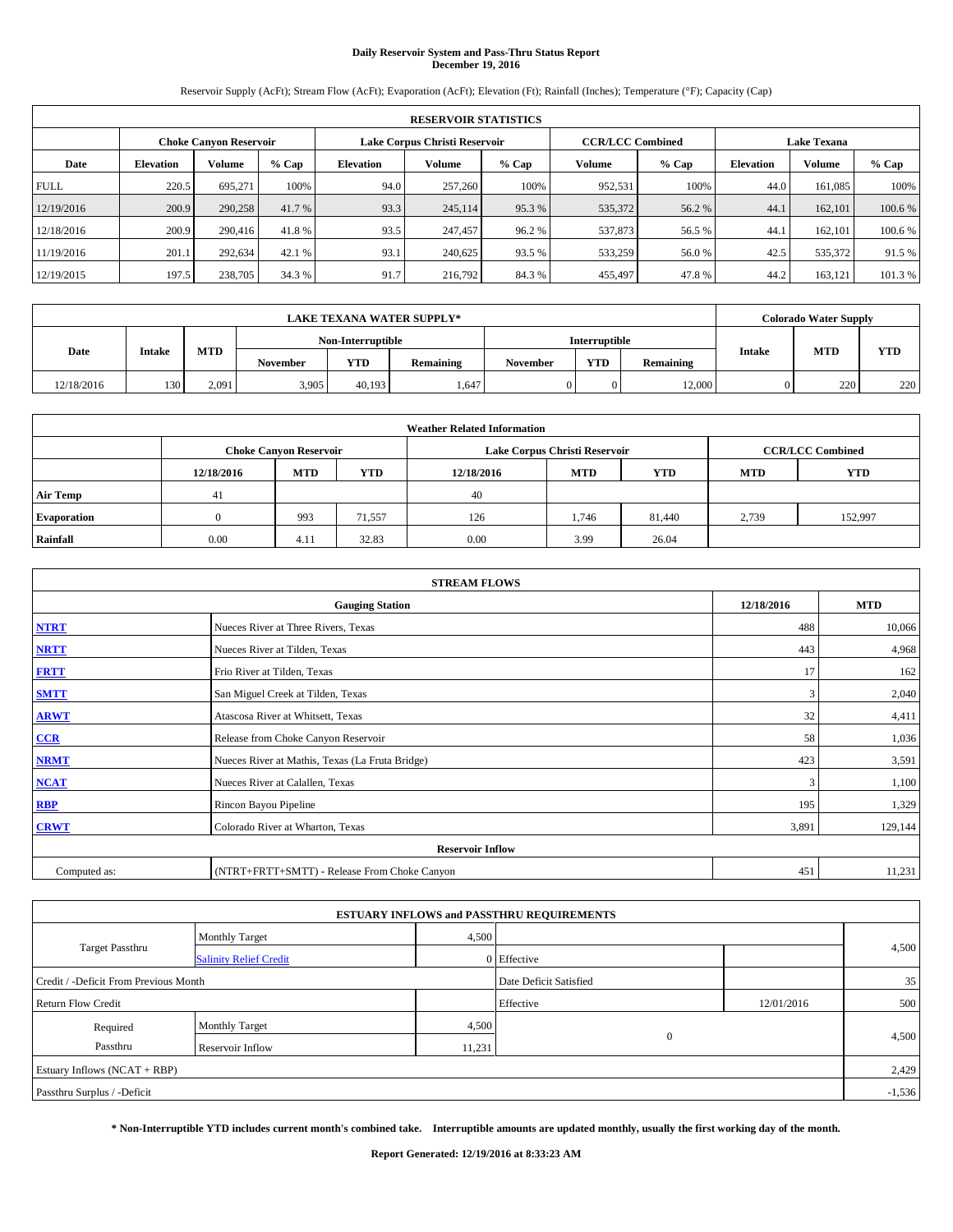# Daily Reservoir System and Pass-Thru Status Report
## December 19, 2016

Reservoir Supply (AcFt); Stream Flow (AcFt); Evaporation (AcFt); Elevation (Ft); Rainfall (Inches); Temperature (°F); Capacity (Cap)

| RESERVOIR STATISTICS | | | | | | | | | | | |
|---|---|---|---|---|---|---|---|---|---|---|---|
| | Choke Canyon Reservoir | | | Lake Corpus Christi Reservoir | | | CCR/LCC Combined | | Lake Texana | | |
| Date | Elevation | Volume | % Cap | Elevation | Volume | % Cap | Volume | % Cap | Elevation | Volume | % Cap |
| FULL | 220.5 | 695,271 | 100% | 94.0 | 257,260 | 100% | 952,531 | 100% | 44.0 | 161,085 | 100% |
| 12/19/2016 | 200.9 | 290,258 | 41.7 % | 93.3 | 245,114 | 95.3 % | 535,372 | 56.2 % | 44.1 | 162,101 | 100.6 % |
| 12/18/2016 | 200.9 | 290,416 | 41.8 % | 93.5 | 247,457 | 96.2 % | 537,873 | 56.5 % | 44.1 | 162,101 | 100.6 % |
| 11/19/2016 | 201.1 | 292,634 | 42.1 % | 93.1 | 240,625 | 93.5 % | 533,259 | 56.0 % | 42.5 | 535,372 | 91.5 % |
| 12/19/2015 | 197.5 | 238,705 | 34.3 % | 91.7 | 216,792 | 84.3 % | 455,497 | 47.8 % | 44.2 | 163,121 | 101.3 % |

| LAKE TEXANA WATER SUPPLY* | | | | | | | | | Colorado Water Supply | | |
|---|---|---|---|---|---|---|---|---|---|---|---|
| Date | Intake | MTD | Non-Interruptible | | | Interruptible | | | Intake | MTD | YTD |
| | | | November | YTD | Remaining | November | YTD | Remaining | | | |
| 12/18/2016 | 130 | 2,091 | 3,905 | 40,193 | 1,647 | 0 | 0 | 12,000 | 0 | 220 | 220 |

| Weather Related Information | | | | | | | | |
|---|---|---|---|---|---|---|---|---|
| | Choke Canyon Reservoir | | | Lake Corpus Christi Reservoir | | | CCR/LCC Combined | |
| | 12/18/2016 | MTD | YTD | 12/18/2016 | MTD | YTD | MTD | YTD |
| Air Temp | 41 | | | 40 | | | | |
| Evaporation | 0 | 993 | 71,557 | 126 | 1,746 | 81,440 | 2,739 | 152,997 |
| Rainfall | 0.00 | 4.11 | 32.83 | 0.00 | 3.99 | 26.04 | | |

| STREAM FLOWS | | | |
|---|---|---|---|
| Gauging Station | | 12/18/2016 | MTD |
| NTRT | Nueces River at Three Rivers, Texas | 488 | 10,066 |
| NRTT | Nueces River at Tilden, Texas | 443 | 4,968 |
| FRTT | Frio River at Tilden, Texas | 17 | 162 |
| SMTT | San Miguel Creek at Tilden, Texas | 3 | 2,040 |
| ARWT | Atascosa River at Whitsett, Texas | 32 | 4,411 |
| CCR | Release from Choke Canyon Reservoir | 58 | 1,036 |
| NRMT | Nueces River at Mathis, Texas (La Fruta Bridge) | 423 | 3,591 |
| NCAT | Nueces River at Calallen, Texas | 3 | 1,100 |
| RBP | Rincon Bayou Pipeline | 195 | 1,329 |
| CRWT | Colorado River at Wharton, Texas | 3,891 | 129,144 |
| Reservoir Inflow | | | |
| Computed as: | (NTRT+FRTT+SMTT) - Release From Choke Canyon | 451 | 11,231 |

| ESTUARY INFLOWS and PASSTHRU REQUIREMENTS | | | | | |
|---|---|---|---|---|---|
| Target Passthru | Monthly Target | 4,500 | | | 4,500 |
| | Salinity Relief Credit | 0 | Effective | | |
| Credit / -Deficit From Previous Month | | | Date Deficit Satisfied | | 35 |
| Return Flow Credit | | | Effective | 12/01/2016 | 500 |
| Required Passthru | Monthly Target | 4,500 | 0 | | 4,500 |
| | Reservoir Inflow | 11,231 | | | |
| Estuary Inflows (NCAT + RBP) | | | | | 2,429 |
| Passthru Surplus / -Deficit | | | | | -1,536 |

**\* Non-Interruptible YTD includes current month's combined take. Interruptible amounts are updated monthly, usually the first working day of the month.**

**Report Generated: 12/19/2016 at 8:33:23 AM**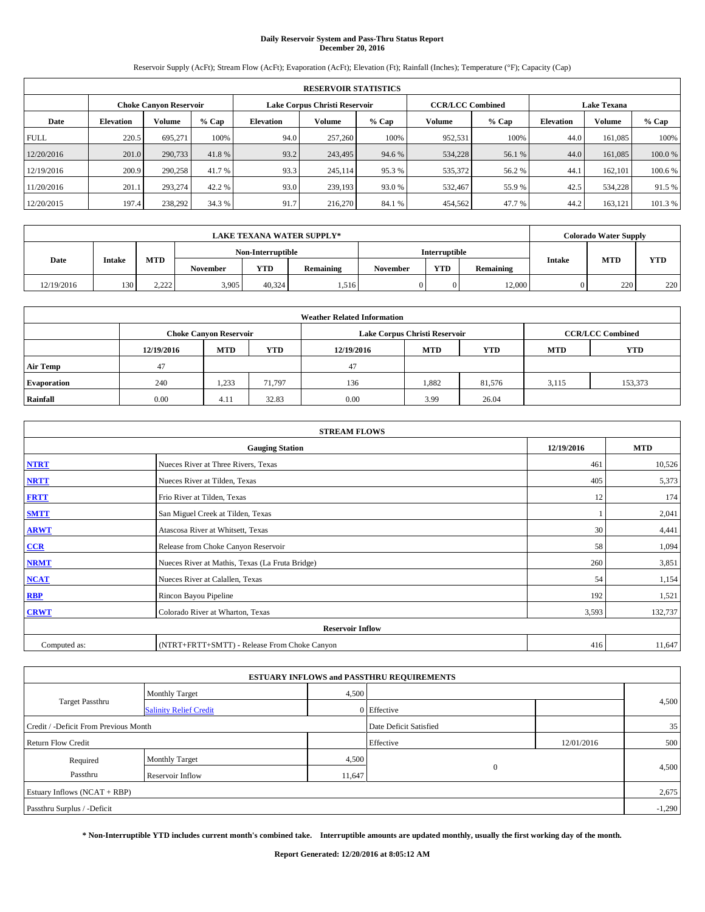# Daily Reservoir System and Pass-Thru Status Report
## December 20, 2016

Reservoir Supply (AcFt); Stream Flow (AcFt); Evaporation (AcFt); Elevation (Ft); Rainfall (Inches); Temperature (°F); Capacity (Cap)

| RESERVOIR STATISTICS | | | | | | | | | | | |
|---|---|---|---|---|---|---|---|---|---|---|---|
| | Choke Canyon Reservoir | | | Lake Corpus Christi Reservoir | | | CCR/LCC Combined | | Lake Texana | | |
| Date | Elevation | Volume | % Cap | Elevation | Volume | % Cap | Volume | % Cap | Elevation | Volume | % Cap |
| FULL | 220.5 | 695,271 | 100% | 94.0 | 257,260 | 100% | 952,531 | 100% | 44.0 | 161,085 | 100% |
| 12/20/2016 | 201.0 | 290,733 | 41.8 % | 93.2 | 243,495 | 94.6 % | 534,228 | 56.1 % | 44.0 | 161,085 | 100.0 % |
| 12/19/2016 | 200.9 | 290,258 | 41.7 % | 93.3 | 245,114 | 95.3 % | 535,372 | 56.2 % | 44.1 | 162,101 | 100.6 % |
| 11/20/2016 | 201.1 | 293,274 | 42.2 % | 93.0 | 239,193 | 93.0 % | 532,467 | 55.9 % | 42.5 | 534,228 | 91.5 % |
| 12/20/2015 | 197.4 | 238,292 | 34.3 % | 91.7 | 216,270 | 84.1 % | 454,562 | 47.7 % | 44.2 | 163,121 | 101.3 % |

| LAKE TEXANA WATER SUPPLY* | | | | | | | | | Colorado Water Supply | | |
|---|---|---|---|---|---|---|---|---|---|---|---|
| Date | Intake | MTD | Non-Interruptible | | | Interruptible | | | Intake | MTD | YTD |
| | | | November | YTD | Remaining | November | YTD | Remaining | | | |
| 12/19/2016 | 130 | 2,222 | 3,905 | 40,324 | 1,516 | 0 | 0 | 12,000 | 0 | 220 | 220 |

| Weather Related Information | | | | | | | | |
|---|---|---|---|---|---|---|---|---|
| | Choke Canyon Reservoir | | | Lake Corpus Christi Reservoir | | | CCR/LCC Combined | |
| | 12/19/2016 | MTD | YTD | 12/19/2016 | MTD | YTD | MTD | YTD |
| Air Temp | 47 | | | 47 | | | | |
| Evaporation | 240 | 1,233 | 71,797 | 136 | 1,882 | 81,576 | 3,115 | 153,373 |
| Rainfall | 0.00 | 4.11 | 32.83 | 0.00 | 3.99 | 26.04 | | |

| STREAM FLOWS | | | |
|---|---|---|---|
| Gauging Station | | 12/19/2016 | MTD |
| NTRT | Nueces River at Three Rivers, Texas | 461 | 10,526 |
| NRTT | Nueces River at Tilden, Texas | 405 | 5,373 |
| FRTT | Frio River at Tilden, Texas | 12 | 174 |
| SMTT | San Miguel Creek at Tilden, Texas | 1 | 2,041 |
| ARWT | Atascosa River at Whitsett, Texas | 30 | 4,441 |
| CCR | Release from Choke Canyon Reservoir | 58 | 1,094 |
| NRMT | Nueces River at Mathis, Texas (La Fruta Bridge) | 260 | 3,851 |
| NCAT | Nueces River at Calallen, Texas | 54 | 1,154 |
| RBP | Rincon Bayou Pipeline | 192 | 1,521 |
| CRWT | Colorado River at Wharton, Texas | 3,593 | 132,737 |
| Reservoir Inflow | | | |
| Computed as: | (NTRT+FRTT+SMTT) - Release From Choke Canyon | 416 | 11,647 |

| ESTUARY INFLOWS and PASSTHRU REQUIREMENTS | | | | | |
|---|---|---|---|---|---|
| Target Passthru | Monthly Target | 4,500 | | | 4,500 |
| | Salinity Relief Credit | 0 | Effective | | |
| Credit / -Deficit From Previous Month | | | Date Deficit Satisfied | | 35 |
| Return Flow Credit | | | Effective | 12/01/2016 | 500 |
| Required Passthru | Monthly Target | 4,500 | 0 | | 4,500 |
| | Reservoir Inflow | 11,647 | | | |
| Estuary Inflows (NCAT + RBP) | | | | | 2,675 |
| Passthru Surplus / -Deficit | | | | | -1,290 |

**\* Non-Interruptible YTD includes current month's combined take. Interruptible amounts are updated monthly, usually the first working day of the month.**

**Report Generated: 12/20/2016 at 8:05:12 AM**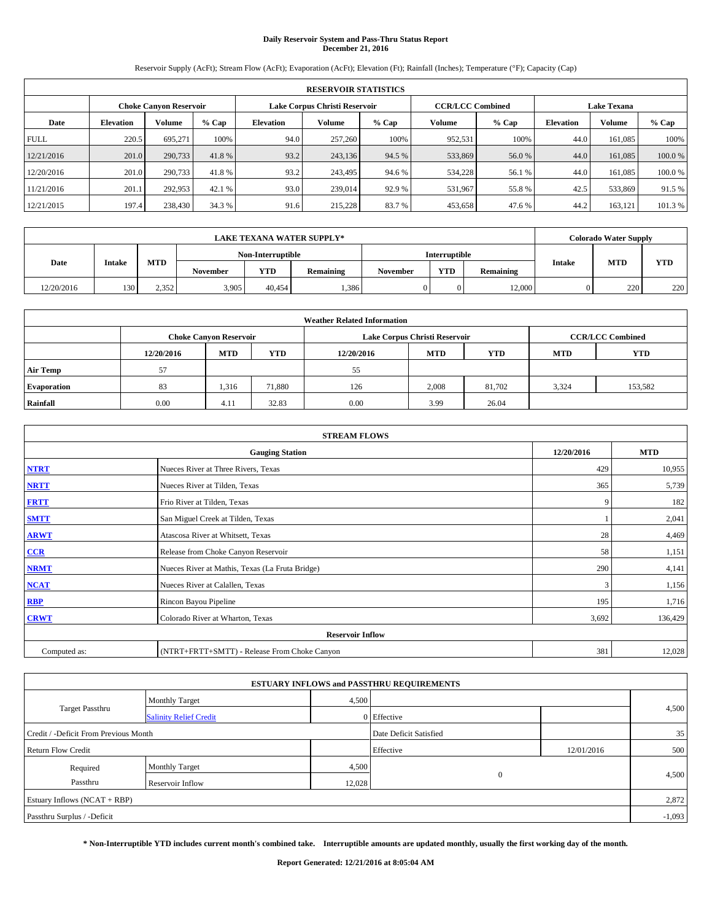**Daily Reservoir System and Pass-Thru Status Report**
**December 21, 2016**

Reservoir Supply (AcFt); Stream Flow (AcFt); Evaporation (AcFt); Elevation (Ft); Rainfall (Inches); Temperature (°F); Capacity (Cap)

| RESERVOIR STATISTICS | | | | | | | | | | | |
|---|---|---|---|---|---|---|---|---|---|---|---|
| | Choke Canyon Reservoir | | | Lake Corpus Christi Reservoir | | | CCR/LCC Combined | | Lake Texana | | |
| Date | Elevation | Volume | % Cap | Elevation | Volume | % Cap | Volume | % Cap | Elevation | Volume | % Cap |
| FULL | 220.5 | 695,271 | 100% | 94.0 | 257,260 | 100% | 952,531 | 100% | 44.0 | 161,085 | 100% |
| 12/21/2016 | 201.0 | 290,733 | 41.8 % | 93.2 | 243,136 | 94.5 % | 533,869 | 56.0 % | 44.0 | 161,085 | 100.0 % |
| 12/20/2016 | 201.0 | 290,733 | 41.8 % | 93.2 | 243,495 | 94.6 % | 534,228 | 56.1 % | 44.0 | 161,085 | 100.0 % |
| 11/21/2016 | 201.1 | 292,953 | 42.1 % | 93.0 | 239,014 | 92.9 % | 531,967 | 55.8 % | 42.5 | 533,869 | 91.5 % |
| 12/21/2015 | 197.4 | 238,430 | 34.3 % | 91.6 | 215,228 | 83.7 % | 453,658 | 47.6 % | 44.2 | 163,121 | 101.3 % |

| LAKE TEXANA WATER SUPPLY* | | | | | | | | | Colorado Water Supply | | |
|---|---|---|---|---|---|---|---|---|---|---|---|
| Date | Intake | MTD | Non-Interruptible | | | Interruptible | | | Intake | MTD | YTD |
| | | | November | YTD | Remaining | November | YTD | Remaining | | | |
| 12/20/2016 | 130 | 2,352 | 3,905 | 40,454 | 1,386 | 0 | 0 | 12,000 | 0 | 220 | 220 |

| Weather Related Information | | | | | | | | |
|---|---|---|---|---|---|---|---|---|
| | Choke Canyon Reservoir | | | Lake Corpus Christi Reservoir | | | CCR/LCC Combined | |
| | 12/20/2016 | MTD | YTD | 12/20/2016 | MTD | YTD | MTD | YTD |
| Air Temp | 57 | | | 55 | | | | |
| Evaporation | 83 | 1,316 | 71,880 | 126 | 2,008 | 81,702 | 3,324 | 153,582 |
| Rainfall | 0.00 | 4.11 | 32.83 | 0.00 | 3.99 | 26.04 | | |

| STREAM FLOWS | | | |
|---|---|---|---|
| Gauging Station | | 12/20/2016 | MTD |
| NTRT | Nueces River at Three Rivers, Texas | 429 | 10,955 |
| NRTT | Nueces River at Tilden, Texas | 365 | 5,739 |
| FRTT | Frio River at Tilden, Texas | 9 | 182 |
| SMTT | San Miguel Creek at Tilden, Texas | 1 | 2,041 |
| ARWT | Atascosa River at Whitsett, Texas | 28 | 4,469 |
| CCR | Release from Choke Canyon Reservoir | 58 | 1,151 |
| NRMT | Nueces River at Mathis, Texas (La Fruta Bridge) | 290 | 4,141 |
| NCAT | Nueces River at Calallen, Texas | 3 | 1,156 |
| RBP | Rincon Bayou Pipeline | 195 | 1,716 |
| CRWT | Colorado River at Wharton, Texas | 3,692 | 136,429 |
| Reservoir Inflow | | | |
| Computed as: | (NTRT+FRTT+SMTT) - Release From Choke Canyon | 381 | 12,028 |

| ESTUARY INFLOWS and PASSTHRU REQUIREMENTS | | | | | |
|---|---|---|---|---|---|
| Target Passthru | Monthly Target | 4,500 | | | 4,500 |
| | Salinity Relief Credit | 0 | Effective | | |
| Credit / -Deficit From Previous Month | | | Date Deficit Satisfied | | 35 |
| Return Flow Credit | | | Effective | 12/01/2016 | 500 |
| Required Passthru | Monthly Target | 4,500 | 0 | | 4,500 |
| | Reservoir Inflow | 12,028 | | | |
| Estuary Inflows (NCAT + RBP) | | | | | 2,872 |
| Passthru Surplus / -Deficit | | | | | -1,093 |

**\* Non-Interruptible YTD includes current month's combined take. Interruptible amounts are updated monthly, usually the first working day of the month.**

**Report Generated: 12/21/2016 at 8:05:04 AM**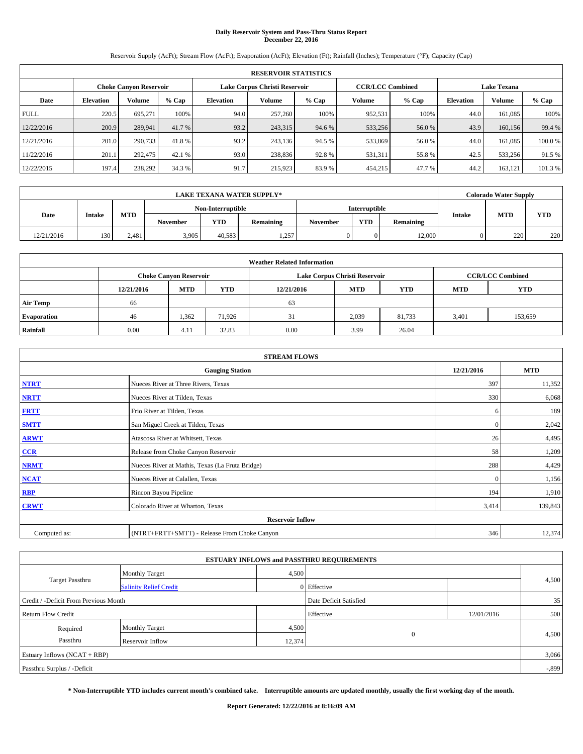# Daily Reservoir System and Pass-Thru Status Report
## December 22, 2016

Reservoir Supply (AcFt); Stream Flow (AcFt); Evaporation (AcFt); Elevation (Ft); Rainfall (Inches); Temperature (°F); Capacity (Cap)

| RESERVOIR STATISTICS | | | | | | | | | | | |
|---|---|---|---|---|---|---|---|---|---|---|---|
| | Choke Canyon Reservoir | | | Lake Corpus Christi Reservoir | | | CCR/LCC Combined | | Lake Texana | | |
| Date | Elevation | Volume | % Cap | Elevation | Volume | % Cap | Volume | % Cap | Elevation | Volume | % Cap |
| FULL | 220.5 | 695,271 | 100% | 94.0 | 257,260 | 100% | 952,531 | 100% | 44.0 | 161,085 | 100% |
| 12/22/2016 | 200.9 | 289,941 | 41.7 % | 93.2 | 243,315 | 94.6 % | 533,256 | 56.0 % | 43.9 | 160,156 | 99.4 % |
| 12/21/2016 | 201.0 | 290,733 | 41.8 % | 93.2 | 243,136 | 94.5 % | 533,869 | 56.0 % | 44.0 | 161,085 | 100.0 % |
| 11/22/2016 | 201.1 | 292,475 | 42.1 % | 93.0 | 238,836 | 92.8 % | 531,311 | 55.8 % | 42.5 | 533,256 | 91.5 % |
| 12/22/2015 | 197.4 | 238,292 | 34.3 % | 91.7 | 215,923 | 83.9 % | 454,215 | 47.7 % | 44.2 | 163,121 | 101.3 % |

| LAKE TEXANA WATER SUPPLY* | | | | | | | | | Colorado Water Supply | | |
|---|---|---|---|---|---|---|---|---|---|---|---|
| Date | Intake | MTD | Non-Interruptible | | | Interruptible | | | Intake | MTD | YTD |
| | | | November | YTD | Remaining | November | YTD | Remaining | | | |
| 12/21/2016 | 130 | 2,481 | 3,905 | 40,583 | 1,257 | 0 | 0 | 12,000 | 0 | 220 | 220 |

| Weather Related Information | | | | | | | | |
|---|---|---|---|---|---|---|---|---|
| | Choke Canyon Reservoir | | | Lake Corpus Christi Reservoir | | | CCR/LCC Combined | |
| | 12/21/2016 | MTD | YTD | 12/21/2016 | MTD | YTD | MTD | YTD |
| Air Temp | 66 | | | 63 | | | | |
| Evaporation | 46 | 1,362 | 71,926 | 31 | 2,039 | 81,733 | 3,401 | 153,659 |
| Rainfall | 0.00 | 4.11 | 32.83 | 0.00 | 3.99 | 26.04 | | |

| STREAM FLOWS | | | |
|---|---|---|---|
| Gauging Station | | 12/21/2016 | MTD |
| NTRT | Nueces River at Three Rivers, Texas | 397 | 11,352 |
| NRTT | Nueces River at Tilden, Texas | 330 | 6,068 |
| FRTT | Frio River at Tilden, Texas | 6 | 189 |
| SMTT | San Miguel Creek at Tilden, Texas | 0 | 2,042 |
| ARWT | Atascosa River at Whitsett, Texas | 26 | 4,495 |
| CCR | Release from Choke Canyon Reservoir | 58 | 1,209 |
| NRMT | Nueces River at Mathis, Texas (La Fruta Bridge) | 288 | 4,429 |
| NCAT | Nueces River at Calallen, Texas | 0 | 1,156 |
| RBP | Rincon Bayou Pipeline | 194 | 1,910 |
| CRWT | Colorado River at Wharton, Texas | 3,414 | 139,843 |
| Reservoir Inflow | | | |
| Computed as: | (NTRT+FRTT+SMTT) - Release From Choke Canyon | 346 | 12,374 |

| ESTUARY INFLOWS and PASSTHRU REQUIREMENTS | | | | | |
|---|---|---|---|---|---|
| Target Passthru | Monthly Target | 4,500 | | | 4,500 |
| | Salinity Relief Credit | 0 | Effective | | |
| Credit / -Deficit From Previous Month | | | Date Deficit Satisfied | | 35 |
| Return Flow Credit | | | Effective | 12/01/2016 | 500 |
| Required Passthru | Monthly Target | 4,500 | 0 | | 4,500 |
| | Reservoir Inflow | 12,374 | | | |
| Estuary Inflows (NCAT + RBP) | | | | | 3,066 |
| Passthru Surplus / -Deficit | | | | | -899 |

**\* Non-Interruptible YTD includes current month's combined take. Interruptible amounts are updated monthly, usually the first working day of the month.**

**Report Generated: 12/22/2016 at 8:16:09 AM**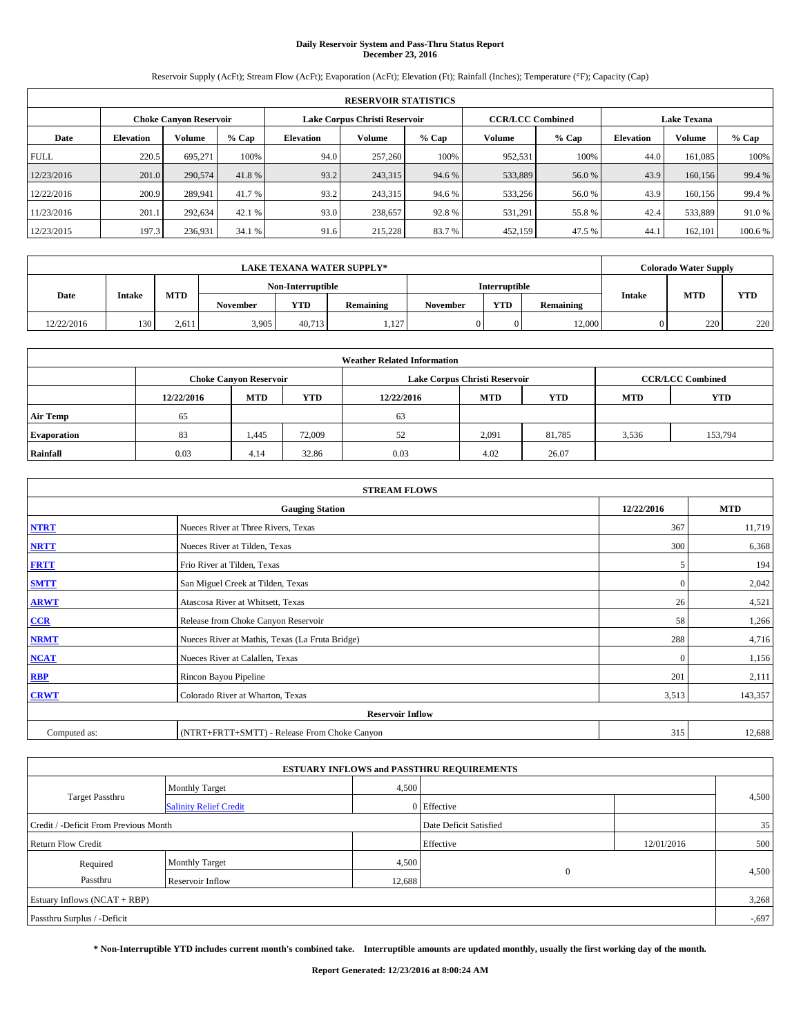# Daily Reservoir System and Pass-Thru Status Report
## December 23, 2016

Reservoir Supply (AcFt); Stream Flow (AcFt); Evaporation (AcFt); Elevation (Ft); Rainfall (Inches); Temperature (°F); Capacity (Cap)

| RESERVOIR STATISTICS | | | | | | | | | | | |
|---|---|---|---|---|---|---|---|---|---|---|---|
| | Choke Canyon Reservoir | | | Lake Corpus Christi Reservoir | | | CCR/LCC Combined | | Lake Texana | | |
| Date | Elevation | Volume | % Cap | Elevation | Volume | % Cap | Volume | % Cap | Elevation | Volume | % Cap |
| FULL | 220.5 | 695,271 | 100% | 94.0 | 257,260 | 100% | 952,531 | 100% | 44.0 | 161,085 | 100% |
| 12/23/2016 | 201.0 | 290,574 | 41.8 % | 93.2 | 243,315 | 94.6 % | 533,889 | 56.0 % | 43.9 | 160,156 | 99.4 % |
| 12/22/2016 | 200.9 | 289,941 | 41.7 % | 93.2 | 243,315 | 94.6 % | 533,256 | 56.0 % | 43.9 | 160,156 | 99.4 % |
| 11/23/2016 | 201.1 | 292,634 | 42.1 % | 93.0 | 238,657 | 92.8 % | 531,291 | 55.8 % | 42.4 | 533,889 | 91.0 % |
| 12/23/2015 | 197.3 | 236,931 | 34.1 % | 91.6 | 215,228 | 83.7 % | 452,159 | 47.5 % | 44.1 | 162,101 | 100.6 % |

| LAKE TEXANA WATER SUPPLY* | | | | | | | | | Colorado Water Supply | | |
|---|---|---|---|---|---|---|---|---|---|---|---|
| Date | Intake | MTD | Non-Interruptible | | | Interruptible | | | Intake | MTD | YTD |
| | | | November | YTD | Remaining | November | YTD | Remaining | | | |
| 12/22/2016 | 130 | 2,611 | 3,905 | 40,713 | 1,127 | 0 | 0 | 12,000 | 0 | 220 | 220 |

| Weather Related Information | | | | | | | | |
|---|---|---|---|---|---|---|---|---|
| | Choke Canyon Reservoir | | | Lake Corpus Christi Reservoir | | | CCR/LCC Combined | |
| | 12/22/2016 | MTD | YTD | 12/22/2016 | MTD | YTD | MTD | YTD |
| Air Temp | 65 | | | 63 | | | | |
| Evaporation | 83 | 1,445 | 72,009 | 52 | 2,091 | 81,785 | 3,536 | 153,794 |
| Rainfall | 0.03 | 4.14 | 32.86 | 0.03 | 4.02 | 26.07 | | |

| STREAM FLOWS | | | |
|---|---|---|---|
| | Gauging Station | 12/22/2016 | MTD |
| NTRT | Nueces River at Three Rivers, Texas | 367 | 11,719 |
| NRTT | Nueces River at Tilden, Texas | 300 | 6,368 |
| FRTT | Frio River at Tilden, Texas | 5 | 194 |
| SMTT | San Miguel Creek at Tilden, Texas | 0 | 2,042 |
| ARWT | Atascosa River at Whitsett, Texas | 26 | 4,521 |
| CCR | Release from Choke Canyon Reservoir | 58 | 1,266 |
| NRMT | Nueces River at Mathis, Texas (La Fruta Bridge) | 288 | 4,716 |
| NCAT | Nueces River at Calallen, Texas | 0 | 1,156 |
| RBP | Rincon Bayou Pipeline | 201 | 2,111 |
| CRWT | Colorado River at Wharton, Texas | 3,513 | 143,357 |
| | Reservoir Inflow | | |
| Computed as: | (NTRT+FRTT+SMTT) - Release From Choke Canyon | 315 | 12,688 |

| ESTUARY INFLOWS and PASSTHRU REQUIREMENTS | | | | | |
|---|---|---|---|---|---|
| Target Passthru | Monthly Target | 4,500 | | | 4,500 |
| | Salinity Relief Credit | 0 | Effective | | |
| Credit / -Deficit From Previous Month | | | Date Deficit Satisfied | | 35 |
| Return Flow Credit | | | Effective | 12/01/2016 | 500 |
| Required Passthru | Monthly Target | 4,500 | 0 | | 4,500 |
| | Reservoir Inflow | 12,688 | | | |
| Estuary Inflows (NCAT + RBP) | | | | | 3,268 |
| Passthru Surplus / -Deficit | | | | | -,697 |

**\* Non-Interruptible YTD includes current month's combined take. Interruptible amounts are updated monthly, usually the first working day of the month.**

**Report Generated: 12/23/2016 at 8:00:24 AM**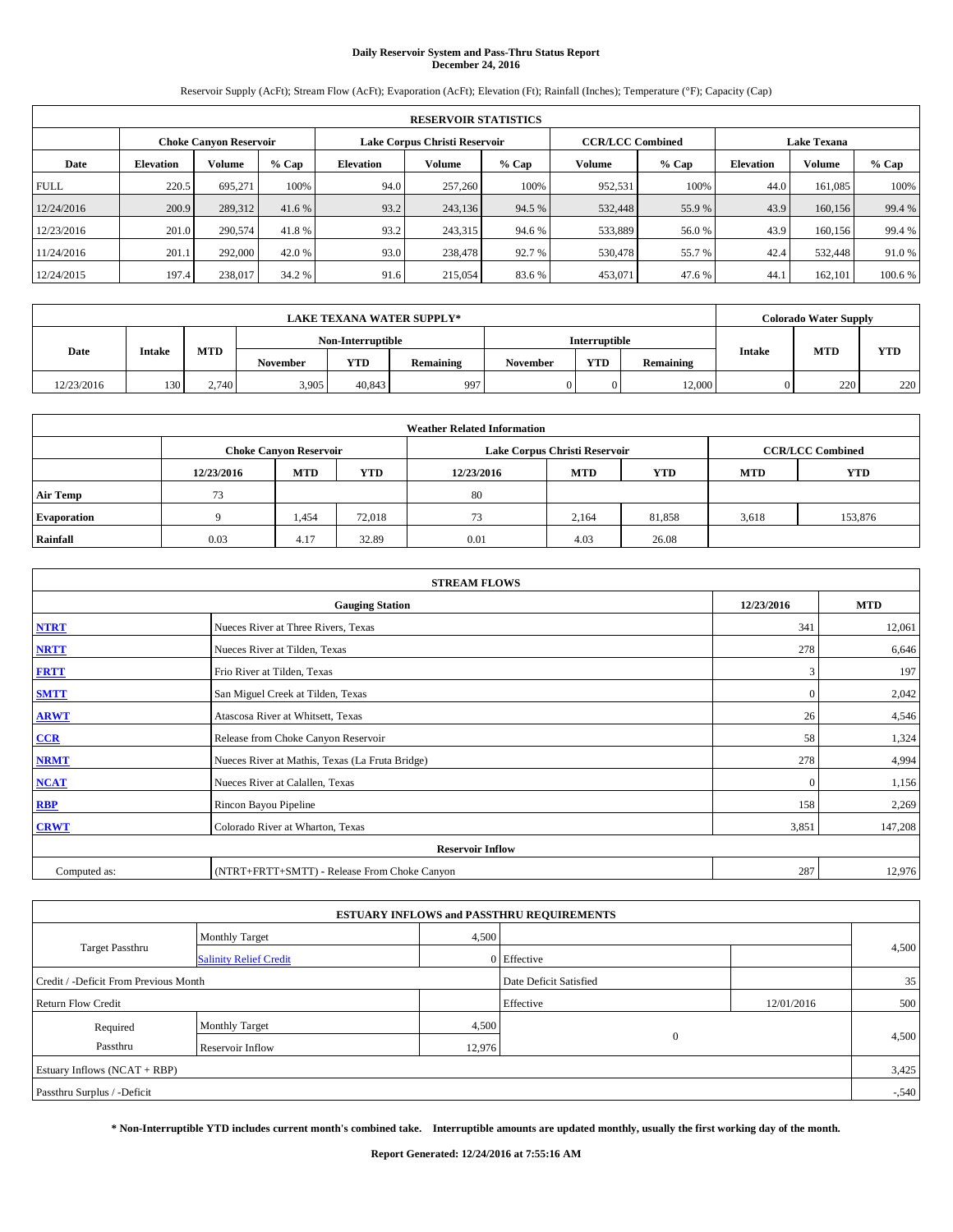# Daily Reservoir System and Pass-Thru Status Report
## December 24, 2016

Reservoir Supply (AcFt); Stream Flow (AcFt); Evaporation (AcFt); Elevation (Ft); Rainfall (Inches); Temperature (°F); Capacity (Cap)

| RESERVOIR STATISTICS | | | | | | | | | | | |
|---|---|---|---|---|---|---|---|---|---|---|---|
| | Choke Canyon Reservoir | | | Lake Corpus Christi Reservoir | | | CCR/LCC Combined | | Lake Texana | | |
| Date | Elevation | Volume | % Cap | Elevation | Volume | % Cap | Volume | % Cap | Elevation | Volume | % Cap |
| FULL | 220.5 | 695,271 | 100% | 94.0 | 257,260 | 100% | 952,531 | 100% | 44.0 | 161,085 | 100% |
| 12/24/2016 | 200.9 | 289,312 | 41.6 % | 93.2 | 243,136 | 94.5 % | 532,448 | 55.9 % | 43.9 | 160,156 | 99.4 % |
| 12/23/2016 | 201.0 | 290,574 | 41.8 % | 93.2 | 243,315 | 94.6 % | 533,889 | 56.0 % | 43.9 | 160,156 | 99.4 % |
| 11/24/2016 | 201.1 | 292,000 | 42.0 % | 93.0 | 238,478 | 92.7 % | 530,478 | 55.7 % | 42.4 | 532,448 | 91.0 % |
| 12/24/2015 | 197.4 | 238,017 | 34.2 % | 91.6 | 215,054 | 83.6 % | 453,071 | 47.6 % | 44.1 | 162,101 | 100.6 % |

| LAKE TEXANA WATER SUPPLY* | | | | | | | | | Colorado Water Supply | | |
|---|---|---|---|---|---|---|---|---|---|---|---|
| Date | Intake | MTD | Non-Interruptible | | | Interruptible | | | Intake | MTD | YTD |
| | | | November | YTD | Remaining | November | YTD | Remaining | | | |
| 12/23/2016 | 130 | 2,740 | 3,905 | 40,843 | 997 | 0 | 0 | 12,000 | 0 | 220 | 220 |

| Weather Related Information | | | | | | | | |
|---|---|---|---|---|---|---|---|---|
| | Choke Canyon Reservoir | | | Lake Corpus Christi Reservoir | | | CCR/LCC Combined | |
| | 12/23/2016 | MTD | YTD | 12/23/2016 | MTD | YTD | MTD | YTD |
| Air Temp | 73 | | | 80 | | | | |
| Evaporation | 9 | 1,454 | 72,018 | 73 | 2,164 | 81,858 | 3,618 | 153,876 |
| Rainfall | 0.03 | 4.17 | 32.89 | 0.01 | 4.03 | 26.08 | | |

| STREAM FLOWS | | | |
|---|---|---|---|
| Gauging Station | | 12/23/2016 | MTD |
| NTRT | Nueces River at Three Rivers, Texas | 341 | 12,061 |
| NRTT | Nueces River at Tilden, Texas | 278 | 6,646 |
| FRTT | Frio River at Tilden, Texas | 3 | 197 |
| SMTT | San Miguel Creek at Tilden, Texas | 0 | 2,042 |
| ARWT | Atascosa River at Whitsett, Texas | 26 | 4,546 |
| CCR | Release from Choke Canyon Reservoir | 58 | 1,324 |
| NRMT | Nueces River at Mathis, Texas (La Fruta Bridge) | 278 | 4,994 |
| NCAT | Nueces River at Calallen, Texas | 0 | 1,156 |
| RBP | Rincon Bayou Pipeline | 158 | 2,269 |
| CRWT | Colorado River at Wharton, Texas | 3,851 | 147,208 |
| Reservoir Inflow | | | |
| Computed as: | (NTRT+FRTT+SMTT) - Release From Choke Canyon | 287 | 12,976 |

| ESTUARY INFLOWS and PASSTHRU REQUIREMENTS | | | | | |
|---|---|---|---|---|---|
| Target Passthru | Monthly Target | 4,500 | | | 4,500 |
| | Salinity Relief Credit | 0 | Effective | | |
| Credit / -Deficit From Previous Month | | | Date Deficit Satisfied | | 35 |
| Return Flow Credit | | | Effective | 12/01/2016 | 500 |
| Required Passthru | Monthly Target | 4,500 | 0 | | 4,500 |
| | Reservoir Inflow | 12,976 | | | |
| Estuary Inflows (NCAT + RBP) | | | | | 3,425 |
| Passthru Surplus / -Deficit | | | | | -,540 |

**\* Non-Interruptible YTD includes current month's combined take. Interruptible amounts are updated monthly, usually the first working day of the month.**

**Report Generated: 12/24/2016 at 7:55:16 AM**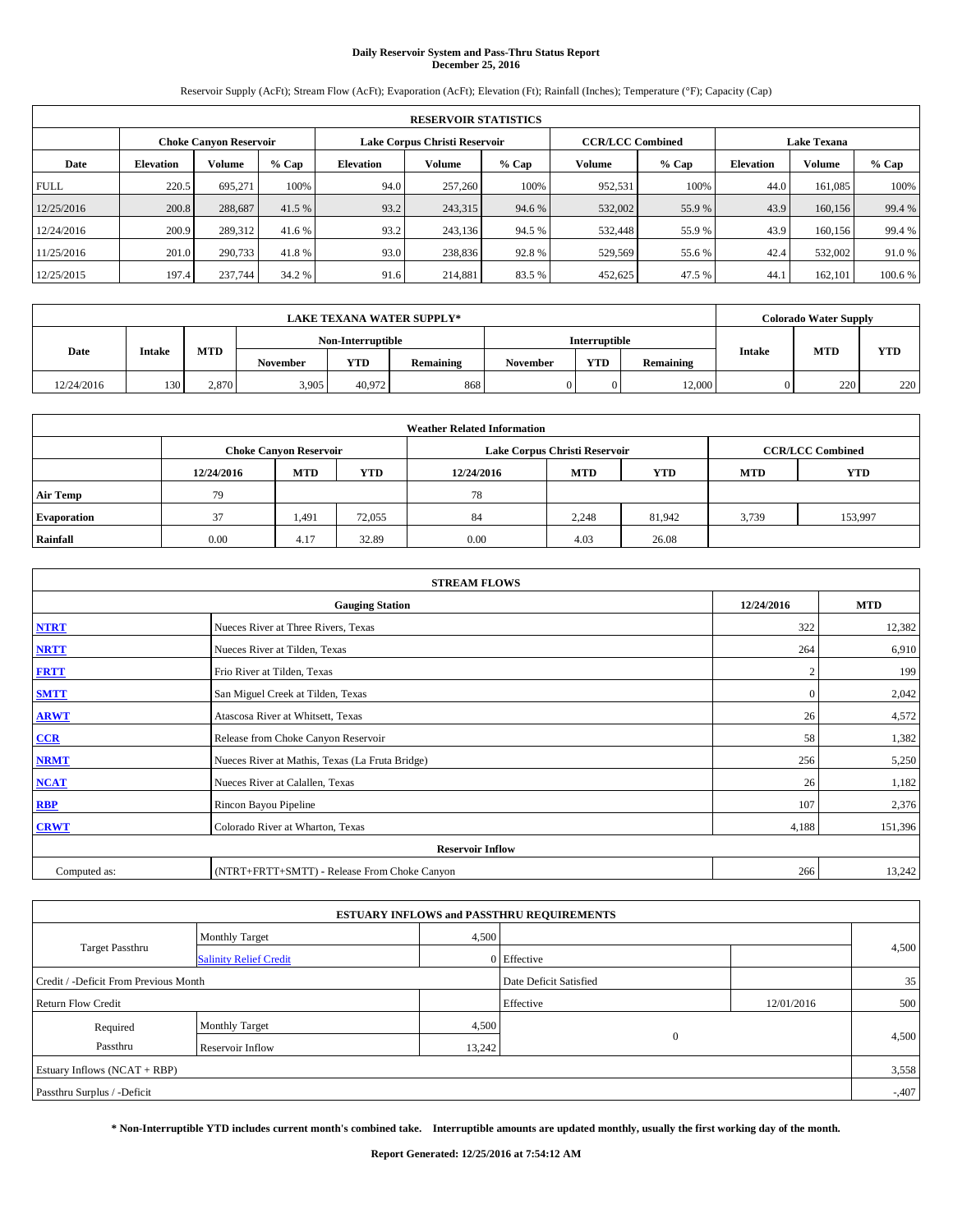# Daily Reservoir System and Pass-Thru Status Report
## December 25, 2016

Reservoir Supply (AcFt); Stream Flow (AcFt); Evaporation (AcFt); Elevation (Ft); Rainfall (Inches); Temperature (°F); Capacity (Cap)

| RESERVOIR STATISTICS | | | | | | | | | | | |
|---|---|---|---|---|---|---|---|---|---|---|---|
| | Choke Canyon Reservoir | | | Lake Corpus Christi Reservoir | | | CCR/LCC Combined | | Lake Texana | | |
| Date | Elevation | Volume | % Cap | Elevation | Volume | % Cap | Volume | % Cap | Elevation | Volume | % Cap |
| FULL | 220.5 | 695,271 | 100% | 94.0 | 257,260 | 100% | 952,531 | 100% | 44.0 | 161,085 | 100% |
| 12/25/2016 | 200.8 | 288,687 | 41.5 % | 93.2 | 243,315 | 94.6 % | 532,002 | 55.9 % | 43.9 | 160,156 | 99.4 % |
| 12/24/2016 | 200.9 | 289,312 | 41.6 % | 93.2 | 243,136 | 94.5 % | 532,448 | 55.9 % | 43.9 | 160,156 | 99.4 % |
| 11/25/2016 | 201.0 | 290,733 | 41.8 % | 93.0 | 238,836 | 92.8 % | 529,569 | 55.6 % | 42.4 | 532,002 | 91.0 % |
| 12/25/2015 | 197.4 | 237,744 | 34.2 % | 91.6 | 214,881 | 83.5 % | 452,625 | 47.5 % | 44.1 | 162,101 | 100.6 % |

| LAKE TEXANA WATER SUPPLY* | | | | | | | | | Colorado Water Supply | | |
|---|---|---|---|---|---|---|---|---|---|---|---|
| Date | Intake | MTD | Non-Interruptible | | | Interruptible | | | Intake | MTD | YTD |
| | | | November | YTD | Remaining | November | YTD | Remaining | | | |
| 12/24/2016 | 130 | 2,870 | 3,905 | 40,972 | 868 | 0 | 0 | 12,000 | 0 | 220 | 220 |

| Weather Related Information | | | | | | | | |
|---|---|---|---|---|---|---|---|---|
| | Choke Canyon Reservoir | | | Lake Corpus Christi Reservoir | | | CCR/LCC Combined | |
| | 12/24/2016 | MTD | YTD | 12/24/2016 | MTD | YTD | MTD | YTD |
| Air Temp | 79 | | | 78 | | | | |
| Evaporation | 37 | 1,491 | 72,055 | 84 | 2,248 | 81,942 | 3,739 | 153,997 |
| Rainfall | 0.00 | 4.17 | 32.89 | 0.00 | 4.03 | 26.08 | | |

| STREAM FLOWS | | | |
|---|---|---|---|
| Gauging Station | | 12/24/2016 | MTD |
| NTRT | Nueces River at Three Rivers, Texas | 322 | 12,382 |
| NRTT | Nueces River at Tilden, Texas | 264 | 6,910 |
| FRTT | Frio River at Tilden, Texas | 2 | 199 |
| SMTT | San Miguel Creek at Tilden, Texas | 0 | 2,042 |
| ARWT | Atascosa River at Whitsett, Texas | 26 | 4,572 |
| CCR | Release from Choke Canyon Reservoir | 58 | 1,382 |
| NRMT | Nueces River at Mathis, Texas (La Fruta Bridge) | 256 | 5,250 |
| NCAT | Nueces River at Calallen, Texas | 26 | 1,182 |
| RBP | Rincon Bayou Pipeline | 107 | 2,376 |
| CRWT | Colorado River at Wharton, Texas | 4,188 | 151,396 |
| Reservoir Inflow | | | |
| Computed as: | (NTRT+FRTT+SMTT) - Release From Choke Canyon | 266 | 13,242 |

| ESTUARY INFLOWS and PASSTHRU REQUIREMENTS | | | | | |
|---|---|---|---|---|---|
| Target Passthru | Monthly Target | 4,500 | | | 4,500 |
| | Salinity Relief Credit | 0 | Effective | | |
| Credit / -Deficit From Previous Month | | | Date Deficit Satisfied | | 35 |
| Return Flow Credit | | | Effective | 12/01/2016 | 500 |
| Required Passthru | Monthly Target | 4,500 | 0 | | 4,500 |
| | Reservoir Inflow | 13,242 | | | |
| Estuary Inflows (NCAT + RBP) | | | | | 3,558 |
| Passthru Surplus / -Deficit | | | | | -,407 |

**\* Non-Interruptible YTD includes current month's combined take. Interruptible amounts are updated monthly, usually the first working day of the month.**

**Report Generated: 12/25/2016 at 7:54:12 AM**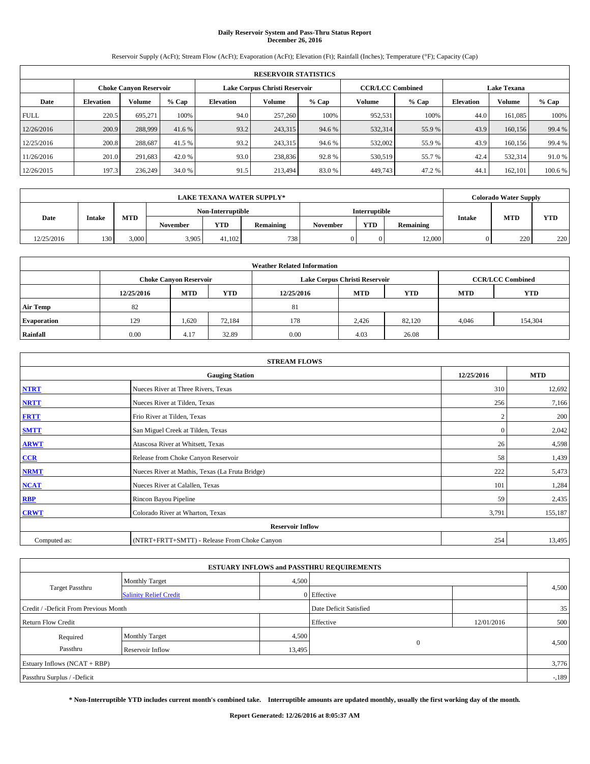# Daily Reservoir System and Pass-Thru Status Report
## December 26, 2016

Reservoir Supply (AcFt); Stream Flow (AcFt); Evaporation (AcFt); Elevation (Ft); Rainfall (Inches); Temperature (°F); Capacity (Cap)

| RESERVOIR STATISTICS | | | | | | | | | | | |
|---|---|---|---|---|---|---|---|---|---|---|---|
| | Choke Canyon Reservoir | | | Lake Corpus Christi Reservoir | | | CCR/LCC Combined | | Lake Texana | | |
| Date | Elevation | Volume | % Cap | Elevation | Volume | % Cap | Volume | % Cap | Elevation | Volume | % Cap |
| FULL | 220.5 | 695,271 | 100% | 94.0 | 257,260 | 100% | 952,531 | 100% | 44.0 | 161,085 | 100% |
| 12/26/2016 | 200.9 | 288,999 | 41.6 % | 93.2 | 243,315 | 94.6 % | 532,314 | 55.9 % | 43.9 | 160,156 | 99.4 % |
| 12/25/2016 | 200.8 | 288,687 | 41.5 % | 93.2 | 243,315 | 94.6 % | 532,002 | 55.9 % | 43.9 | 160,156 | 99.4 % |
| 11/26/2016 | 201.0 | 291,683 | 42.0 % | 93.0 | 238,836 | 92.8 % | 530,519 | 55.7 % | 42.4 | 532,314 | 91.0 % |
| 12/26/2015 | 197.3 | 236,249 | 34.0 % | 91.5 | 213,494 | 83.0 % | 449,743 | 47.2 % | 44.1 | 162,101 | 100.6 % |

| LAKE TEXANA WATER SUPPLY* | | | | | | | | | Colorado Water Supply | | |
|---|---|---|---|---|---|---|---|---|---|---|---|
| Date | Intake | MTD | Non-Interruptible | | | Interruptible | | | Intake | MTD | YTD |
| | | | November | YTD | Remaining | November | YTD | Remaining | | | |
| 12/25/2016 | 130 | 3,000 | 3,905 | 41,102 | 738 | 0 | 0 | 12,000 | 0 | 220 | 220 |

| Weather Related Information | | | | | | | | |
|---|---|---|---|---|---|---|---|---|
| | Choke Canyon Reservoir | | | Lake Corpus Christi Reservoir | | | CCR/LCC Combined | |
| | 12/25/2016 | MTD | YTD | 12/25/2016 | MTD | YTD | MTD | YTD |
| Air Temp | 82 | | | 81 | | | | |
| Evaporation | 129 | 1,620 | 72,184 | 178 | 2,426 | 82,120 | 4,046 | 154,304 |
| Rainfall | 0.00 | 4.17 | 32.89 | 0.00 | 4.03 | 26.08 | | |

| STREAM FLOWS | | | |
|---|---|---|---|
| | Gauging Station | 12/25/2016 | MTD |
| NTRT | Nueces River at Three Rivers, Texas | 310 | 12,692 |
| NRTT | Nueces River at Tilden, Texas | 256 | 7,166 |
| FRTT | Frio River at Tilden, Texas | 2 | 200 |
| SMTT | San Miguel Creek at Tilden, Texas | 0 | 2,042 |
| ARWT | Atascosa River at Whitsett, Texas | 26 | 4,598 |
| CCR | Release from Choke Canyon Reservoir | 58 | 1,439 |
| NRMT | Nueces River at Mathis, Texas (La Fruta Bridge) | 222 | 5,473 |
| NCAT | Nueces River at Calallen, Texas | 101 | 1,284 |
| RBP | Rincon Bayou Pipeline | 59 | 2,435 |
| CRWT | Colorado River at Wharton, Texas | 3,791 | 155,187 |
| | Reservoir Inflow | | |
| Computed as: | (NTRT+FRTT+SMTT) - Release From Choke Canyon | 254 | 13,495 |

| ESTUARY INFLOWS and PASSTHRU REQUIREMENTS | | | | | |
|---|---|---|---|---|---|
| Target Passthru | Monthly Target | 4,500 | | | 4,500 |
| | Salinity Relief Credit | 0 | Effective | | |
| Credit / -Deficit From Previous Month | | | Date Deficit Satisfied | | 35 |
| Return Flow Credit | | | Effective | 12/01/2016 | 500 |
| Required Passthru | Monthly Target | 4,500 | 0 | | 4,500 |
| | Reservoir Inflow | 13,495 | | | |
| Estuary Inflows (NCAT + RBP) | | | | | 3,776 |
| Passthru Surplus / -Deficit | | | | | -,189 |

**\* Non-Interruptible YTD includes current month's combined take. Interruptible amounts are updated monthly, usually the first working day of the month.**

**Report Generated: 12/26/2016 at 8:05:37 AM**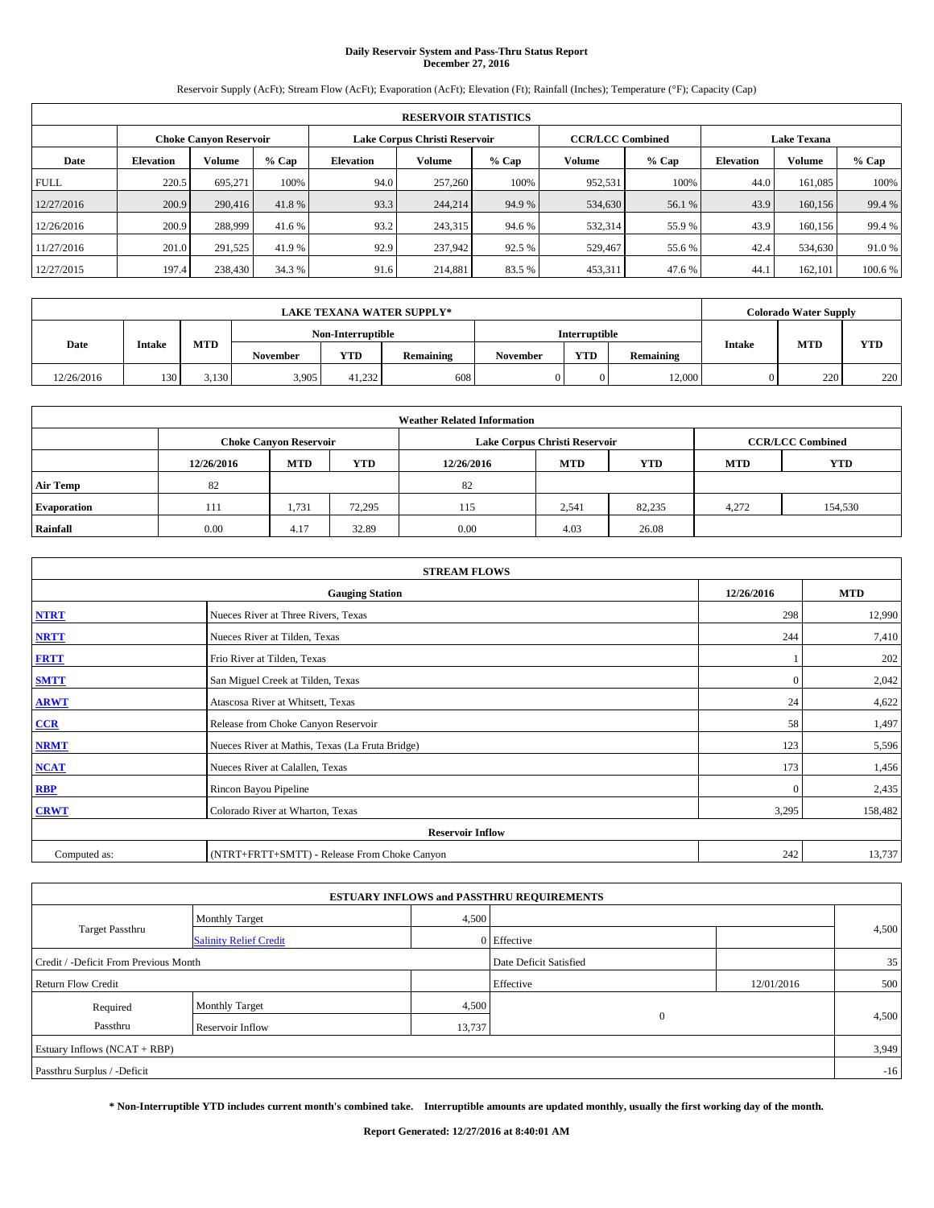# Daily Reservoir System and Pass-Thru Status Report
## December 27, 2016

Reservoir Supply (AcFt); Stream Flow (AcFt); Evaporation (AcFt); Elevation (Ft); Rainfall (Inches); Temperature (°F); Capacity (Cap)

| RESERVOIR STATISTICS | | | | | | | | | | | |
|---|---|---|---|---|---|---|---|---|---|---|---|
| | Choke Canyon Reservoir | | | Lake Corpus Christi Reservoir | | | CCR/LCC Combined | | Lake Texana | | |
| Date | Elevation | Volume | % Cap | Elevation | Volume | % Cap | Volume | % Cap | Elevation | Volume | % Cap |
| FULL | 220.5 | 695,271 | 100% | 94.0 | 257,260 | 100% | 952,531 | 100% | 44.0 | 161,085 | 100% |
| 12/27/2016 | 200.9 | 290,416 | 41.8 % | 93.3 | 244,214 | 94.9 % | 534,630 | 56.1 % | 43.9 | 160,156 | 99.4 % |
| 12/26/2016 | 200.9 | 288,999 | 41.6 % | 93.2 | 243,315 | 94.6 % | 532,314 | 55.9 % | 43.9 | 160,156 | 99.4 % |
| 11/27/2016 | 201.0 | 291,525 | 41.9 % | 92.9 | 237,942 | 92.5 % | 529,467 | 55.6 % | 42.4 | 534,630 | 91.0 % |
| 12/27/2015 | 197.4 | 238,430 | 34.3 % | 91.6 | 214,881 | 83.5 % | 453,311 | 47.6 % | 44.1 | 162,101 | 100.6 % |

| LAKE TEXANA WATER SUPPLY* | | | | | | | | | Colorado Water Supply | | |
|---|---|---|---|---|---|---|---|---|---|---|---|
| Date | Intake | MTD | Non-Interruptible | | | Interruptible | | | Intake | MTD | YTD |
| | | | November | YTD | Remaining | November | YTD | Remaining | | | |
| 12/26/2016 | 130 | 3,130 | 3,905 | 41,232 | 608 | 0 | 0 | 12,000 | 0 | 220 | 220 |

| Weather Related Information | | | | | | | | |
|---|---|---|---|---|---|---|---|---|
| | Choke Canyon Reservoir | | | Lake Corpus Christi Reservoir | | | CCR/LCC Combined | |
| | 12/26/2016 | MTD | YTD | 12/26/2016 | MTD | YTD | MTD | YTD |
| Air Temp | 82 | | | 82 | | | | |
| Evaporation | 111 | 1,731 | 72,295 | 115 | 2,541 | 82,235 | 4,272 | 154,530 |
| Rainfall | 0.00 | 4.17 | 32.89 | 0.00 | 4.03 | 26.08 | | |

| STREAM FLOWS | | | |
|---|---|---|---|
| Gauging Station | | 12/26/2016 | MTD |
| NTRT | Nueces River at Three Rivers, Texas | 298 | 12,990 |
| NRTT | Nueces River at Tilden, Texas | 244 | 7,410 |
| FRTT | Frio River at Tilden, Texas | 1 | 202 |
| SMTT | San Miguel Creek at Tilden, Texas | 0 | 2,042 |
| ARWT | Atascosa River at Whitsett, Texas | 24 | 4,622 |
| CCR | Release from Choke Canyon Reservoir | 58 | 1,497 |
| NRMT | Nueces River at Mathis, Texas (La Fruta Bridge) | 123 | 5,596 |
| NCAT | Nueces River at Calallen, Texas | 173 | 1,456 |
| RBP | Rincon Bayou Pipeline | 0 | 2,435 |
| CRWT | Colorado River at Wharton, Texas | 3,295 | 158,482 |
| Reservoir Inflow | | | |
| Computed as: | (NTRT+FRTT+SMTT) - Release From Choke Canyon | 242 | 13,737 |

| ESTUARY INFLOWS and PASSTHRU REQUIREMENTS | | | | | |
|---|---|---|---|---|---|
| Target Passthru | Monthly Target | 4,500 | | | 4,500 |
| | Salinity Relief Credit | 0 | Effective | | |
| Credit / -Deficit From Previous Month | | | Date Deficit Satisfied | | 35 |
| Return Flow Credit | | | Effective | 12/01/2016 | 500 |
| Required Passthru | Monthly Target | 4,500 | 0 | | 4,500 |
| | Reservoir Inflow | 13,737 | | | |
| Estuary Inflows (NCAT + RBP) | | | | | 3,949 |
| Passthru Surplus / -Deficit | | | | | -16 |

**\* Non-Interruptible YTD includes current month's combined take. Interruptible amounts are updated monthly, usually the first working day of the month.**

**Report Generated: 12/27/2016 at 8:40:01 AM**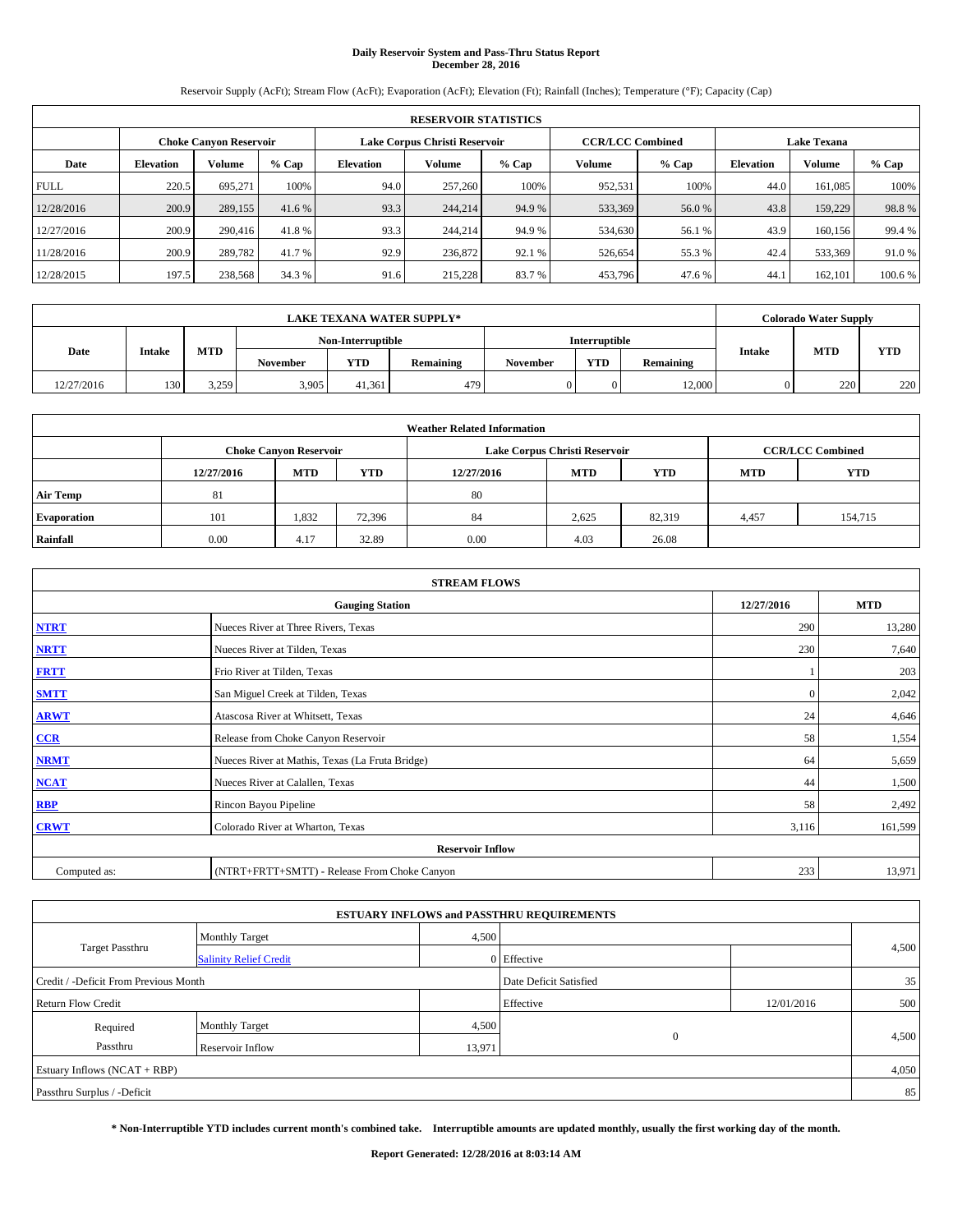# Daily Reservoir System and Pass-Thru Status Report
## December 28, 2016

Reservoir Supply (AcFt); Stream Flow (AcFt); Evaporation (AcFt); Elevation (Ft); Rainfall (Inches); Temperature (°F); Capacity (Cap)

| RESERVOIR STATISTICS | | | | | | | | | | | |
|---|---|---|---|---|---|---|---|---|---|---|---|
| | Choke Canyon Reservoir | | | Lake Corpus Christi Reservoir | | | CCR/LCC Combined | | Lake Texana | | |
| Date | Elevation | Volume | % Cap | Elevation | Volume | % Cap | Volume | % Cap | Elevation | Volume | % Cap |
| FULL | 220.5 | 695,271 | 100% | 94.0 | 257,260 | 100% | 952,531 | 100% | 44.0 | 161,085 | 100% |
| 12/28/2016 | 200.9 | 289,155 | 41.6 % | 93.3 | 244,214 | 94.9 % | 533,369 | 56.0 % | 43.8 | 159,229 | 98.8 % |
| 12/27/2016 | 200.9 | 290,416 | 41.8 % | 93.3 | 244,214 | 94.9 % | 534,630 | 56.1 % | 43.9 | 160,156 | 99.4 % |
| 11/28/2016 | 200.9 | 289,782 | 41.7 % | 92.9 | 236,872 | 92.1 % | 526,654 | 55.3 % | 42.4 | 533,369 | 91.0 % |
| 12/28/2015 | 197.5 | 238,568 | 34.3 % | 91.6 | 215,228 | 83.7 % | 453,796 | 47.6 % | 44.1 | 162,101 | 100.6 % |

| LAKE TEXANA WATER SUPPLY* | | | | | | | | | Colorado Water Supply | | |
|---|---|---|---|---|---|---|---|---|---|---|---|
| Date | Intake | MTD | Non-Interruptible | | | Interruptible | | | Intake | MTD | YTD |
| | | | November | YTD | Remaining | November | YTD | Remaining | | | |
| 12/27/2016 | 130 | 3,259 | 3,905 | 41,361 | 479 | 0 | 0 | 12,000 | 0 | 220 | 220 |

| Weather Related Information | | | | | | | | |
|---|---|---|---|---|---|---|---|---|
| | Choke Canyon Reservoir | | | Lake Corpus Christi Reservoir | | | CCR/LCC Combined | |
| | 12/27/2016 | MTD | YTD | 12/27/2016 | MTD | YTD | MTD | YTD |
| Air Temp | 81 | | | 80 | | | | |
| Evaporation | 101 | 1,832 | 72,396 | 84 | 2,625 | 82,319 | 4,457 | 154,715 |
| Rainfall | 0.00 | 4.17 | 32.89 | 0.00 | 4.03 | 26.08 | | |

| STREAM FLOWS | | | |
|---|---|---|---|
| | Gauging Station | 12/27/2016 | MTD |
| NTRT | Nueces River at Three Rivers, Texas | 290 | 13,280 |
| NRTT | Nueces River at Tilden, Texas | 230 | 7,640 |
| FRTT | Frio River at Tilden, Texas | 1 | 203 |
| SMTT | San Miguel Creek at Tilden, Texas | 0 | 2,042 |
| ARWT | Atascosa River at Whitsett, Texas | 24 | 4,646 |
| CCR | Release from Choke Canyon Reservoir | 58 | 1,554 |
| NRMT | Nueces River at Mathis, Texas (La Fruta Bridge) | 64 | 5,659 |
| NCAT | Nueces River at Calallen, Texas | 44 | 1,500 |
| RBP | Rincon Bayou Pipeline | 58 | 2,492 |
| CRWT | Colorado River at Wharton, Texas | 3,116 | 161,599 |
| Reservoir Inflow | | | |
| Computed as: | (NTRT+FRTT+SMTT) - Release From Choke Canyon | 233 | 13,971 |

| ESTUARY INFLOWS and PASSTHRU REQUIREMENTS | | | | | |
|---|---|---|---|---|---|
| Target Passthru | Monthly Target | 4,500 | | | 4,500 |
| | Salinity Relief Credit | 0 | Effective | | |
| Credit / -Deficit From Previous Month | | | Date Deficit Satisfied | | 35 |
| Return Flow Credit | | | Effective | 12/01/2016 | 500 |
| Required Passthru | Monthly Target | 4,500 | 0 | | 4,500 |
| | Reservoir Inflow | 13,971 | | | |
| Estuary Inflows (NCAT + RBP) | | | | | 4,050 |
| Passthru Surplus / -Deficit | | | | | 85 |

**\* Non-Interruptible YTD includes current month's combined take. Interruptible amounts are updated monthly, usually the first working day of the month.**

**Report Generated: 12/28/2016 at 8:03:14 AM**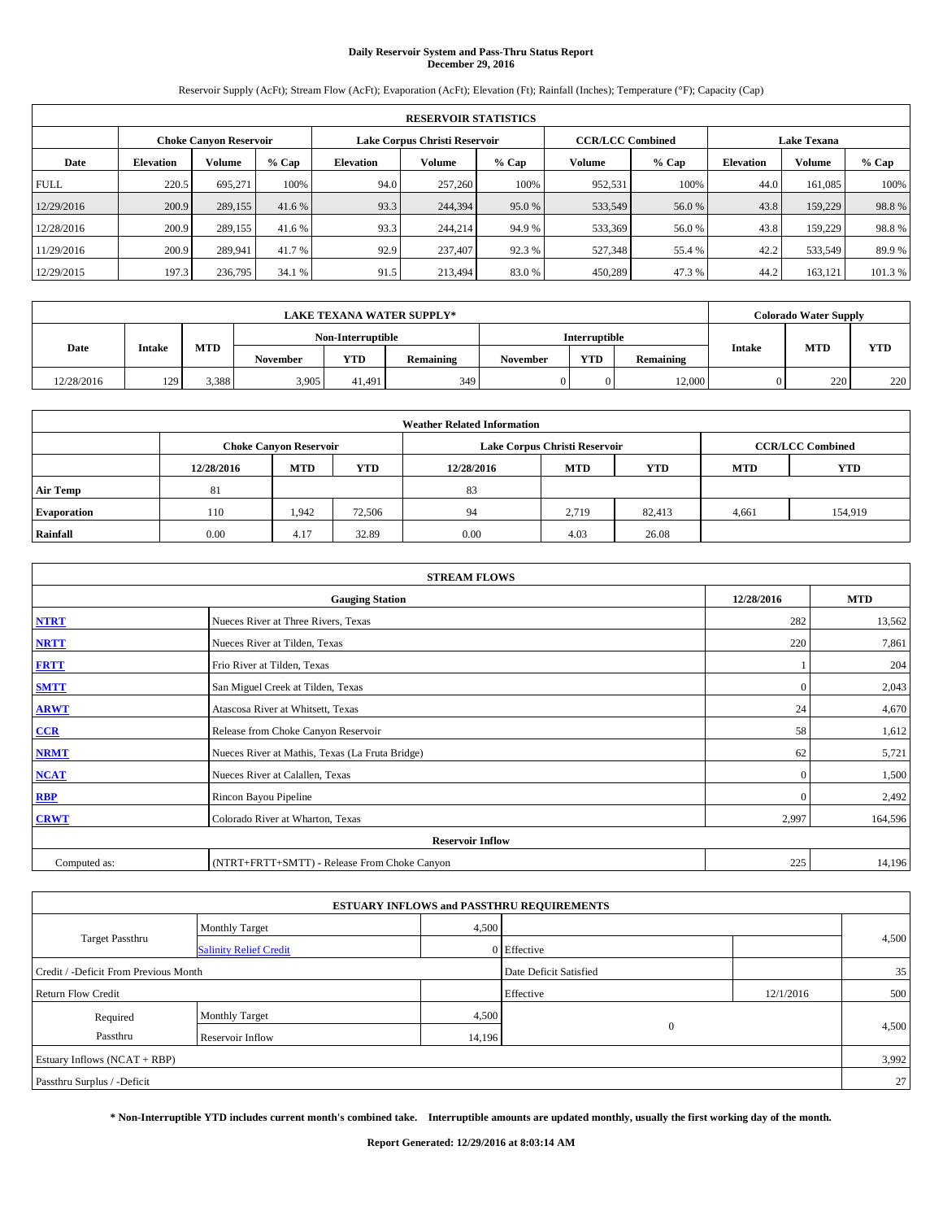**Daily Reservoir System and Pass-Thru Status Report**
**December 29, 2016**

Reservoir Supply (AcFt); Stream Flow (AcFt); Evaporation (AcFt); Elevation (Ft); Rainfall (Inches); Temperature (°F); Capacity (Cap)

| RESERVOIR STATISTICS | | | | | | | | | | | |
|---|---|---|---|---|---|---|---|---|---|---|---|
| | Choke Canyon Reservoir | | | Lake Corpus Christi Reservoir | | | CCR/LCC Combined | | Lake Texana | | |
| Date | Elevation | Volume | % Cap | Elevation | Volume | % Cap | Volume | % Cap | Elevation | Volume | % Cap |
| FULL | 220.5 | 695,271 | 100% | 94.0 | 257,260 | 100% | 952,531 | 100% | 44.0 | 161,085 | 100% |
| 12/29/2016 | 200.9 | 289,155 | 41.6 % | 93.3 | 244,394 | 95.0 % | 533,549 | 56.0 % | 43.8 | 159,229 | 98.8 % |
| 12/28/2016 | 200.9 | 289,155 | 41.6 % | 93.3 | 244,214 | 94.9 % | 533,369 | 56.0 % | 43.8 | 159,229 | 98.8 % |
| 11/29/2016 | 200.9 | 289,941 | 41.7 % | 92.9 | 237,407 | 92.3 % | 527,348 | 55.4 % | 42.2 | 533,549 | 89.9 % |
| 12/29/2015 | 197.3 | 236,795 | 34.1 % | 91.5 | 213,494 | 83.0 % | 450,289 | 47.3 % | 44.2 | 163,121 | 101.3 % |

| LAKE TEXANA WATER SUPPLY* | | | | | | | | | Colorado Water Supply | | |
|---|---|---|---|---|---|---|---|---|---|---|---|
| Date | Intake | MTD | Non-Interruptible | | | Interruptible | | | Intake | MTD | YTD |
| | | | November | YTD | Remaining | November | YTD | Remaining | | | |
| 12/28/2016 | 129 | 3,388 | 3,905 | 41,491 | 349 | 0 | 0 | 12,000 | 0 | 220 | 220 |

| Weather Related Information | | | | | | | | |
|---|---|---|---|---|---|---|---|---|
| | Choke Canyon Reservoir | | | Lake Corpus Christi Reservoir | | | CCR/LCC Combined | |
| | 12/28/2016 | MTD | YTD | 12/28/2016 | MTD | YTD | MTD | YTD |
| Air Temp | 81 | | | 83 | | | | |
| Evaporation | 110 | 1,942 | 72,506 | 94 | 2,719 | 82,413 | 4,661 | 154,919 |
| Rainfall | 0.00 | 4.17 | 32.89 | 0.00 | 4.03 | 26.08 | | |

| STREAM FLOWS | | | |
|---|---|---|---|
| Gauging Station | | 12/28/2016 | MTD |
| NTRT | Nueces River at Three Rivers, Texas | 282 | 13,562 |
| NRTT | Nueces River at Tilden, Texas | 220 | 7,861 |
| FRTT | Frio River at Tilden, Texas | 1 | 204 |
| SMTT | San Miguel Creek at Tilden, Texas | 0 | 2,043 |
| ARWT | Atascosa River at Whitsett, Texas | 24 | 4,670 |
| CCR | Release from Choke Canyon Reservoir | 58 | 1,612 |
| NRMT | Nueces River at Mathis, Texas (La Fruta Bridge) | 62 | 5,721 |
| NCAT | Nueces River at Calallen, Texas | 0 | 1,500 |
| RBP | Rincon Bayou Pipeline | 0 | 2,492 |
| CRWT | Colorado River at Wharton, Texas | 2,997 | 164,596 |
| Reservoir Inflow | | | |
| Computed as: | (NTRT+FRTT+SMTT) - Release From Choke Canyon | 225 | 14,196 |

| ESTUARY INFLOWS and PASSTHRU REQUIREMENTS | | | | | |
|---|---|---|---|---|---|
| Target Passthru | Monthly Target | 4,500 | | | 4,500 |
| | Salinity Relief Credit | 0 | Effective | | |
| Credit / -Deficit From Previous Month | | | Date Deficit Satisfied | | 35 |
| Return Flow Credit | | | Effective | 12/1/2016 | 500 |
| Required Passthru | Monthly Target | 4,500 | 0 | | 4,500 |
| | Reservoir Inflow | 14,196 | | | |
| Estuary Inflows (NCAT + RBP) | | | | | 3,992 |
| Passthru Surplus / -Deficit | | | | | 27 |

**\* Non-Interruptible YTD includes current month's combined take. Interruptible amounts are updated monthly, usually the first working day of the month.**

**Report Generated: 12/29/2016 at 8:03:14 AM**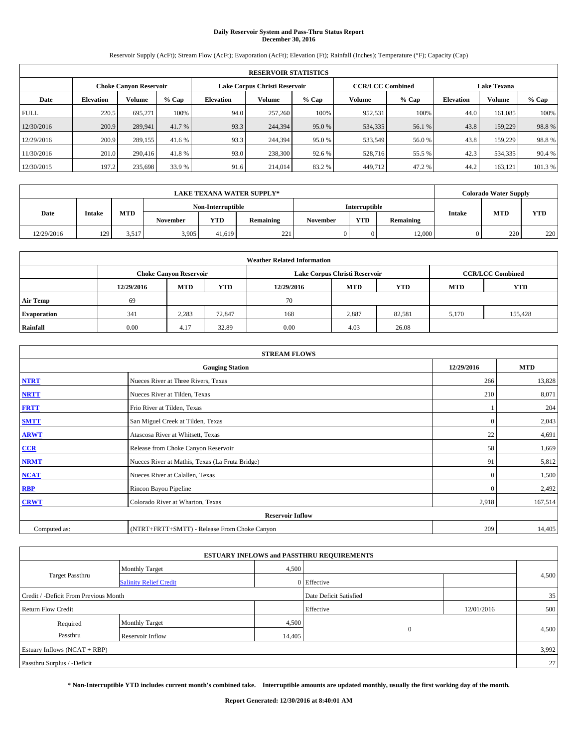# Daily Reservoir System and Pass-Thru Status Report
## December 30, 2016

Reservoir Supply (AcFt); Stream Flow (AcFt); Evaporation (AcFt); Elevation (Ft); Rainfall (Inches); Temperature (°F); Capacity (Cap)

| RESERVOIR STATISTICS | | | | | | | | | | | |
|---|---|---|---|---|---|---|---|---|---|---|---|
| | Choke Canyon Reservoir | | | Lake Corpus Christi Reservoir | | | CCR/LCC Combined | | Lake Texana | | |
| Date | Elevation | Volume | % Cap | Elevation | Volume | % Cap | Volume | % Cap | Elevation | Volume | % Cap |
| FULL | 220.5 | 695,271 | 100% | 94.0 | 257,260 | 100% | 952,531 | 100% | 44.0 | 161,085 | 100% |
| 12/30/2016 | 200.9 | 289,941 | 41.7 % | 93.3 | 244,394 | 95.0 % | 534,335 | 56.1 % | 43.8 | 159,229 | 98.8 % |
| 12/29/2016 | 200.9 | 289,155 | 41.6 % | 93.3 | 244,394 | 95.0 % | 533,549 | 56.0 % | 43.8 | 159,229 | 98.8 % |
| 11/30/2016 | 201.0 | 290,416 | 41.8 % | 93.0 | 238,300 | 92.6 % | 528,716 | 55.5 % | 42.3 | 534,335 | 90.4 % |
| 12/30/2015 | 197.2 | 235,698 | 33.9 % | 91.6 | 214,014 | 83.2 % | 449,712 | 47.2 % | 44.2 | 163,121 | 101.3 % |

| LAKE TEXANA WATER SUPPLY* | | | | | | | | | Colorado Water Supply | | |
|---|---|---|---|---|---|---|---|---|---|---|---|
| Date | Intake | MTD | Non-Interruptible | | | Interruptible | | | Intake | MTD | YTD |
| | | | November | YTD | Remaining | November | YTD | Remaining | | | |
| 12/29/2016 | 129 | 3,517 | 3,905 | 41,619 | 221 | 0 | 0 | 12,000 | 0 | 220 | 220 |

| Weather Related Information | | | | | | | | |
|---|---|---|---|---|---|---|---|---|
| | Choke Canyon Reservoir | | | Lake Corpus Christi Reservoir | | | CCR/LCC Combined | |
| | 12/29/2016 | MTD | YTD | 12/29/2016 | MTD | YTD | MTD | YTD |
| Air Temp | 69 | | | 70 | | | | |
| Evaporation | 341 | 2,283 | 72,847 | 168 | 2,887 | 82,581 | 5,170 | 155,428 |
| Rainfall | 0.00 | 4.17 | 32.89 | 0.00 | 4.03 | 26.08 | | |

| STREAM FLOWS | | | |
|---|---|---|---|
| | Gauging Station | 12/29/2016 | MTD |
| NTRT | Nueces River at Three Rivers, Texas | 266 | 13,828 |
| NRTT | Nueces River at Tilden, Texas | 210 | 8,071 |
| FRTT | Frio River at Tilden, Texas | 1 | 204 |
| SMTT | San Miguel Creek at Tilden, Texas | 0 | 2,043 |
| ARWT | Atascosa River at Whitsett, Texas | 22 | 4,691 |
| CCR | Release from Choke Canyon Reservoir | 58 | 1,669 |
| NRMT | Nueces River at Mathis, Texas (La Fruta Bridge) | 91 | 5,812 |
| NCAT | Nueces River at Calallen, Texas | 0 | 1,500 |
| RBP | Rincon Bayou Pipeline | 0 | 2,492 |
| CRWT | Colorado River at Wharton, Texas | 2,918 | 167,514 |
| Reservoir Inflow | | | |
| Computed as: | (NTRT+FRTT+SMTT) - Release From Choke Canyon | 209 | 14,405 |

| ESTUARY INFLOWS and PASSTHRU REQUIREMENTS | | | | | |
|---|---|---|---|---|---|
| Target Passthru | Monthly Target | 4,500 | | | 4,500 |
| | Salinity Relief Credit | 0 | Effective | | |
| Credit / -Deficit From Previous Month | | | Date Deficit Satisfied | | 35 |
| Return Flow Credit | | | Effective | 12/01/2016 | 500 |
| Required Passthru | Monthly Target | 4,500 | 0 | | 4,500 |
| | Reservoir Inflow | 14,405 | | | |
| Estuary Inflows (NCAT + RBP) | | | | | 3,992 |
| Passthru Surplus / -Deficit | | | | | 27 |

**\* Non-Interruptible YTD includes current month's combined take. Interruptible amounts are updated monthly, usually the first working day of the month.**

**Report Generated: 12/30/2016 at 8:40:01 AM**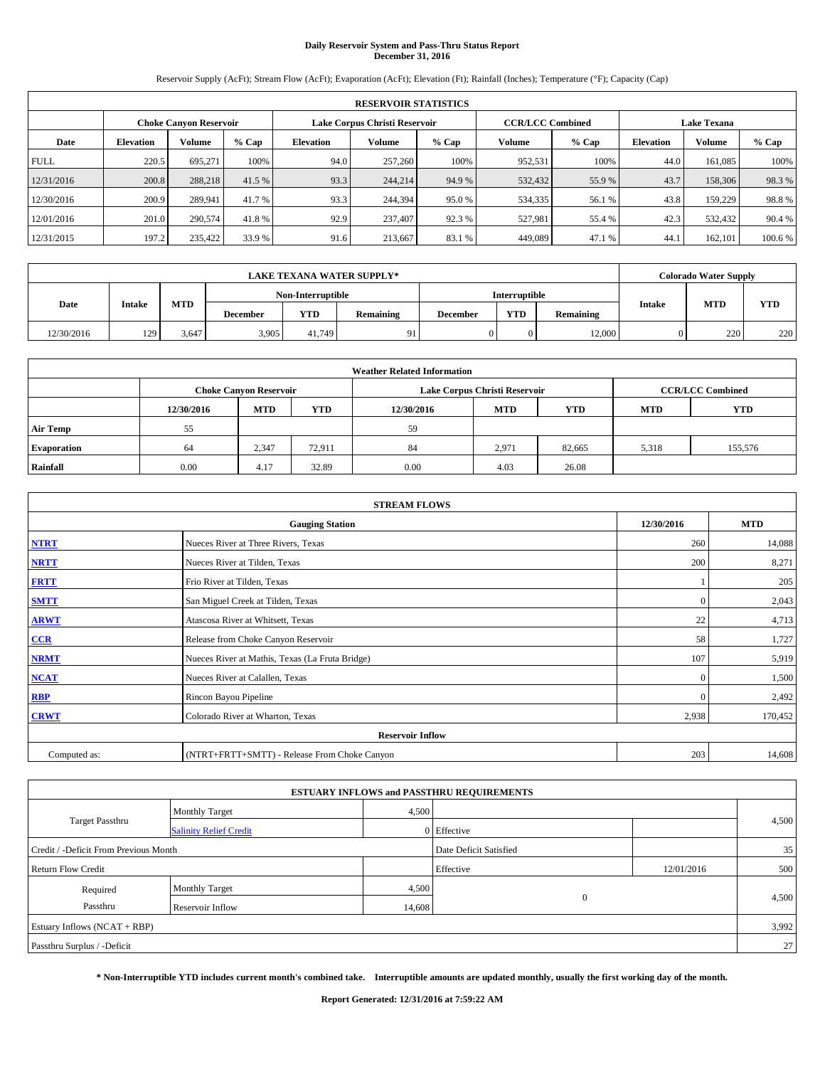# Daily Reservoir System and Pass-Thru Status Report
## December 31, 2016

Reservoir Supply (AcFt); Stream Flow (AcFt); Evaporation (AcFt); Elevation (Ft); Rainfall (Inches); Temperature (°F); Capacity (Cap)

| RESERVOIR STATISTICS | | | | | | | | | | | |
|---|---|---|---|---|---|---|---|---|---|---|---|
| | Choke Canyon Reservoir | | | Lake Corpus Christi Reservoir | | | CCR/LCC Combined | | Lake Texana | | |
| Date | Elevation | Volume | % Cap | Elevation | Volume | % Cap | Volume | % Cap | Elevation | Volume | % Cap |
| FULL | 220.5 | 695,271 | 100% | 94.0 | 257,260 | 100% | 952,531 | 100% | 44.0 | 161,085 | 100% |
| 12/31/2016 | 200.8 | 288,218 | 41.5 % | 93.3 | 244,214 | 94.9 % | 532,432 | 55.9 % | 43.7 | 158,306 | 98.3 % |
| 12/30/2016 | 200.9 | 289,941 | 41.7 % | 93.3 | 244,394 | 95.0 % | 534,335 | 56.1 % | 43.8 | 159,229 | 98.8 % |
| 12/01/2016 | 201.0 | 290,574 | 41.8 % | 92.9 | 237,407 | 92.3 % | 527,981 | 55.4 % | 42.3 | 532,432 | 90.4 % |
| 12/31/2015 | 197.2 | 235,422 | 33.9 % | 91.6 | 213,667 | 83.1 % | 449,089 | 47.1 % | 44.1 | 162,101 | 100.6 % |

| LAKE TEXANA WATER SUPPLY* | | | | | | | | | Colorado Water Supply | | |
|---|---|---|---|---|---|---|---|---|---|---|---|
| Date | Intake | MTD | Non-Interruptible | | | Interruptible | | | Intake | MTD | YTD |
| | | | December | YTD | Remaining | December | YTD | Remaining | | | |
| 12/30/2016 | 129 | 3,647 | 3,905 | 41,749 | 91 | 0 | 0 | 12,000 | 0 | 220 | 220 |

| Weather Related Information | | | | | | | | |
|---|---|---|---|---|---|---|---|---|
| | Choke Canyon Reservoir | | | Lake Corpus Christi Reservoir | | | CCR/LCC Combined | |
| | 12/30/2016 | MTD | YTD | 12/30/2016 | MTD | YTD | MTD | YTD |
| Air Temp | 55 | | | 59 | | | | |
| Evaporation | 64 | 2,347 | 72,911 | 84 | 2,971 | 82,665 | 5,318 | 155,576 |
| Rainfall | 0.00 | 4.17 | 32.89 | 0.00 | 4.03 | 26.08 | | |

| STREAM FLOWS | | | |
|---|---|---|---|
| | Gauging Station | 12/30/2016 | MTD |
| NTRT | Nueces River at Three Rivers, Texas | 260 | 14,088 |
| NRTT | Nueces River at Tilden, Texas | 200 | 8,271 |
| FRTT | Frio River at Tilden, Texas | 1 | 205 |
| SMTT | San Miguel Creek at Tilden, Texas | 0 | 2,043 |
| ARWT | Atascosa River at Whitsett, Texas | 22 | 4,713 |
| CCR | Release from Choke Canyon Reservoir | 58 | 1,727 |
| NRMT | Nueces River at Mathis, Texas (La Fruta Bridge) | 107 | 5,919 |
| NCAT | Nueces River at Calallen, Texas | 0 | 1,500 |
| RBP | Rincon Bayou Pipeline | 0 | 2,492 |
| CRWT | Colorado River at Wharton, Texas | 2,938 | 170,452 |
| | Reservoir Inflow | | |
| Computed as: | (NTRT+FRTT+SMTT) - Release From Choke Canyon | 203 | 14,608 |

| ESTUARY INFLOWS and PASSTHRU REQUIREMENTS | | | | | |
|---|---|---|---|---|---|
| Target Passthru | Monthly Target | 4,500 | | | 4,500 |
| | Salinity Relief Credit | 0 | Effective | | |
| Credit / -Deficit From Previous Month | | | Date Deficit Satisfied | | 35 |
| Return Flow Credit | | | Effective | 12/01/2016 | 500 |
| Required Passthru | Monthly Target | 4,500 | 0 | | 4,500 |
| | Reservoir Inflow | 14,608 | | | |
| Estuary Inflows (NCAT + RBP) | | | | | 3,992 |
| Passthru Surplus / -Deficit | | | | | 27 |

**\* Non-Interruptible YTD includes current month's combined take. Interruptible amounts are updated monthly, usually the first working day of the month.**

**Report Generated: 12/31/2016 at 7:59:22 AM**